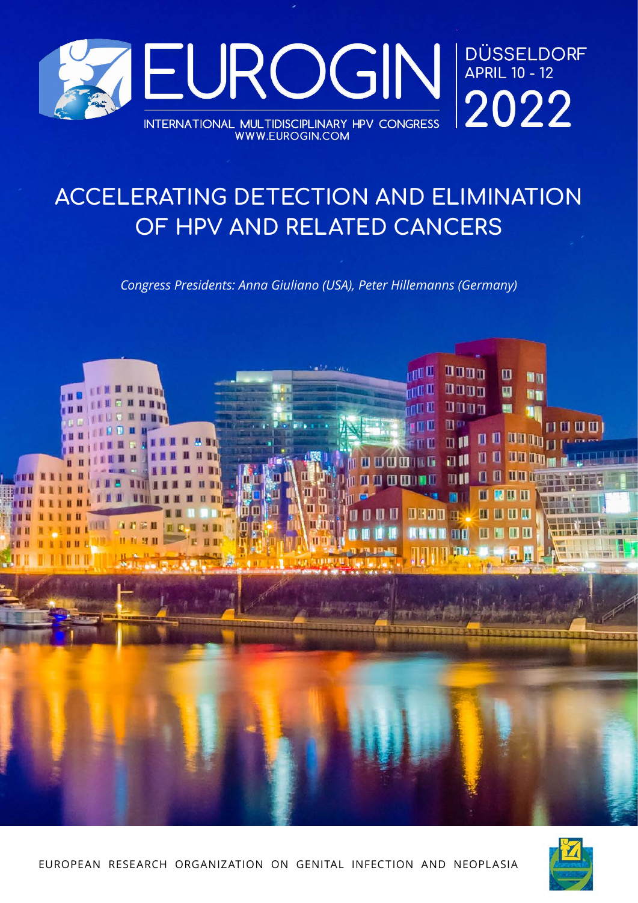# EUROGIN

INTERNATIONAL MULTIDISCIPLINARY HPV CONGRESS
WWW.EUROGIN.COM

DÜSSELDORF
APRIL 10 - 12
2022

## ACCELERATING DETECTION AND ELIMINATION OF HPV AND RELATED CANCERS

*Congress Presidents: Anna Giuliano (USA), Peter Hillemanns (Germany)*

EUROPEAN RESEARCH ORGANIZATION ON GENITAL INFECTION AND NEOPLASIA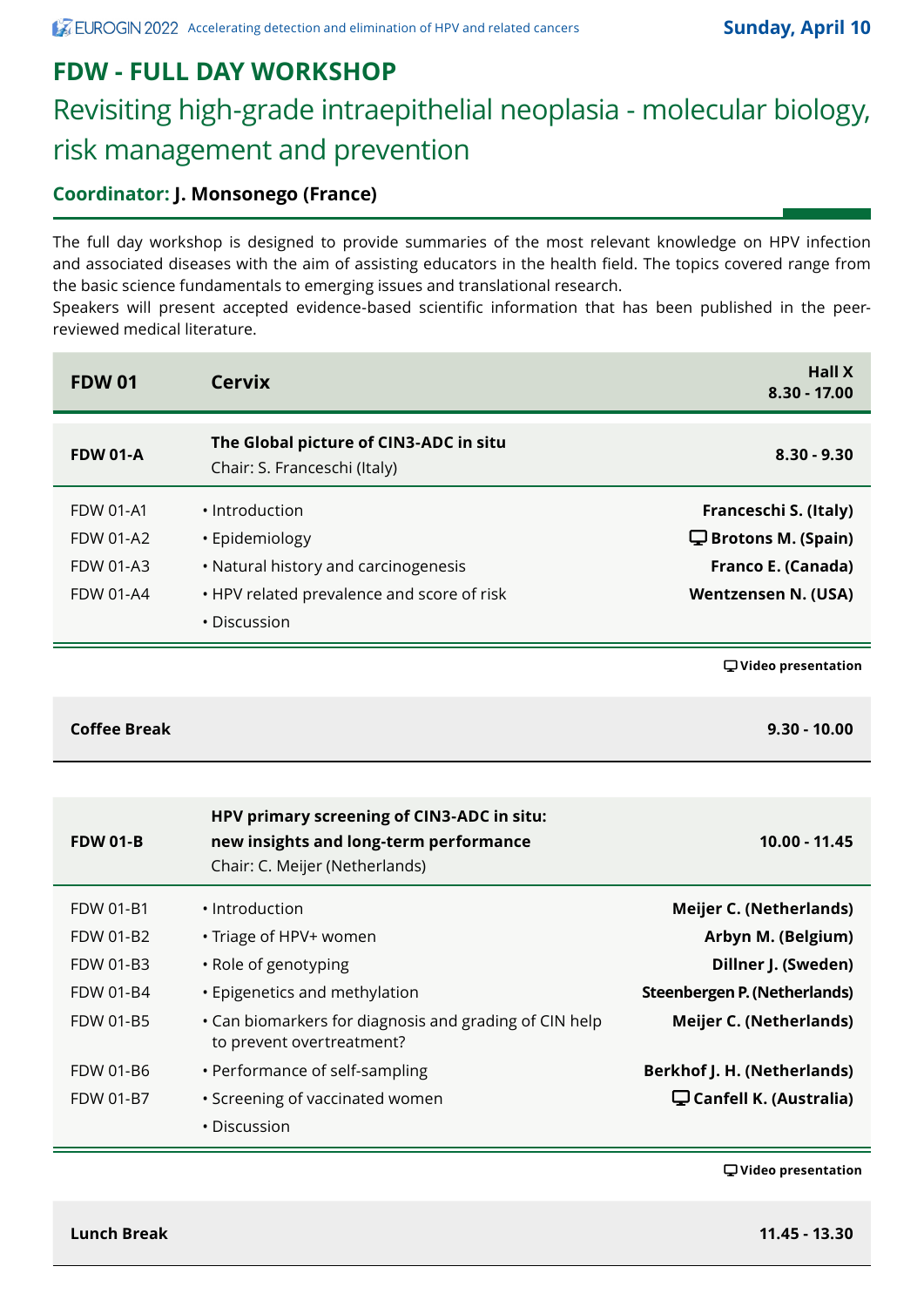## FDW - FULL DAY WORKSHOP

# Revisiting high-grade intraepithelial neoplasia - molecular biology, risk management and prevention

**Coordinator: J. Monsonego (France)**

The full day workshop is designed to provide summaries of the most relevant knowledge on HPV infection and associated diseases with the aim of assisting educators in the health field. The topics covered range from the basic science fundamentals to emerging issues and translational research.
Speakers will present accepted evidence-based scientific information that has been published in the peer-reviewed medical literature.

| **FDW 01** | **Cervix** | **Hall X 8.30 - 17.00** |
|---|---|---|

| **FDW 01-A** | **The Global picture of CIN3-ADC in situ** Chair: S. Franceschi (Italy) | **8.30 - 9.30** |
|---|---|---|
| FDW 01-A1 | • Introduction | **Franceschi S. (Italy)** |
| FDW 01-A2 | • Epidemiology | 🖵 **Brotons M. (Spain)** |
| FDW 01-A3 | • Natural history and carcinogenesis | **Franco E. (Canada)** |
| FDW 01-A4 | • HPV related prevalence and score of risk | **Wentzensen N. (USA)** |
| | • Discussion | |

🖵 **Video presentation**

| **Coffee Break** | **9.30 - 10.00** |
|---|---|

| **FDW 01-B** | **HPV primary screening of CIN3-ADC in situ: new insights and long-term performance** Chair: C. Meijer (Netherlands) | **10.00 - 11.45** |
|---|---|---|
| FDW 01-B1 | • Introduction | **Meijer C. (Netherlands)** |
| FDW 01-B2 | • Triage of HPV+ women | **Arbyn M. (Belgium)** |
| FDW 01-B3 | • Role of genotyping | **Dillner J. (Sweden)** |
| FDW 01-B4 | • Epigenetics and methylation | **Steenbergen P. (Netherlands)** |
| FDW 01-B5 | • Can biomarkers for diagnosis and grading of CIN help to prevent overtreatment? | **Meijer C. (Netherlands)** |
| FDW 01-B6 | • Performance of self-sampling | **Berkhof J. H. (Netherlands)** |
| FDW 01-B7 | • Screening of vaccinated women | 🖵 **Canfell K. (Australia)** |
| | • Discussion | |

🖵 **Video presentation**

| **Lunch Break** | **11.45 - 13.30** |
|---|---|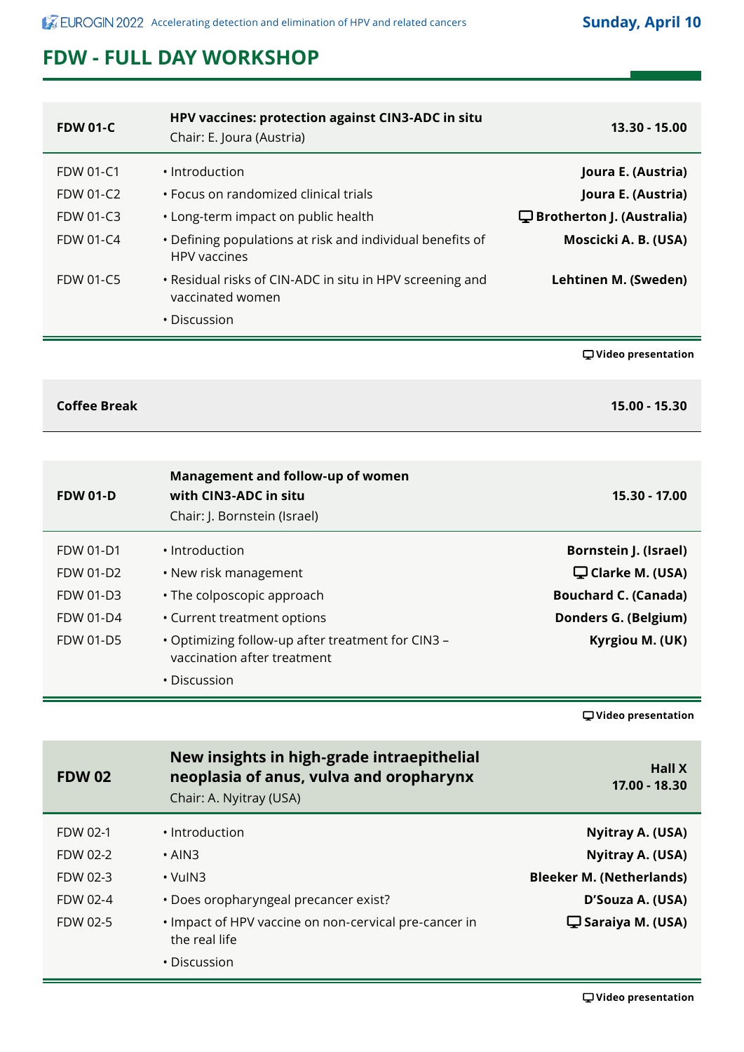# FDW - FULL DAY WORKSHOP

| FDW 01-C | HPV vaccines: protection against CIN3-ADC in situ<br>Chair: E. Joura (Austria) | 13.30 - 15.00 |
|---|---|---|
| FDW 01-C1 | • Introduction | **Joura E. (Austria)** |
| FDW 01-C2 | • Focus on randomized clinical trials | **Joura E. (Austria)** |
| FDW 01-C3 | • Long-term impact on public health | 🖵 **Brotherton J. (Australia)** |
| FDW 01-C4 | • Defining populations at risk and individual benefits of HPV vaccines | **Moscicki A. B. (USA)** |
| FDW 01-C5 | • Residual risks of CIN-ADC in situ in HPV screening and vaccinated women | **Lehtinen M. (Sweden)** |
| | • Discussion | |

🖵 **Video presentation**

| Coffee Break | 15.00 - 15.30 |
|---|---|

| FDW 01-D | Management and follow-up of women with CIN3-ADC in situ<br>Chair: J. Bornstein (Israel) | 15.30 - 17.00 |
|---|---|---|
| FDW 01-D1 | • Introduction | **Bornstein J. (Israel)** |
| FDW 01-D2 | • New risk management | 🖵 **Clarke M. (USA)** |
| FDW 01-D3 | • The colposcopic approach | **Bouchard C. (Canada)** |
| FDW 01-D4 | • Current treatment options | **Donders G. (Belgium)** |
| FDW 01-D5 | • Optimizing follow-up after treatment for CIN3 – vaccination after treatment | **Kyrgiou M. (UK)** |
| | • Discussion | |

🖵 **Video presentation**

| FDW 02 | New insights in high-grade intraepithelial neoplasia of anus, vulva and oropharynx<br>Chair: A. Nyitray (USA) | Hall X<br>17.00 - 18.30 |
|---|---|---|
| FDW 02-1 | • Introduction | **Nyitray A. (USA)** |
| FDW 02-2 | • AIN3 | **Nyitray A. (USA)** |
| FDW 02-3 | • VuIN3 | **Bleeker M. (Netherlands)** |
| FDW 02-4 | • Does oropharyngeal precancer exist? | **D'Souza A. (USA)** |
| FDW 02-5 | • Impact of HPV vaccine on non-cervical pre-cancer in the real life | 🖵 **Saraiya M. (USA)** |
| | • Discussion | |

🖵 **Video presentation**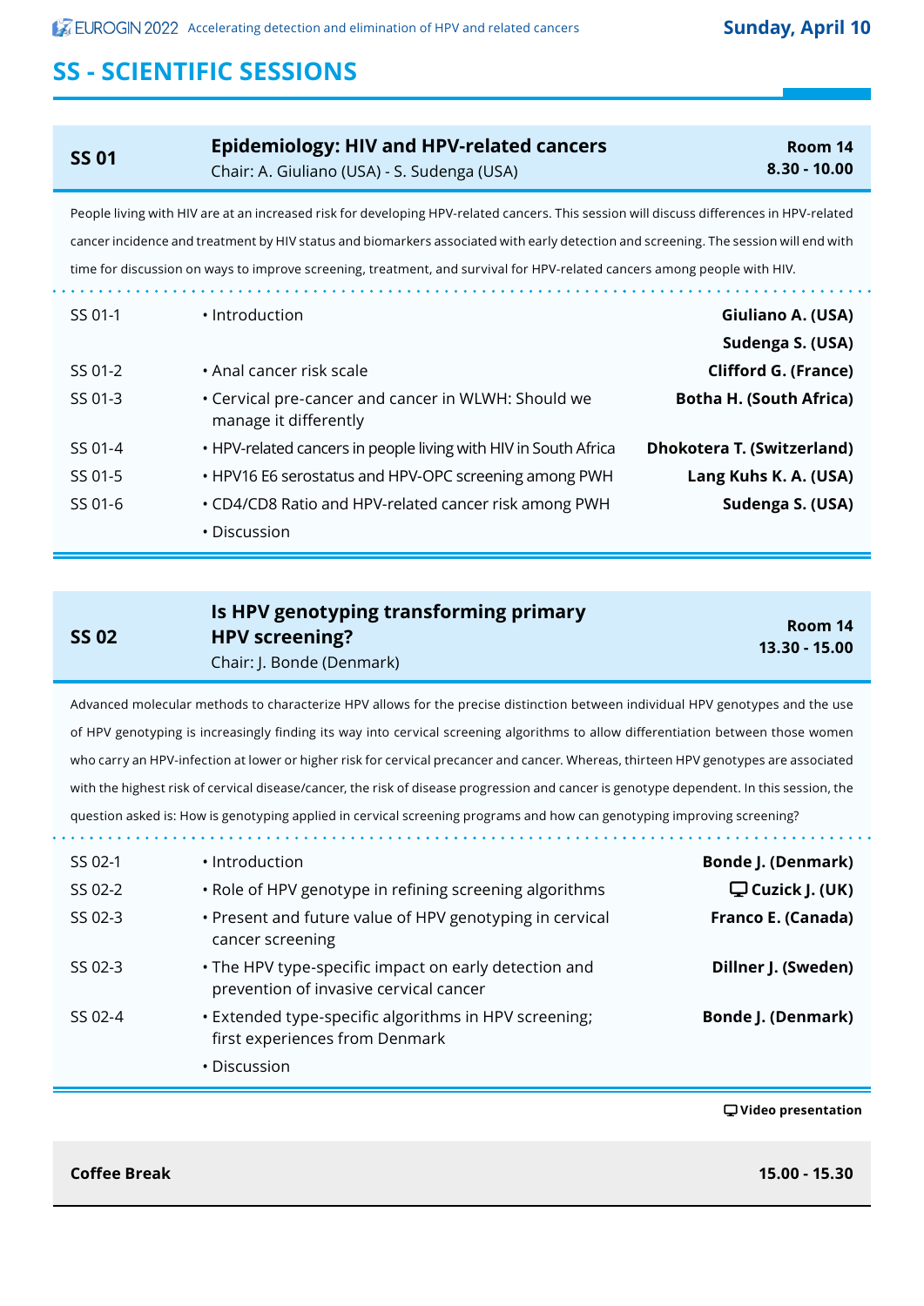Sunday, April 10

# SS - SCIENTIFIC SESSIONS

## SS 01 — Epidemiology: HIV and HPV-related cancers

Chair: A. Giuliano (USA) - S. Sudenga (USA)

**Room 14**
**8.30 - 10.00**

People living with HIV are at an increased risk for developing HPV-related cancers. This session will discuss differences in HPV-related cancer incidence and treatment by HIV status and biomarkers associated with early detection and screening. The session will end with time for discussion on ways to improve screening, treatment, and survival for HPV-related cancers among people with HIV.

| | | |
|---|---|---|
| SS 01-1 | • Introduction | **Giuliano A. (USA)** **Sudenga S. (USA)** |
| SS 01-2 | • Anal cancer risk scale | **Clifford G. (France)** |
| SS 01-3 | • Cervical pre-cancer and cancer in WLWH: Should we manage it differently | **Botha H. (South Africa)** |
| SS 01-4 | • HPV-related cancers in people living with HIV in South Africa | **Dhokotera T. (Switzerland)** |
| SS 01-5 | • HPV16 E6 serostatus and HPV-OPC screening among PWH | **Lang Kuhs K. A. (USA)** |
| SS 01-6 | • CD4/CD8 Ratio and HPV-related cancer risk among PWH | **Sudenga S. (USA)** |
| | • Discussion | |

## SS 02 — Is HPV genotyping transforming primary HPV screening?

Chair: J. Bonde (Denmark)

**Room 14**
**13.30 - 15.00**

Advanced molecular methods to characterize HPV allows for the precise distinction between individual HPV genotypes and the use of HPV genotyping is increasingly finding its way into cervical screening algorithms to allow differentiation between those women who carry an HPV-infection at lower or higher risk for cervical precancer and cancer. Whereas, thirteen HPV genotypes are associated with the highest risk of cervical disease/cancer, the risk of disease progression and cancer is genotype dependent. In this session, the question asked is: How is genotyping applied in cervical screening programs and how can genotyping improving screening?

| | | |
|---|---|---|
| SS 02-1 | • Introduction | **Bonde J. (Denmark)** |
| SS 02-2 | • Role of HPV genotype in refining screening algorithms | 🖵 **Cuzick J. (UK)** |
| SS 02-3 | • Present and future value of HPV genotyping in cervical cancer screening | **Franco E. (Canada)** |
| SS 02-3 | • The HPV type-specific impact on early detection and prevention of invasive cervical cancer | **Dillner J. (Sweden)** |
| SS 02-4 | • Extended type-specific algorithms in HPV screening; first experiences from Denmark | **Bonde J. (Denmark)** |
| | • Discussion | |

🖵 **Video presentation**

**Coffee Break** — **15.00 - 15.30**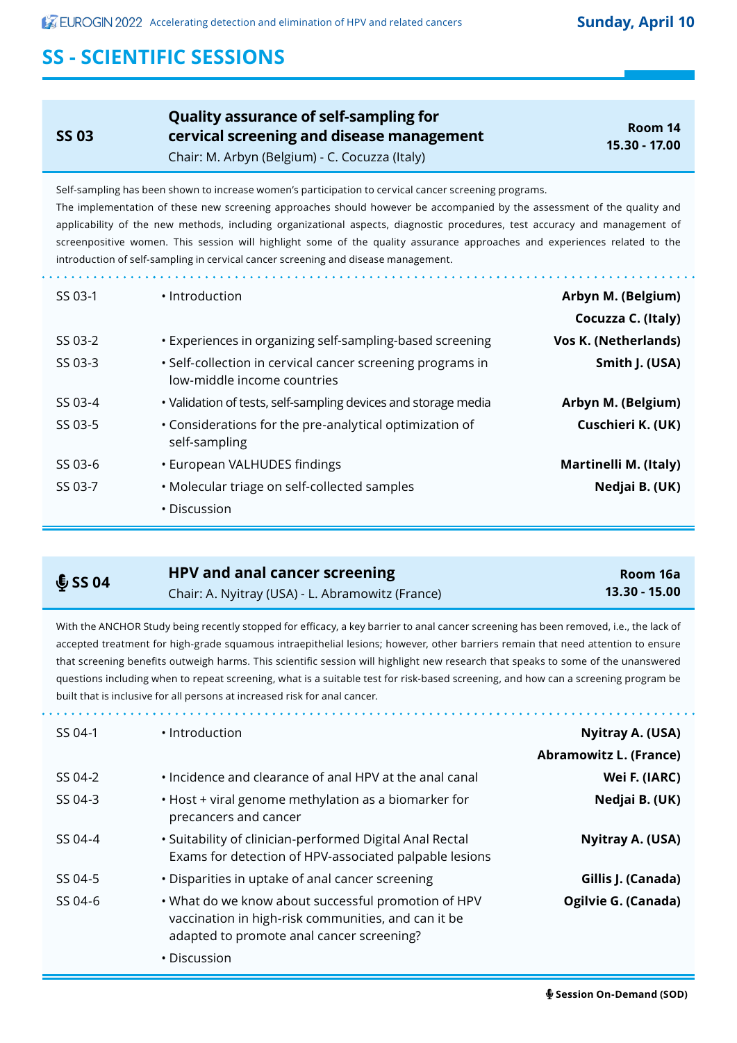# SS - SCIENTIFIC SESSIONS

## SS 03 — Quality assurance of self-sampling for cervical screening and disease management

Chair: M. Arbyn (Belgium) - C. Cocuzza (Italy)

**Room 14**
**15.30 - 17.00**

Self-sampling has been shown to increase women's participation to cervical cancer screening programs.
The implementation of these new screening approaches should however be accompanied by the assessment of the quality and applicability of the new methods, including organizational aspects, diagnostic procedures, test accuracy and management of screenpositive women. This session will highlight some of the quality assurance approaches and experiences related to the introduction of self-sampling in cervical cancer screening and disease management.

| | | |
|---|---|---|
| SS 03-1 | • Introduction | **Arbyn M. (Belgium)** **Cocuzza C. (Italy)** |
| SS 03-2 | • Experiences in organizing self-sampling-based screening | **Vos K. (Netherlands)** |
| SS 03-3 | • Self-collection in cervical cancer screening programs in low-middle income countries | **Smith J. (USA)** |
| SS 03-4 | • Validation of tests, self-sampling devices and storage media | **Arbyn M. (Belgium)** |
| SS 03-5 | • Considerations for the pre-analytical optimization of self-sampling | **Cuschieri K. (UK)** |
| SS 03-6 | • European VALHUDES findings | **Martinelli M. (Italy)** |
| SS 03-7 | • Molecular triage on self-collected samples | **Nedjai B. (UK)** |
| | • Discussion | |

## 🎙 SS 04 — HPV and anal cancer screening

Chair: A. Nyitray (USA) - L. Abramowitz (France)

**Room 16a**
**13.30 - 15.00**

With the ANCHOR Study being recently stopped for efficacy, a key barrier to anal cancer screening has been removed, i.e., the lack of accepted treatment for high-grade squamous intraepithelial lesions; however, other barriers remain that need attention to ensure that screening benefits outweigh harms. This scientific session will highlight new research that speaks to some of the unanswered questions including when to repeat screening, what is a suitable test for risk-based screening, and how can a screening program be built that is inclusive for all persons at increased risk for anal cancer.

| | | |
|---|---|---|
| SS 04-1 | • Introduction | **Nyitray A. (USA)** **Abramowitz L. (France)** |
| SS 04-2 | • Incidence and clearance of anal HPV at the anal canal | **Wei F. (IARC)** |
| SS 04-3 | • Host + viral genome methylation as a biomarker for precancers and cancer | **Nedjai B. (UK)** |
| SS 04-4 | • Suitability of clinician-performed Digital Anal Rectal Exams for detection of HPV-associated palpable lesions | **Nyitray A. (USA)** |
| SS 04-5 | • Disparities in uptake of anal cancer screening | **Gillis J. (Canada)** |
| SS 04-6 | • What do we know about successful promotion of HPV vaccination in high-risk communities, and can it be adapted to promote anal cancer screening? | **Ogilvie G. (Canada)** |
| | • Discussion | |

🎙 **Session On-Demand (SOD)**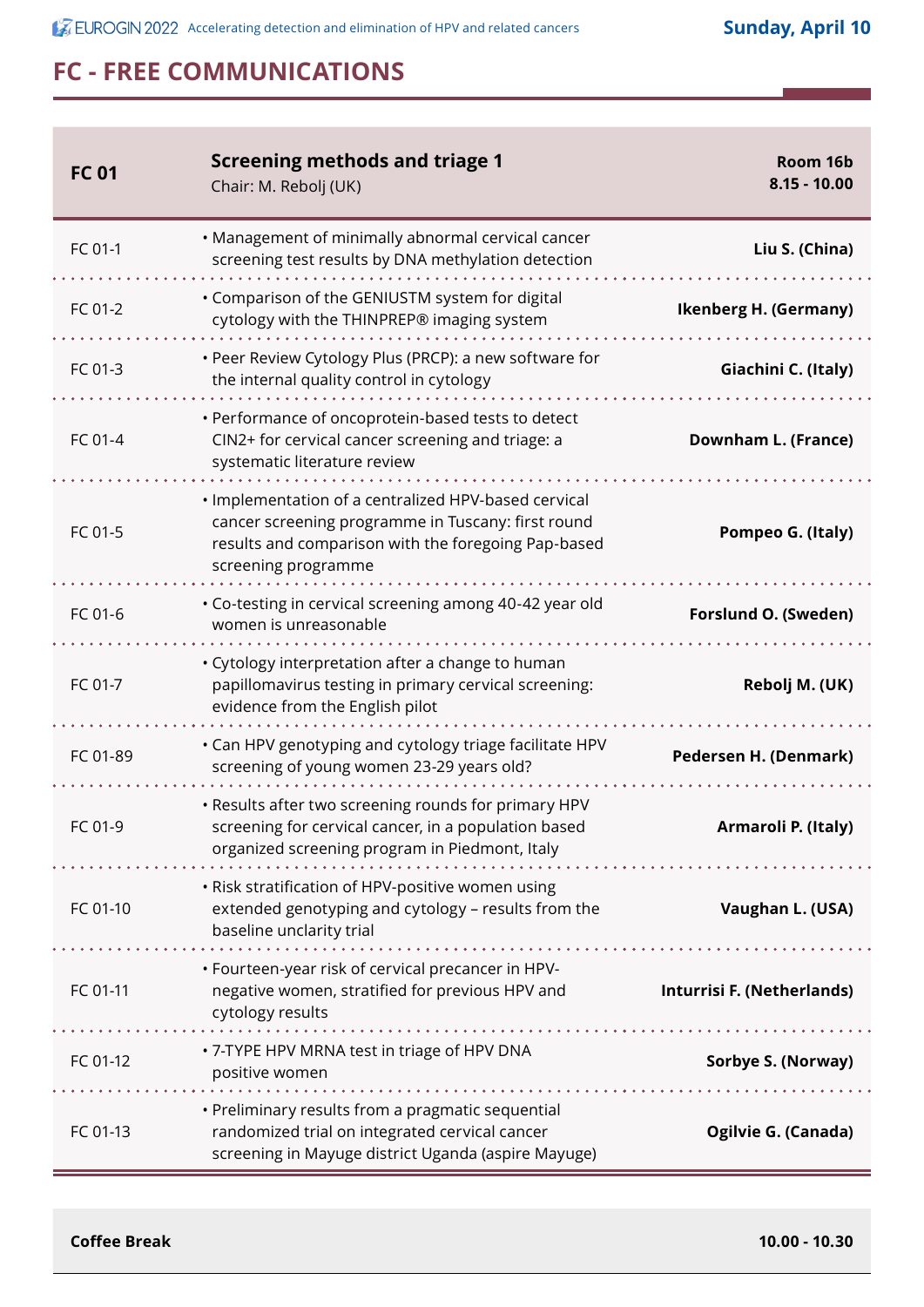## FC - FREE COMMUNICATIONS

| **FC 01** | **Screening methods and triage 1**<br>Chair: M. Rebolj (UK) | **Room 16b**<br>**8.15 - 10.00** |
|---|---|---|
| FC 01-1 | • Management of minimally abnormal cervical cancer screening test results by DNA methylation detection | **Liu S. (China)** |
| FC 01-2 | • Comparison of the GENIUSTM system for digital cytology with the THINPREP® imaging system | **Ikenberg H. (Germany)** |
| FC 01-3 | • Peer Review Cytology Plus (PRCP): a new software for the internal quality control in cytology | **Giachini C. (Italy)** |
| FC 01-4 | • Performance of oncoprotein-based tests to detect CIN2+ for cervical cancer screening and triage: a systematic literature review | **Downham L. (France)** |
| FC 01-5 | • Implementation of a centralized HPV-based cervical cancer screening programme in Tuscany: first round results and comparison with the foregoing Pap-based screening programme | **Pompeo G. (Italy)** |
| FC 01-6 | • Co-testing in cervical screening among 40-42 year old women is unreasonable | **Forslund O. (Sweden)** |
| FC 01-7 | • Cytology interpretation after a change to human papillomavirus testing in primary cervical screening: evidence from the English pilot | **Rebolj M. (UK)** |
| FC 01-89 | • Can HPV genotyping and cytology triage facilitate HPV screening of young women 23-29 years old? | **Pedersen H. (Denmark)** |
| FC 01-9 | • Results after two screening rounds for primary HPV screening for cervical cancer, in a population based organized screening program in Piedmont, Italy | **Armaroli P. (Italy)** |
| FC 01-10 | • Risk stratification of HPV-positive women using extended genotyping and cytology – results from the baseline unclarity trial | **Vaughan L. (USA)** |
| FC 01-11 | • Fourteen-year risk of cervical precancer in HPV-negative women, stratified for previous HPV and cytology results | **Inturrisi F. (Netherlands)** |
| FC 01-12 | • 7-TYPE HPV MRNA test in triage of HPV DNA positive women | **Sorbye S. (Norway)** |
| FC 01-13 | • Preliminary results from a pragmatic sequential randomized trial on integrated cervical cancer screening in Mayuge district Uganda (aspire Mayuge) | **Ogilvie G. (Canada)** |

| **Coffee Break** | **10.00 - 10.30** |
|---|---|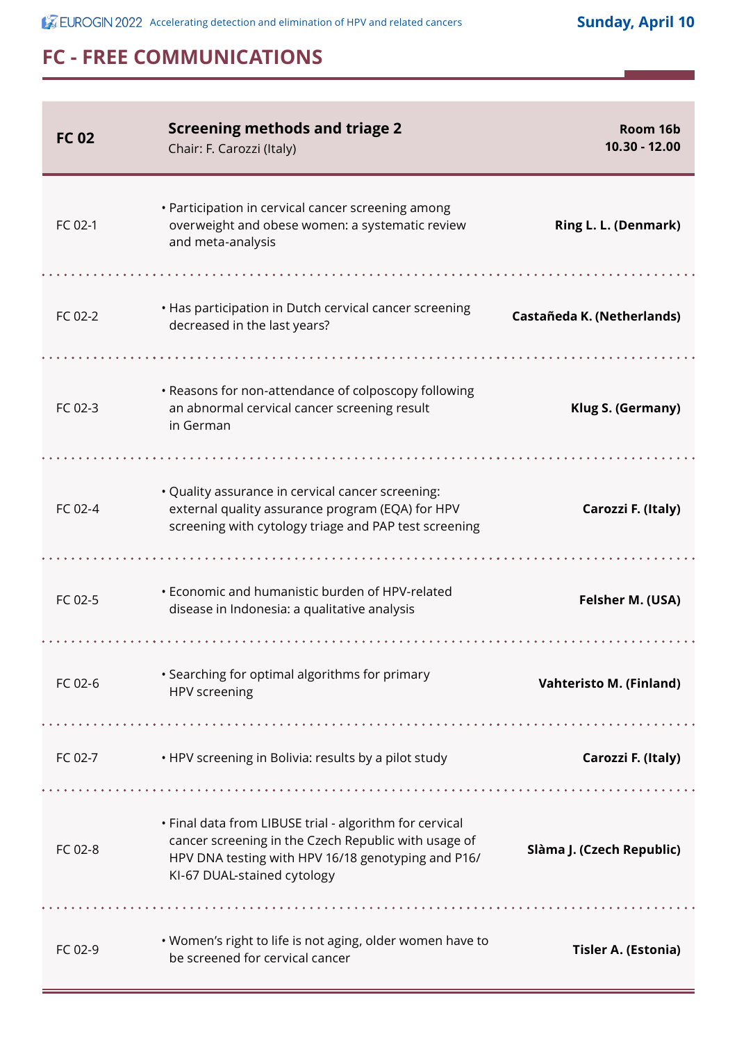## FC - FREE COMMUNICATIONS

| FC 02 | **Screening methods and triage 2**<br>Chair: F. Carozzi (Italy) | **Room 16b**<br>**10.30 - 12.00** |
|---|---|---|
| FC 02-1 | • Participation in cervical cancer screening among overweight and obese women: a systematic review and meta-analysis | **Ring L. L. (Denmark)** |
| FC 02-2 | • Has participation in Dutch cervical cancer screening decreased in the last years? | **Castañeda K. (Netherlands)** |
| FC 02-3 | • Reasons for non-attendance of colposcopy following an abnormal cervical cancer screening result in German | **Klug S. (Germany)** |
| FC 02-4 | • Quality assurance in cervical cancer screening: external quality assurance program (EQA) for HPV screening with cytology triage and PAP test screening | **Carozzi F. (Italy)** |
| FC 02-5 | • Economic and humanistic burden of HPV-related disease in Indonesia: a qualitative analysis | **Felsher M. (USA)** |
| FC 02-6 | • Searching for optimal algorithms for primary HPV screening | **Vahteristo M. (Finland)** |
| FC 02-7 | • HPV screening in Bolivia: results by a pilot study | **Carozzi F. (Italy)** |
| FC 02-8 | • Final data from LIBUSE trial - algorithm for cervical cancer screening in the Czech Republic with usage of HPV DNA testing with HPV 16/18 genotyping and P16/KI-67 DUAL-stained cytology | **Slàma J. (Czech Republic)** |
| FC 02-9 | • Women's right to life is not aging, older women have to be screened for cervical cancer | **Tisler A. (Estonia)** |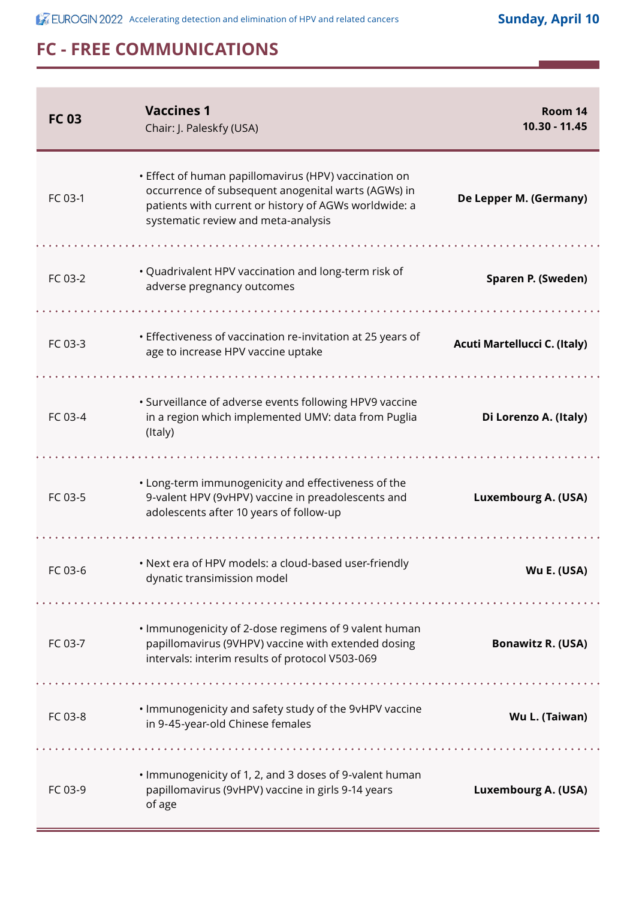## FC - FREE COMMUNICATIONS

**Sunday, April 10**

| **FC 03** | **Vaccines 1**<br>Chair: J. Paleskfy (USA) | **Room 14**<br>**10.30 - 11.45** |
|---|---|---|
| FC 03-1 | • Effect of human papillomavirus (HPV) vaccination on occurrence of subsequent anogenital warts (AGWs) in patients with current or history of AGWs worldwide: a systematic review and meta-analysis | **De Lepper M. (Germany)** |
| FC 03-2 | • Quadrivalent HPV vaccination and long-term risk of adverse pregnancy outcomes | **Sparen P. (Sweden)** |
| FC 03-3 | • Effectiveness of vaccination re-invitation at 25 years of age to increase HPV vaccine uptake | **Acuti Martellucci C. (Italy)** |
| FC 03-4 | • Surveillance of adverse events following HPV9 vaccine in a region which implemented UMV: data from Puglia (Italy) | **Di Lorenzo A. (Italy)** |
| FC 03-5 | • Long-term immunogenicity and effectiveness of the 9-valent HPV (9vHPV) vaccine in preadolescents and adolescents after 10 years of follow-up | **Luxembourg A. (USA)** |
| FC 03-6 | • Next era of HPV models: a cloud-based user-friendly dynatic transimission model | **Wu E. (USA)** |
| FC 03-7 | • Immunogenicity of 2-dose regimens of 9 valent human papillomavirus (9VHPV) vaccine with extended dosing intervals: interim results of protocol V503-069 | **Bonawitz R. (USA)** |
| FC 03-8 | • Immunogenicity and safety study of the 9vHPV vaccine in 9-45-year-old Chinese females | **Wu L. (Taiwan)** |
| FC 03-9 | • Immunogenicity of 1, 2, and 3 doses of 9-valent human papillomavirus (9vHPV) vaccine in girls 9-14 years of age | **Luxembourg A. (USA)** |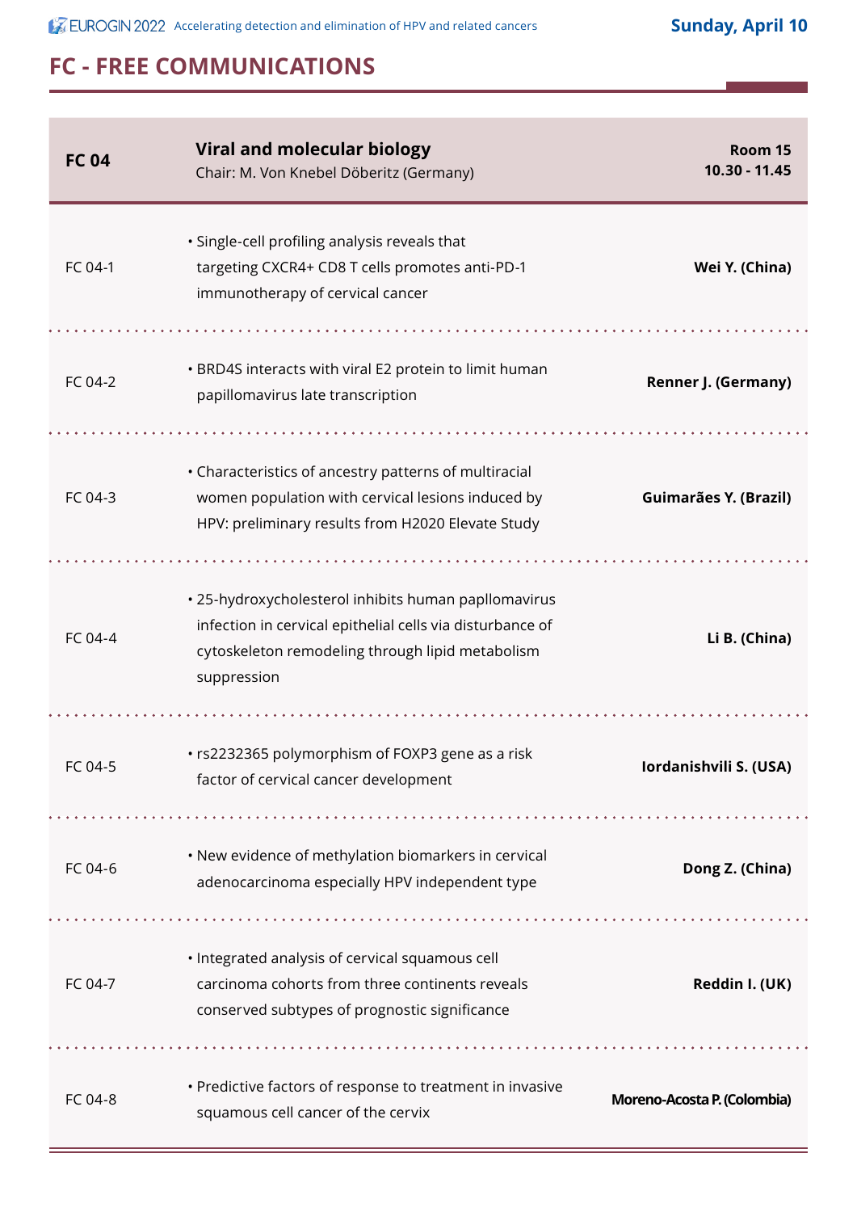## FC - FREE COMMUNICATIONS

| FC 04 | Viral and molecular biology<br>Chair: M. Von Knebel Döberitz (Germany) | Room 15<br>10.30 - 11.45 |
|---|---|---|
| FC 04-1 | • Single-cell profiling analysis reveals that targeting CXCR4+ CD8 T cells promotes anti-PD-1 immunotherapy of cervical cancer | **Wei Y. (China)** |
| FC 04-2 | • BRD4S interacts with viral E2 protein to limit human papillomavirus late transcription | **Renner J. (Germany)** |
| FC 04-3 | • Characteristics of ancestry patterns of multiracial women population with cervical lesions induced by HPV: preliminary results from H2020 Elevate Study | **Guimarães Y. (Brazil)** |
| FC 04-4 | • 25-hydroxycholesterol inhibits human papllomavirus infection in cervical epithelial cells via disturbance of cytoskeleton remodeling through lipid metabolism suppression | **Li B. (China)** |
| FC 04-5 | • rs2232365 polymorphism of FOXP3 gene as a risk factor of cervical cancer development | **Iordanishvili S. (USA)** |
| FC 04-6 | • New evidence of methylation biomarkers in cervical adenocarcinoma especially HPV independent type | **Dong Z. (China)** |
| FC 04-7 | • Integrated analysis of cervical squamous cell carcinoma cohorts from three continents reveals conserved subtypes of prognostic significance | **Reddin I. (UK)** |
| FC 04-8 | • Predictive factors of response to treatment in invasive squamous cell cancer of the cervix | **Moreno-Acosta P. (Colombia)** |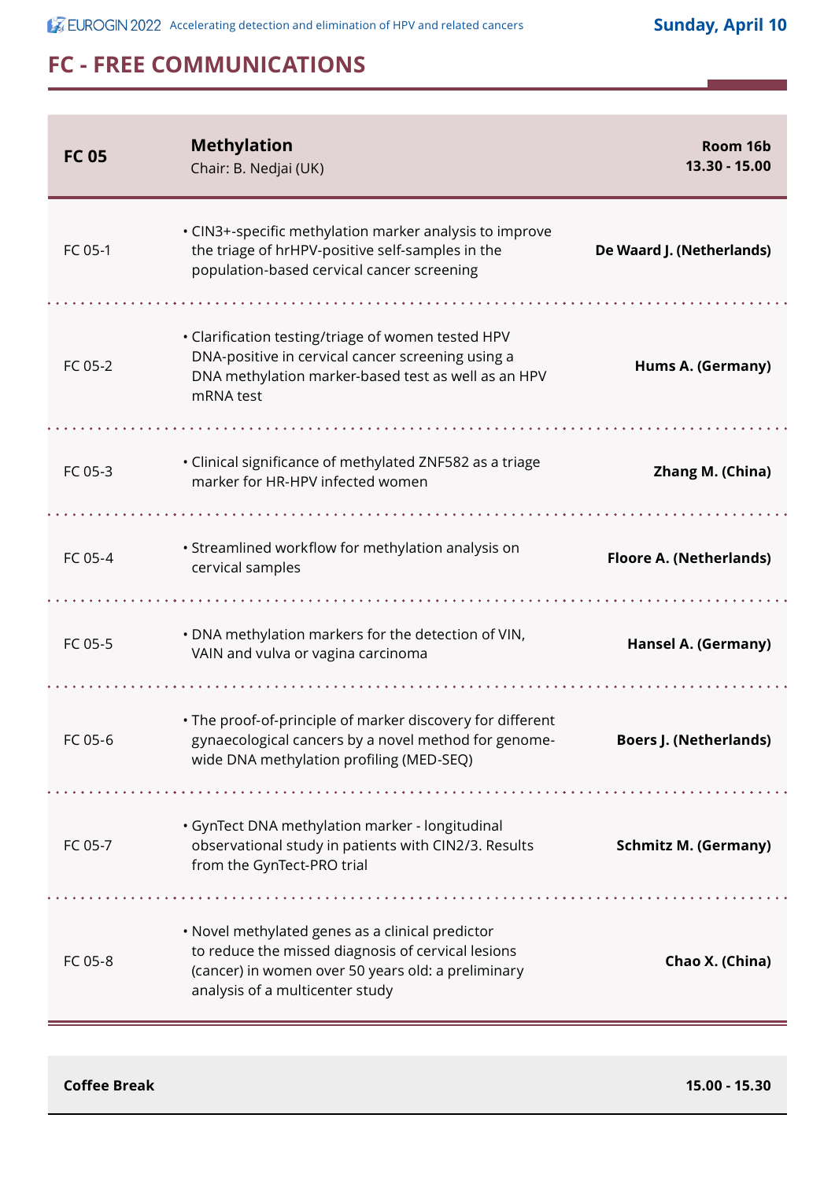## FC - FREE COMMUNICATIONS

| FC 05 | **Methylation**<br>Chair: B. Nedjai (UK) | **Room 16b**<br>**13.30 - 15.00** |
|---|---|---|
| FC 05-1 | • CIN3+-specific methylation marker analysis to improve the triage of hrHPV-positive self-samples in the population-based cervical cancer screening | **De Waard J. (Netherlands)** |
| FC 05-2 | • Clarification testing/triage of women tested HPV DNA-positive in cervical cancer screening using a DNA methylation marker-based test as well as an HPV mRNA test | **Hums A. (Germany)** |
| FC 05-3 | • Clinical significance of methylated ZNF582 as a triage marker for HR-HPV infected women | **Zhang M. (China)** |
| FC 05-4 | • Streamlined workflow for methylation analysis on cervical samples | **Floore A. (Netherlands)** |
| FC 05-5 | • DNA methylation markers for the detection of VIN, VAIN and vulva or vagina carcinoma | **Hansel A. (Germany)** |
| FC 05-6 | • The proof-of-principle of marker discovery for different gynaecological cancers by a novel method for genome-wide DNA methylation profiling (MED-SEQ) | **Boers J. (Netherlands)** |
| FC 05-7 | • GynTect DNA methylation marker - longitudinal observational study in patients with CIN2/3. Results from the GynTect-PRO trial | **Schmitz M. (Germany)** |
| FC 05-8 | • Novel methylated genes as a clinical predictor to reduce the missed diagnosis of cervical lesions (cancer) in women over 50 years old: a preliminary analysis of a multicenter study | **Chao X. (China)** |

| **Coffee Break** | **15.00 - 15.30** |
|---|---|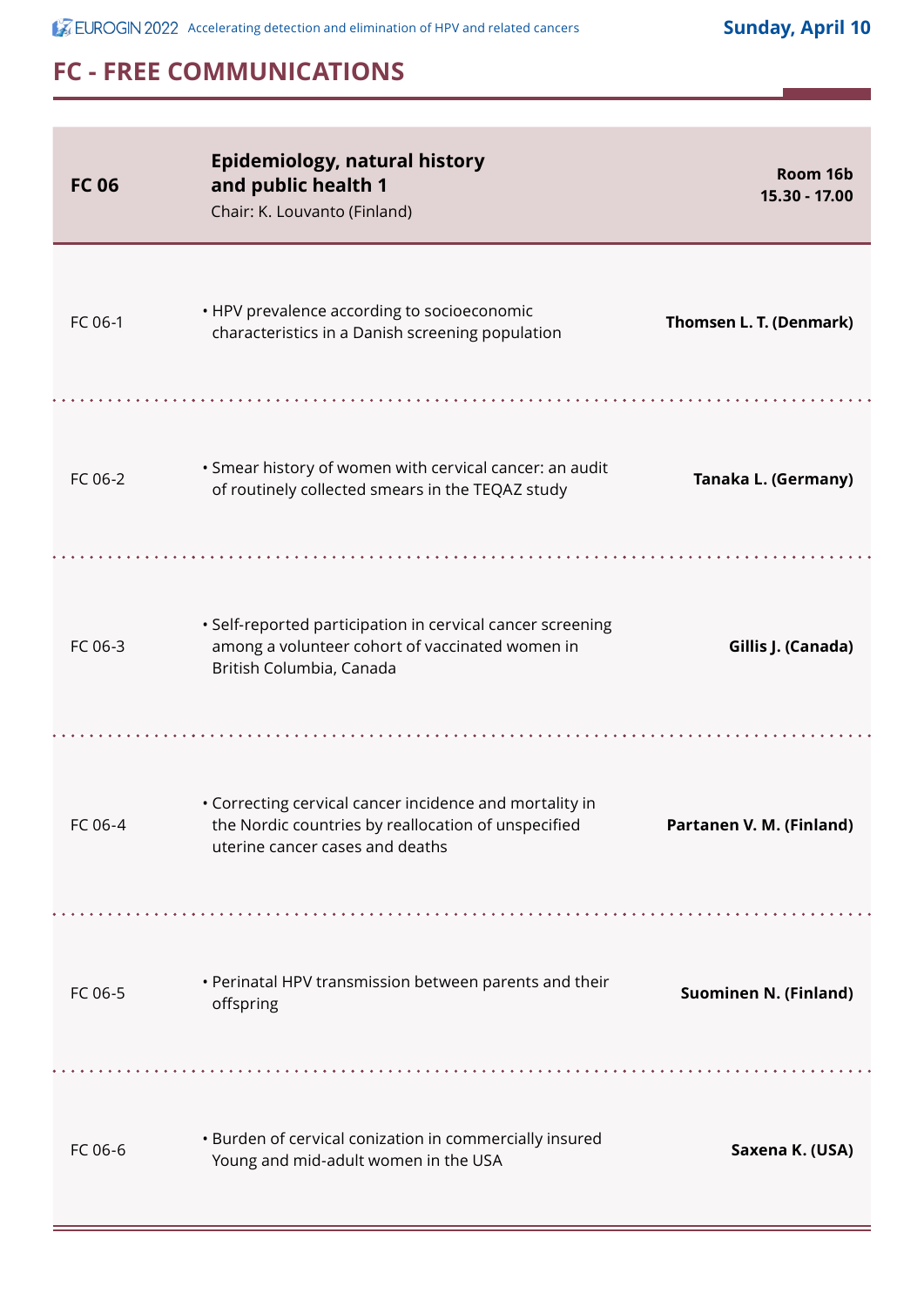## FC - FREE COMMUNICATIONS

| FC 06 | **Epidemiology, natural history and public health 1**<br>Chair: K. Louvanto (Finland) | **Room 16b**<br>**15.30 - 17.00** |
|---|---|---|
| FC 06-1 | • HPV prevalence according to socioeconomic characteristics in a Danish screening population | **Thomsen L. T. (Denmark)** |
| FC 06-2 | • Smear history of women with cervical cancer: an audit of routinely collected smears in the TEQAZ study | **Tanaka L. (Germany)** |
| FC 06-3 | • Self-reported participation in cervical cancer screening among a volunteer cohort of vaccinated women in British Columbia, Canada | **Gillis J. (Canada)** |
| FC 06-4 | • Correcting cervical cancer incidence and mortality in the Nordic countries by reallocation of unspecified uterine cancer cases and deaths | **Partanen V. M. (Finland)** |
| FC 06-5 | • Perinatal HPV transmission between parents and their offspring | **Suominen N. (Finland)** |
| FC 06-6 | • Burden of cervical conization in commercially insured Young and mid-adult women in the USA | **Saxena K. (USA)** |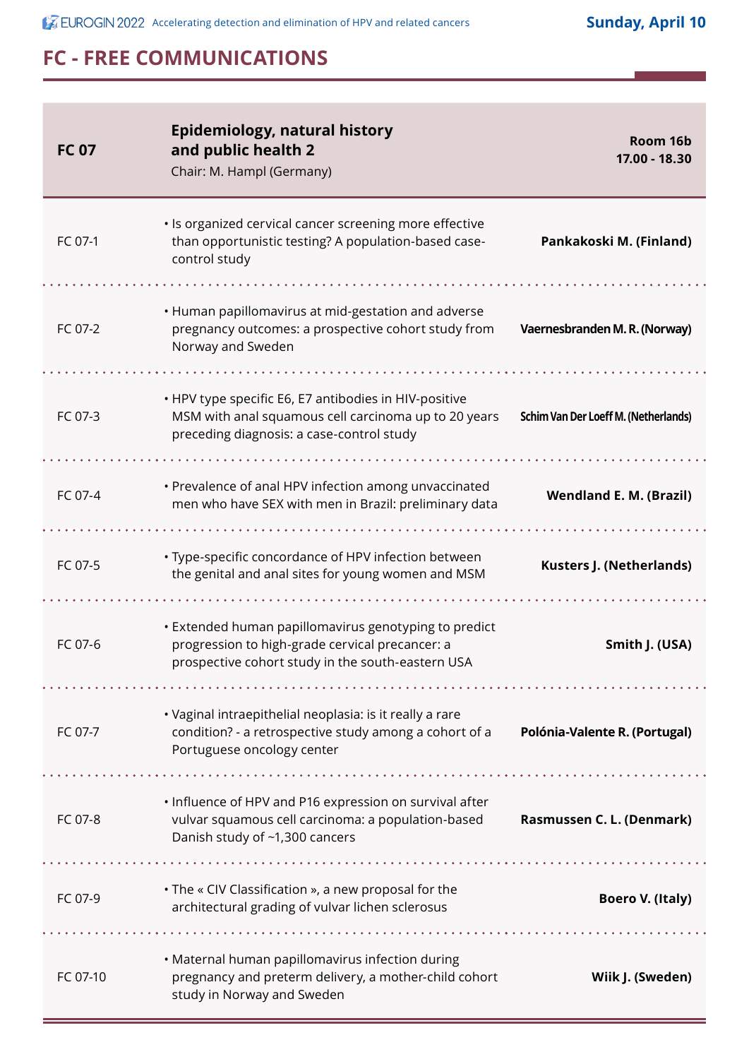## FC - FREE COMMUNICATIONS

| FC 07 | **Epidemiology, natural history and public health 2**<br>Chair: M. Hampl (Germany) | **Room 16b<br>17.00 - 18.30** |
|---|---|---|
| FC 07-1 | • Is organized cervical cancer screening more effective than opportunistic testing? A population-based case-control study | **Pankakoski M. (Finland)** |
| FC 07-2 | • Human papillomavirus at mid-gestation and adverse pregnancy outcomes: a prospective cohort study from Norway and Sweden | **Vaernesbranden M. R. (Norway)** |
| FC 07-3 | • HPV type specific E6, E7 antibodies in HIV-positive MSM with anal squamous cell carcinoma up to 20 years preceding diagnosis: a case-control study | **Schim Van Der Loeff M. (Netherlands)** |
| FC 07-4 | • Prevalence of anal HPV infection among unvaccinated men who have SEX with men in Brazil: preliminary data | **Wendland E. M. (Brazil)** |
| FC 07-5 | • Type-specific concordance of HPV infection between the genital and anal sites for young women and MSM | **Kusters J. (Netherlands)** |
| FC 07-6 | • Extended human papillomavirus genotyping to predict progression to high-grade cervical precancer: a prospective cohort study in the south-eastern USA | **Smith J. (USA)** |
| FC 07-7 | • Vaginal intraepithelial neoplasia: is it really a rare condition? - a retrospective study among a cohort of a Portuguese oncology center | **Polónia-Valente R. (Portugal)** |
| FC 07-8 | • Influence of HPV and P16 expression on survival after vulvar squamous cell carcinoma: a population-based Danish study of ~1,300 cancers | **Rasmussen C. L. (Denmark)** |
| FC 07-9 | • The « CIV Classification », a new proposal for the architectural grading of vulvar lichen sclerosus | **Boero V. (Italy)** |
| FC 07-10 | • Maternal human papillomavirus infection during pregnancy and preterm delivery, a mother-child cohort study in Norway and Sweden | **Wiik J. (Sweden)** |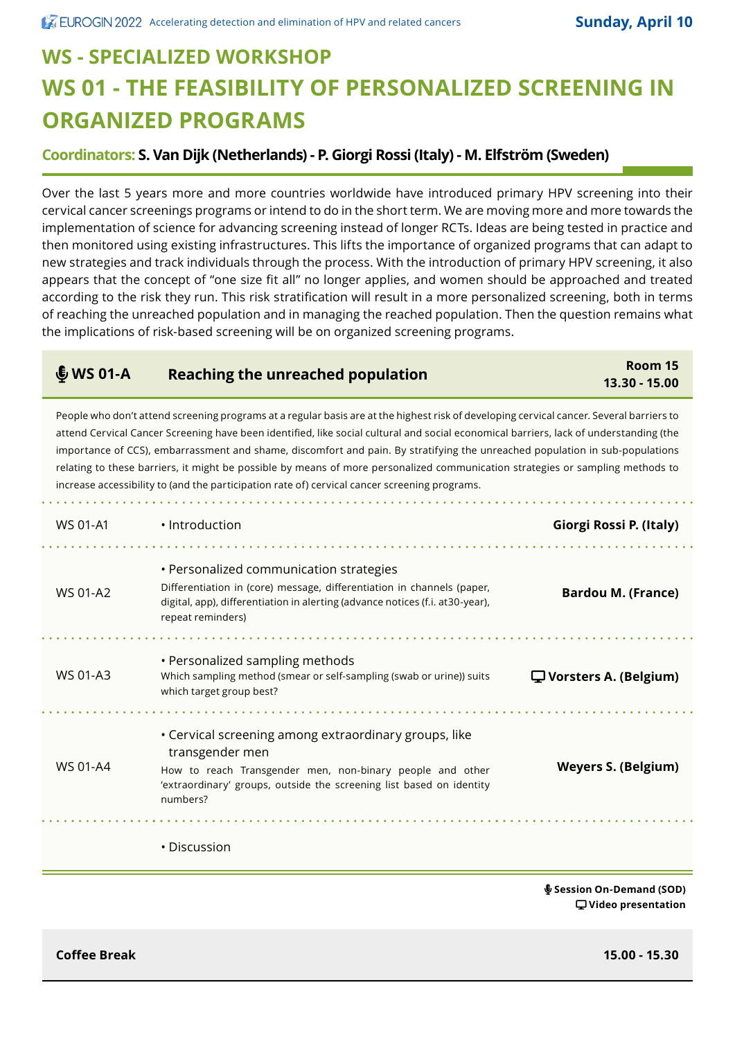# WS - SPECIALIZED WORKSHOP

# WS 01 - THE FEASIBILITY OF PERSONALIZED SCREENING IN ORGANIZED PROGRAMS

**Coordinators: S. Van Dijk (Netherlands) - P. Giorgi Rossi (Italy) - M. Elfström (Sweden)**

Over the last 5 years more and more countries worldwide have introduced primary HPV screening into their cervical cancer screenings programs or intend to do in the short term. We are moving more and more towards the implementation of science for advancing screening instead of longer RCTs. Ideas are being tested in practice and then monitored using existing infrastructures. This lifts the importance of organized programs that can adapt to new strategies and track individuals through the process. With the introduction of primary HPV screening, it also appears that the concept of "one size fit all" no longer applies, and women should be approached and treated according to the risk they run. This risk stratification will result in a more personalized screening, both in terms of reaching the unreached population and in managing the reached population. Then the question remains what the implications of risk-based screening will be on organized screening programs.

## WS 01-A Reaching the unreached population

**Room 15**
**13.30 - 15.00**

People who don't attend screening programs at a regular basis are at the highest risk of developing cervical cancer. Several barriers to attend Cervical Cancer Screening have been identified, like social cultural and social economical barriers, lack of understanding (the importance of CCS), embarrassment and shame, discomfort and pain. By stratifying the unreached population in sub-populations relating to these barriers, it might be possible by means of more personalized communication strategies or sampling methods to increase accessibility to (and the participation rate of) cervical cancer screening programs.

| | | |
|---|---|---|
| WS 01-A1 | • Introduction | **Giorgi Rossi P. (Italy)** |
| WS 01-A2 | • Personalized communication strategies<br>Differentiation in (core) message, differentiation in channels (paper, digital, app), differentiation in alerting (advance notices (f.i. at30-year), repeat reminders) | **Bardou M. (France)** |
| WS 01-A3 | • Personalized sampling methods<br>Which sampling method (smear or self-sampling (swab or urine)) suits which target group best? | **Vorsters A. (Belgium)** (Video presentation) |
| WS 01-A4 | • Cervical screening among extraordinary groups, like transgender men<br>How to reach Transgender men, non-binary people and other 'extraordinary' groups, outside the screening list based on identity numbers? | **Weyers S. (Belgium)** |
| | • Discussion | |

**Session On-Demand (SOD)**
**Video presentation**

**Coffee Break** **15.00 - 15.30**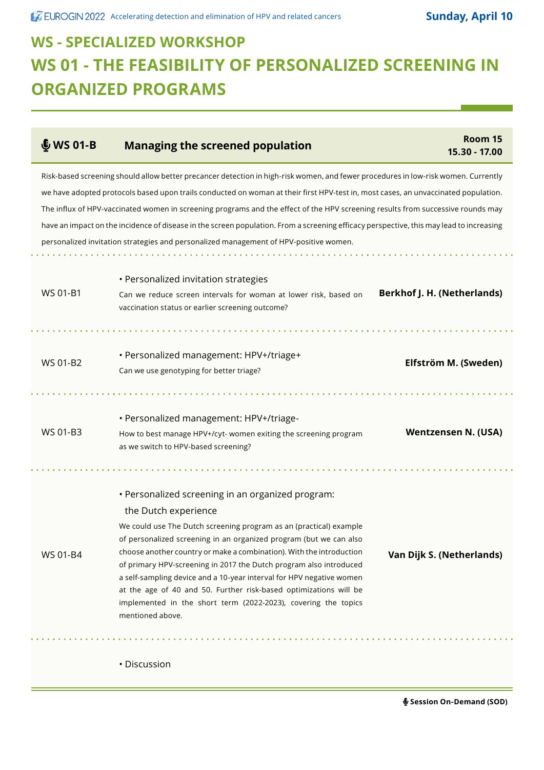# WS - SPECIALIZED WORKSHOP

# WS 01 - THE FEASIBILITY OF PERSONALIZED SCREENING IN ORGANIZED PROGRAMS

## WS 01-B Managing the screened population

**Room 15**
**15.30 - 17.00**

Risk-based screening should allow better precancer detection in high-risk women, and fewer procedures in low-risk women. Currently we have adopted protocols based upon trails conducted on woman at their first HPV-test in, most cases, an unvaccinated population. The influx of HPV-vaccinated women in screening programs and the effect of the HPV screening results from successive rounds may have an impact on the incidence of disease in the screen population. From a screening efficacy perspective, this may lead to increasing personalized invitation strategies and personalized management of HPV-positive women.

---

**WS 01-B1**

- Personalized invitation strategies

Can we reduce screen intervals for woman at lower risk, based on vaccination status or earlier screening outcome?

**Berkhof J. H. (Netherlands)**

---

**WS 01-B2**

- Personalized management: HPV+/triage+

Can we use genotyping for better triage?

**Elfström M. (Sweden)**

---

**WS 01-B3**

- Personalized management: HPV+/triage-

How to best manage HPV+/cyt- women exiting the screening program as we switch to HPV-based screening?

**Wentzensen N. (USA)**

---

**WS 01-B4**

- Personalized screening in an organized program: the Dutch experience

We could use The Dutch screening program as an (practical) example of personalized screening in an organized program (but we can also choose another country or make a combination). With the introduction of primary HPV-screening in 2017 the Dutch program also introduced a self-sampling device and a 10-year interval for HPV negative women at the age of 40 and 50. Further risk-based optimizations will be implemented in the short term (2022-2023), covering the topics mentioned above.

**Van Dijk S. (Netherlands)**

---

- Discussion

Session On-Demand (SOD)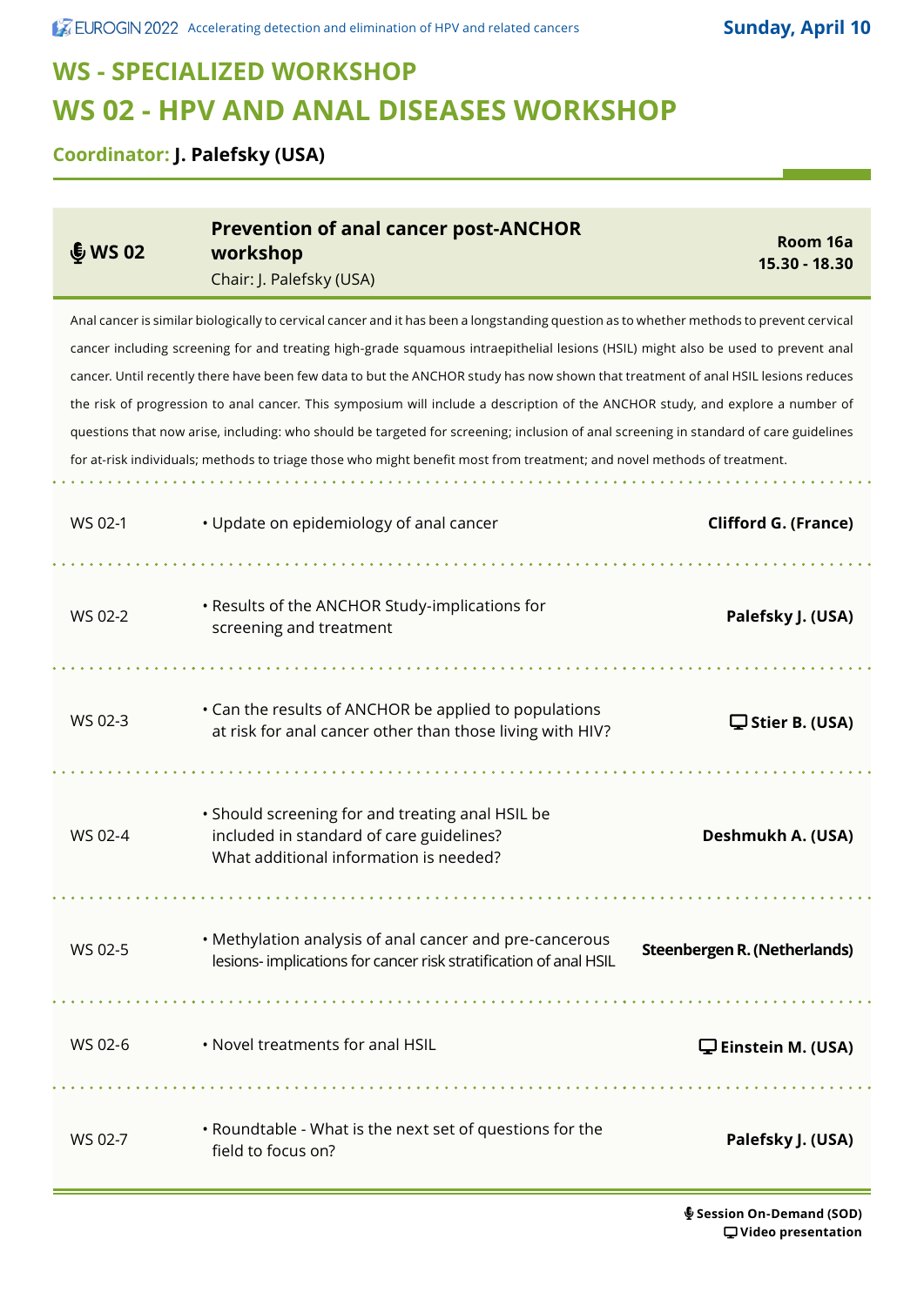# WS - SPECIALIZED WORKSHOP

# WS 02 - HPV AND ANAL DISEASES WORKSHOP

**Coordinator: J. Palefsky (USA)**

| WS 02 | Prevention of anal cancer post-ANCHOR workshop<br>Chair: J. Palefsky (USA) | Room 16a<br>15.30 - 18.30 |
|---|---|---|

Anal cancer is similar biologically to cervical cancer and it has been a longstanding question as to whether methods to prevent cervical cancer including screening for and treating high-grade squamous intraepithelial lesions (HSIL) might also be used to prevent anal cancer. Until recently there have been few data to but the ANCHOR study has now shown that treatment of anal HSIL lesions reduces the risk of progression to anal cancer. This symposium will include a description of the ANCHOR study, and explore a number of questions that now arise, including: who should be targeted for screening; inclusion of anal screening in standard of care guidelines for at-risk individuals; methods to triage those who might benefit most from treatment; and novel methods of treatment.

| | | |
|---|---|---|
| WS 02-1 | • Update on epidemiology of anal cancer | **Clifford G. (France)** |
| WS 02-2 | • Results of the ANCHOR Study-implications for screening and treatment | **Palefsky J. (USA)** |
| WS 02-3 | • Can the results of ANCHOR be applied to populations at risk for anal cancer other than those living with HIV? | **Stier B. (USA)** (Video presentation) |
| WS 02-4 | • Should screening for and treating anal HSIL be included in standard of care guidelines? What additional information is needed? | **Deshmukh A. (USA)** |
| WS 02-5 | • Methylation analysis of anal cancer and pre-cancerous lesions- implications for cancer risk stratification of anal HSIL | **Steenbergen R. (Netherlands)** |
| WS 02-6 | • Novel treatments for anal HSIL | **Einstein M. (USA)** (Video presentation) |
| WS 02-7 | • Roundtable - What is the next set of questions for the field to focus on? | **Palefsky J. (USA)** |

**Session On-Demand (SOD)**
**Video presentation**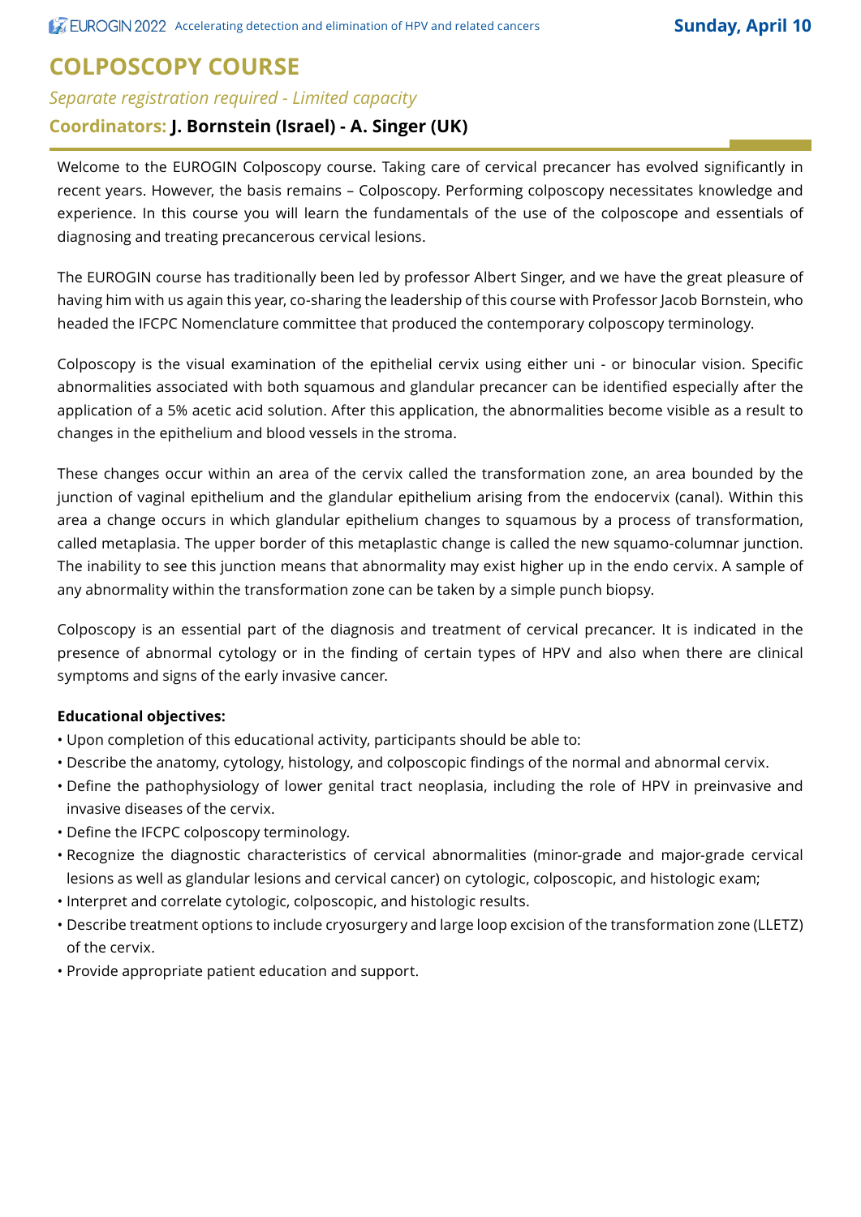# COLPOSCOPY COURSE

*Separate registration required - Limited capacity*

**Coordinators: J. Bornstein (Israel) - A. Singer (UK)**

Welcome to the EUROGIN Colposcopy course. Taking care of cervical precancer has evolved significantly in recent years. However, the basis remains – Colposcopy. Performing colposcopy necessitates knowledge and experience. In this course you will learn the fundamentals of the use of the colposcope and essentials of diagnosing and treating precancerous cervical lesions.

The EUROGIN course has traditionally been led by professor Albert Singer, and we have the great pleasure of having him with us again this year, co-sharing the leadership of this course with Professor Jacob Bornstein, who headed the IFCPC Nomenclature committee that produced the contemporary colposcopy terminology.

Colposcopy is the visual examination of the epithelial cervix using either uni - or binocular vision. Specific abnormalities associated with both squamous and glandular precancer can be identified especially after the application of a 5% acetic acid solution. After this application, the abnormalities become visible as a result to changes in the epithelium and blood vessels in the stroma.

These changes occur within an area of the cervix called the transformation zone, an area bounded by the junction of vaginal epithelium and the glandular epithelium arising from the endocervix (canal). Within this area a change occurs in which glandular epithelium changes to squamous by a process of transformation, called metaplasia. The upper border of this metaplastic change is called the new squamo-columnar junction. The inability to see this junction means that abnormality may exist higher up in the endo cervix. A sample of any abnormality within the transformation zone can be taken by a simple punch biopsy.

Colposcopy is an essential part of the diagnosis and treatment of cervical precancer. It is indicated in the presence of abnormal cytology or in the finding of certain types of HPV and also when there are clinical symptoms and signs of the early invasive cancer.

**Educational objectives:**

- Upon completion of this educational activity, participants should be able to:
- Describe the anatomy, cytology, histology, and colposcopic findings of the normal and abnormal cervix.
- Define the pathophysiology of lower genital tract neoplasia, including the role of HPV in preinvasive and invasive diseases of the cervix.
- Define the IFCPC colposcopy terminology.
- Recognize the diagnostic characteristics of cervical abnormalities (minor-grade and major-grade cervical lesions as well as glandular lesions and cervical cancer) on cytologic, colposcopic, and histologic exam;
- Interpret and correlate cytologic, colposcopic, and histologic results.
- Describe treatment options to include cryosurgery and large loop excision of the transformation zone (LLETZ) of the cervix.
- Provide appropriate patient education and support.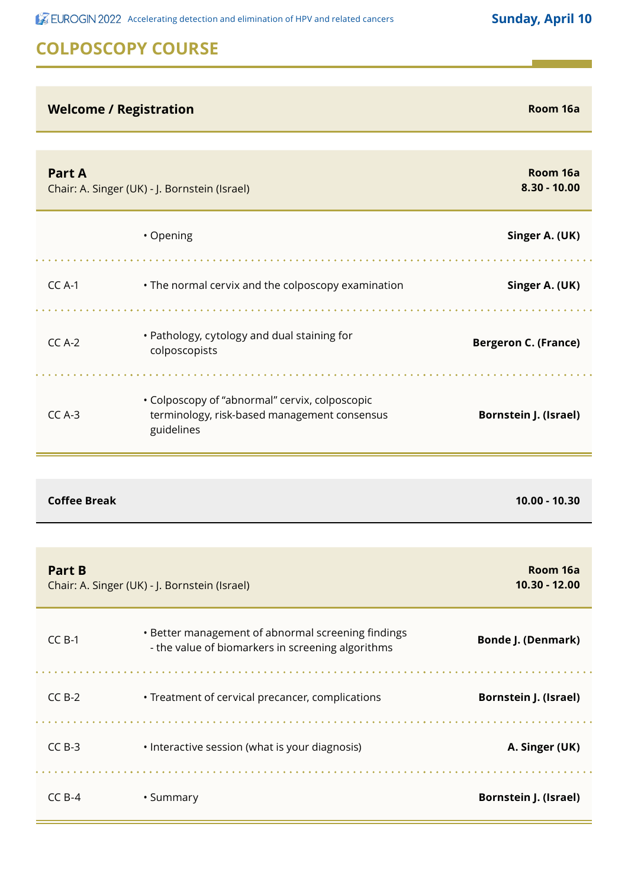## COLPOSCOPY COURSE

**Sunday, April 10**

| Welcome / Registration | | Room 16a |
|---|---|---|

### Part A

Chair: A. Singer (UK) - J. Bornstein (Israel)

**Room 16a**
**8.30 - 10.00**

| | | |
|---|---|---|
| | • Opening | **Singer A. (UK)** |
| CC A-1 | • The normal cervix and the colposcopy examination | **Singer A. (UK)** |
| CC A-2 | • Pathology, cytology and dual staining for colposcopists | **Bergeron C. (France)** |
| CC A-3 | • Colposcopy of "abnormal" cervix, colposcopic terminology, risk-based management consensus guidelines | **Bornstein J. (Israel)** |

**Coffee Break** — **10.00 - 10.30**

### Part B

Chair: A. Singer (UK) - J. Bornstein (Israel)

**Room 16a**
**10.30 - 12.00**

| | | |
|---|---|---|
| CC B-1 | • Better management of abnormal screening findings - the value of biomarkers in screening algorithms | **Bonde J. (Denmark)** |
| CC B-2 | • Treatment of cervical precancer, complications | **Bornstein J. (Israel)** |
| CC B-3 | • Interactive session (what is your diagnosis) | **A. Singer (UK)** |
| CC B-4 | • Summary | **Bornstein J. (Israel)** |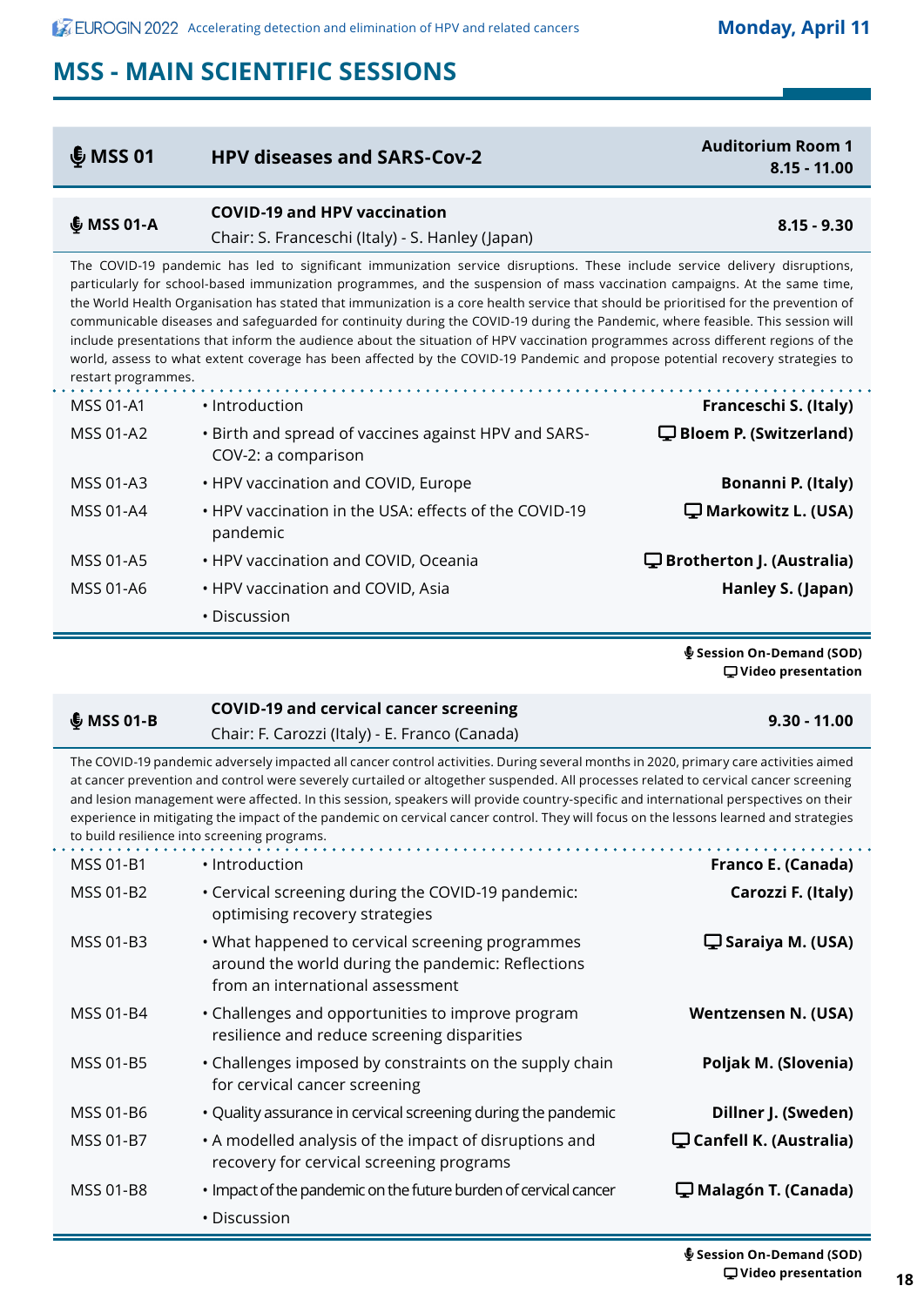# MSS - MAIN SCIENTIFIC SESSIONS

## 🎙 MSS 01 — HPV diseases and SARS-Cov-2

**Auditorium Room 1**
**8.15 - 11.00**

### 🎙 MSS 01-A — COVID-19 and HPV vaccination

**8.15 - 9.30**

Chair: S. Franceschi (Italy) - S. Hanley (Japan)

The COVID-19 pandemic has led to significant immunization service disruptions. These include service delivery disruptions, particularly for school-based immunization programmes, and the suspension of mass vaccination campaigns. At the same time, the World Health Organisation has stated that immunization is a core health service that should be prioritised for the prevention of communicable diseases and safeguarded for continuity during the COVID-19 during the Pandemic, where feasible. This session will include presentations that inform the audience about the situation of HPV vaccination programmes across different regions of the world, assess to what extent coverage has been affected by the COVID-19 Pandemic and propose potential recovery strategies to restart programmes.

| Code | Title | Speaker |
|---|---|---|
| MSS 01-A1 | • Introduction | **Franceschi S. (Italy)** |
| MSS 01-A2 | • Birth and spread of vaccines against HPV and SARS-COV-2: a comparison | 🖵 **Bloem P. (Switzerland)** |
| MSS 01-A3 | • HPV vaccination and COVID, Europe | **Bonanni P. (Italy)** |
| MSS 01-A4 | • HPV vaccination in the USA: effects of the COVID-19 pandemic | 🖵 **Markowitz L. (USA)** |
| MSS 01-A5 | • HPV vaccination and COVID, Oceania | 🖵 **Brotherton J. (Australia)** |
| MSS 01-A6 | • HPV vaccination and COVID, Asia | **Hanley S. (Japan)** |
| | • Discussion | |

🎙 **Session On-Demand (SOD)**
🖵 **Video presentation**

### 🎙 MSS 01-B — COVID-19 and cervical cancer screening

**9.30 - 11.00**

Chair: F. Carozzi (Italy) - E. Franco (Canada)

The COVID-19 pandemic adversely impacted all cancer control activities. During several months in 2020, primary care activities aimed at cancer prevention and control were severely curtailed or altogether suspended. All processes related to cervical cancer screening and lesion management were affected. In this session, speakers will provide country-specific and international perspectives on their experience in mitigating the impact of the pandemic on cervical cancer control. They will focus on the lessons learned and strategies to build resilience into screening programs.

| Code | Title | Speaker |
|---|---|---|
| MSS 01-B1 | • Introduction | **Franco E. (Canada)** |
| MSS 01-B2 | • Cervical screening during the COVID-19 pandemic: optimising recovery strategies | **Carozzi F. (Italy)** |
| MSS 01-B3 | • What happened to cervical screening programmes around the world during the pandemic: Reflections from an international assessment | 🖵 **Saraiya M. (USA)** |
| MSS 01-B4 | • Challenges and opportunities to improve program resilience and reduce screening disparities | **Wentzensen N. (USA)** |
| MSS 01-B5 | • Challenges imposed by constraints on the supply chain for cervical cancer screening | **Poljak M. (Slovenia)** |
| MSS 01-B6 | • Quality assurance in cervical screening during the pandemic | **Dillner J. (Sweden)** |
| MSS 01-B7 | • A modelled analysis of the impact of disruptions and recovery for cervical screening programs | 🖵 **Canfell K. (Australia)** |
| MSS 01-B8 | • Impact of the pandemic on the future burden of cervical cancer | 🖵 **Malagón T. (Canada)** |
| | • Discussion | |

🎙 **Session On-Demand (SOD)**
🖵 **Video presentation**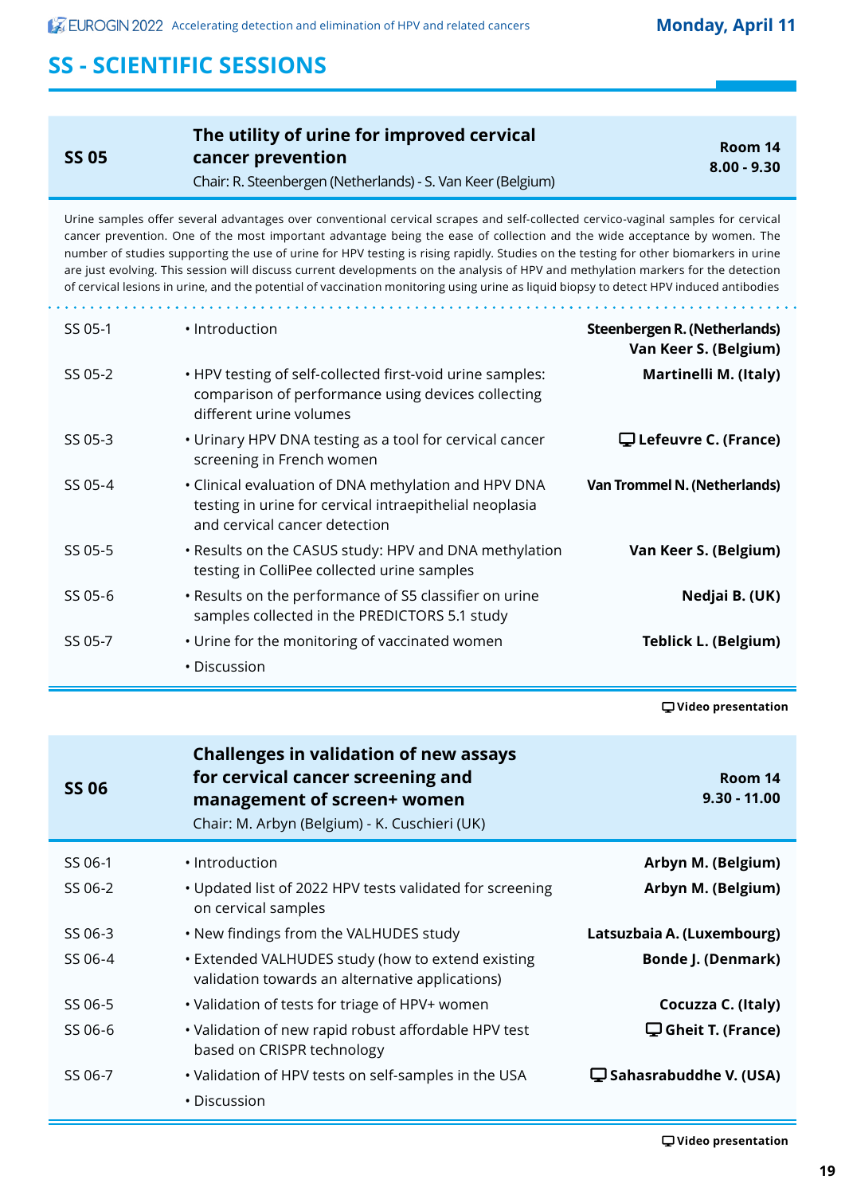## SS - SCIENTIFIC SESSIONS

### SS 05 — The utility of urine for improved cervical cancer prevention

Chair: R. Steenbergen (Netherlands) - S. Van Keer (Belgium)

**Room 14**
**8.00 - 9.30**

Urine samples offer several advantages over conventional cervical scrapes and self-collected cervico-vaginal samples for cervical cancer prevention. One of the most important advantage being the ease of collection and the wide acceptance by women. The number of studies supporting the use of urine for HPV testing is rising rapidly. Studies on the testing for other biomarkers in urine are just evolving. This session will discuss current developments on the analysis of HPV and methylation markers for the detection of cervical lesions in urine, and the potential of vaccination monitoring using urine as liquid biopsy to detect HPV induced antibodies

| Code | Title | Speaker |
|---|---|---|
| SS 05-1 | • Introduction | **Steenbergen R. (Netherlands)**<br>**Van Keer S. (Belgium)** |
| SS 05-2 | • HPV testing of self-collected first-void urine samples: comparison of performance using devices collecting different urine volumes | **Martinelli M. (Italy)** |
| SS 05-3 | • Urinary HPV DNA testing as a tool for cervical cancer screening in French women | 🖵 **Lefeuvre C. (France)** |
| SS 05-4 | • Clinical evaluation of DNA methylation and HPV DNA testing in urine for cervical intraepithelial neoplasia and cervical cancer detection | **Van Trommel N. (Netherlands)** |
| SS 05-5 | • Results on the CASUS study: HPV and DNA methylation testing in ColliPee collected urine samples | **Van Keer S. (Belgium)** |
| SS 05-6 | • Results on the performance of S5 classifier on urine samples collected in the PREDICTORS 5.1 study | **Nedjai B. (UK)** |
| SS 05-7 | • Urine for the monitoring of vaccinated women | **Teblick L. (Belgium)** |
| | • Discussion | |

🖵 **Video presentation**

### SS 06 — Challenges in validation of new assays for cervical cancer screening and management of screen+ women

Chair: M. Arbyn (Belgium) - K. Cuschieri (UK)

**Room 14**
**9.30 - 11.00**

| Code | Title | Speaker |
|---|---|---|
| SS 06-1 | • Introduction | **Arbyn M. (Belgium)** |
| SS 06-2 | • Updated list of 2022 HPV tests validated for screening on cervical samples | **Arbyn M. (Belgium)** |
| SS 06-3 | • New findings from the VALHUDES study | **Latsuzbaia A. (Luxembourg)** |
| SS 06-4 | • Extended VALHUDES study (how to extend existing validation towards an alternative applications) | **Bonde J. (Denmark)** |
| SS 06-5 | • Validation of tests for triage of HPV+ women | **Cocuzza C. (Italy)** |
| SS 06-6 | • Validation of new rapid robust affordable HPV test based on CRISPR technology | 🖵 **Gheit T. (France)** |
| SS 06-7 | • Validation of HPV tests on self-samples in the USA | 🖵 **Sahasrabuddhe V. (USA)** |
| | • Discussion | |

🖵 **Video presentation**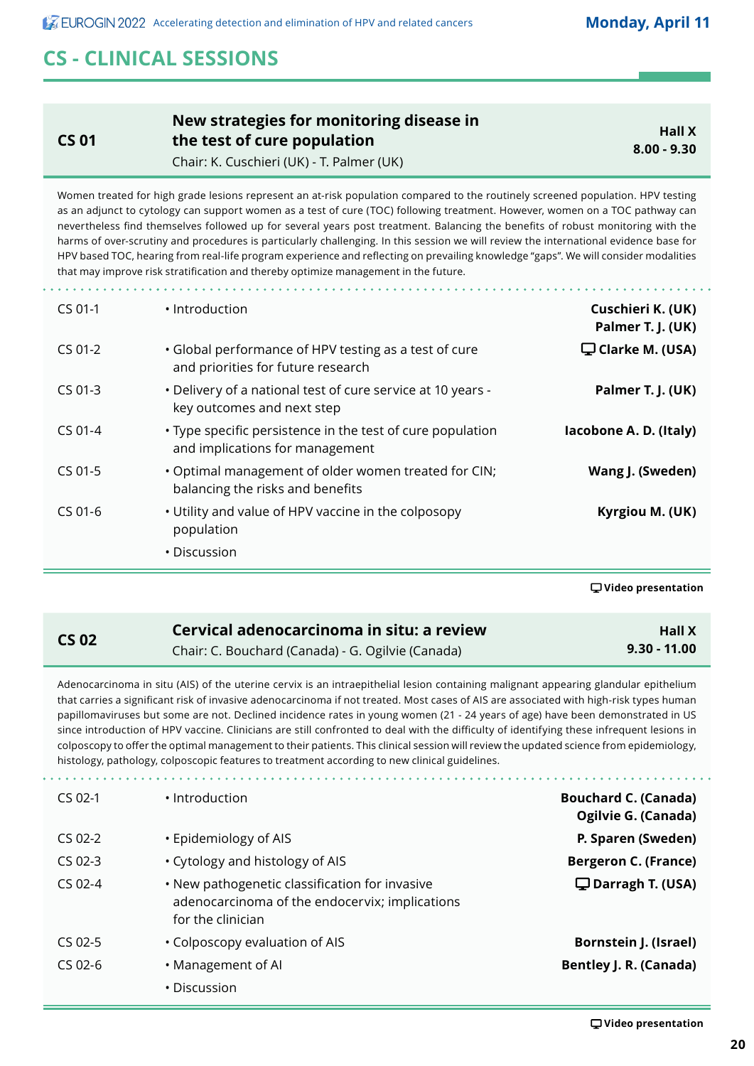## CS - CLINICAL SESSIONS

### CS 01 — New strategies for monitoring disease in the test of cure population

Chair: K. Cuschieri (UK) - T. Palmer (UK)

**Hall X**
**8.00 - 9.30**

Women treated for high grade lesions represent an at-risk population compared to the routinely screened population. HPV testing as an adjunct to cytology can support women as a test of cure (TOC) following treatment. However, women on a TOC pathway can nevertheless find themselves followed up for several years post treatment. Balancing the benefits of robust monitoring with the harms of over-scrutiny and procedures is particularly challenging. In this session we will review the international evidence base for HPV based TOC, hearing from real-life program experience and reflecting on prevailing knowledge "gaps". We will consider modalities that may improve risk stratification and thereby optimize management in the future.

| | | |
|---|---|---|
| CS 01-1 | • Introduction | **Cuschieri K. (UK)**<br>**Palmer T. J. (UK)** |
| CS 01-2 | • Global performance of HPV testing as a test of cure and priorities for future research | 🖵 **Clarke M. (USA)** |
| CS 01-3 | • Delivery of a national test of cure service at 10 years - key outcomes and next step | **Palmer T. J. (UK)** |
| CS 01-4 | • Type specific persistence in the test of cure population and implications for management | **Iacobone A. D. (Italy)** |
| CS 01-5 | • Optimal management of older women treated for CIN; balancing the risks and benefits | **Wang J. (Sweden)** |
| CS 01-6 | • Utility and value of HPV vaccine in the colposopy population | **Kyrgiou M. (UK)** |
| | • Discussion | |

🖵 **Video presentation**

### CS 02 — Cervical adenocarcinoma in situ: a review

Chair: C. Bouchard (Canada) - G. Ogilvie (Canada)

**Hall X**
**9.30 - 11.00**

Adenocarcinoma in situ (AIS) of the uterine cervix is an intraepithelial lesion containing malignant appearing glandular epithelium that carries a significant risk of invasive adenocarcinoma if not treated. Most cases of AIS are associated with high-risk types human papillomaviruses but some are not. Declined incidence rates in young women (21 - 24 years of age) have been demonstrated in US since introduction of HPV vaccine. Clinicians are still confronted to deal with the difficulty of identifying these infrequent lesions in colposcopy to offer the optimal management to their patients. This clinical session will review the updated science from epidemiology, histology, pathology, colposcopic features to treatment according to new clinical guidelines.

| | | |
|---|---|---|
| CS 02-1 | • Introduction | **Bouchard C. (Canada)**<br>**Ogilvie G. (Canada)** |
| CS 02-2 | • Epidemiology of AIS | **P. Sparen (Sweden)** |
| CS 02-3 | • Cytology and histology of AIS | **Bergeron C. (France)** |
| CS 02-4 | • New pathogenetic classification for invasive adenocarcinoma of the endocervix; implications for the clinician | 🖵 **Darragh T. (USA)** |
| CS 02-5 | • Colposcopy evaluation of AIS | **Bornstein J. (Israel)** |
| CS 02-6 | • Management of AI | **Bentley J. R. (Canada)** |
| | • Discussion | |

🖵 **Video presentation**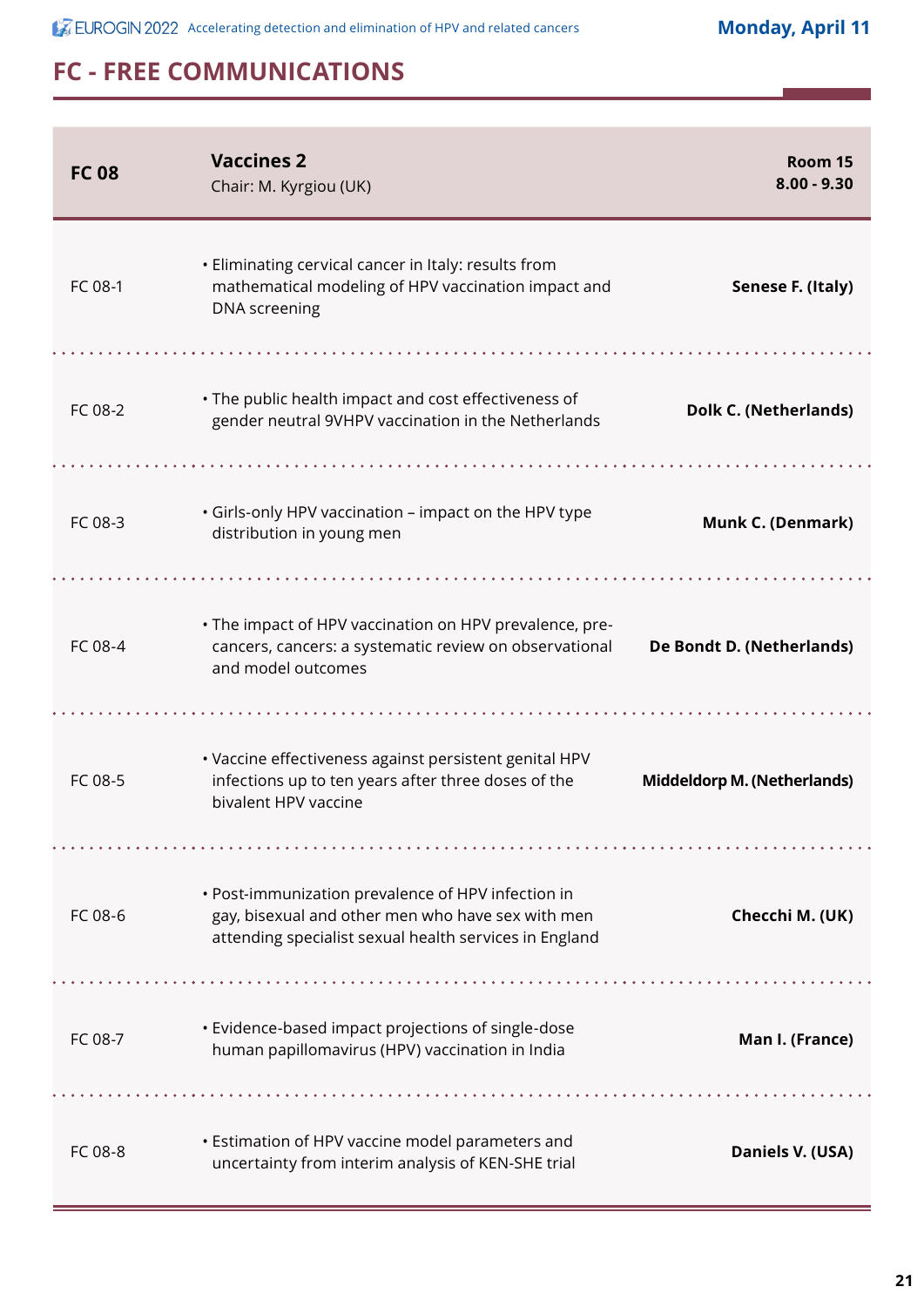## FC - FREE COMMUNICATIONS

| FC 08 | **Vaccines 2**<br>Chair: M. Kyrgiou (UK) | **Room 15**<br>**8.00 - 9.30** |
|---|---|---|
| FC 08-1 | • Eliminating cervical cancer in Italy: results from mathematical modeling of HPV vaccination impact and DNA screening | **Senese F. (Italy)** |
| FC 08-2 | • The public health impact and cost effectiveness of gender neutral 9VHPV vaccination in the Netherlands | **Dolk C. (Netherlands)** |
| FC 08-3 | • Girls-only HPV vaccination – impact on the HPV type distribution in young men | **Munk C. (Denmark)** |
| FC 08-4 | • The impact of HPV vaccination on HPV prevalence, pre-cancers, cancers: a systematic review on observational and model outcomes | **De Bondt D. (Netherlands)** |
| FC 08-5 | • Vaccine effectiveness against persistent genital HPV infections up to ten years after three doses of the bivalent HPV vaccine | **Middeldorp M. (Netherlands)** |
| FC 08-6 | • Post-immunization prevalence of HPV infection in gay, bisexual and other men who have sex with men attending specialist sexual health services in England | **Checchi M. (UK)** |
| FC 08-7 | • Evidence-based impact projections of single-dose human papillomavirus (HPV) vaccination in India | **Man I. (France)** |
| FC 08-8 | • Estimation of HPV vaccine model parameters and uncertainty from interim analysis of KEN-SHE trial | **Daniels V. (USA)** |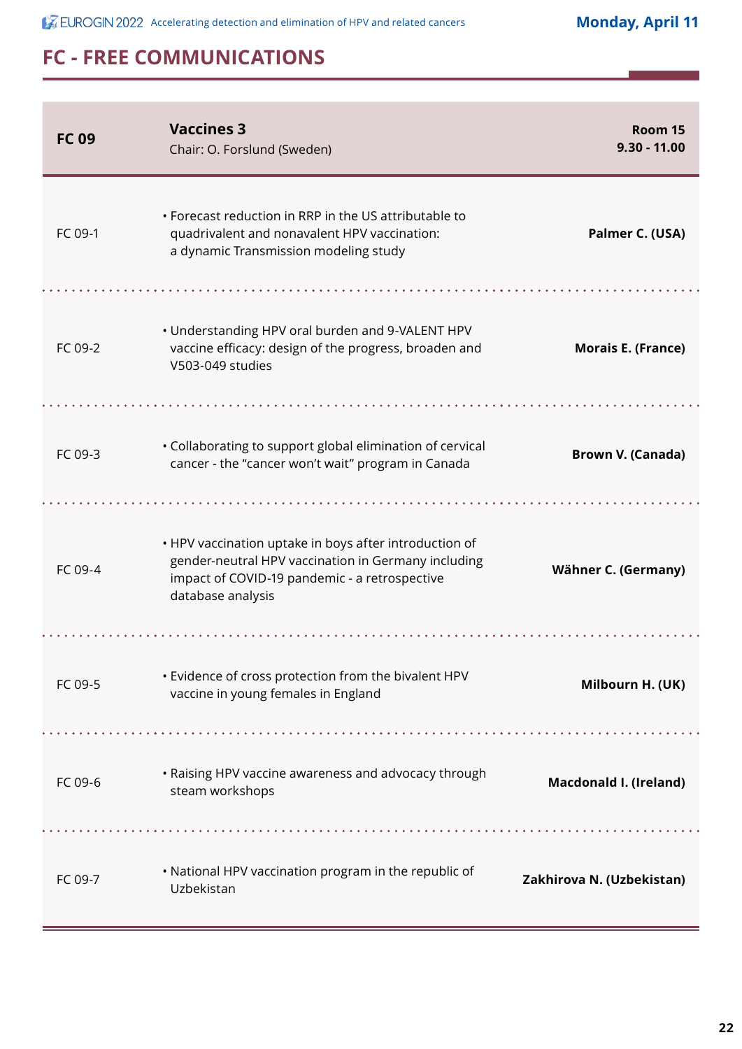## FC - FREE COMMUNICATIONS

| FC 09 | **Vaccines 3**<br>Chair: O. Forslund (Sweden) | **Room 15**<br>**9.30 - 11.00** |
|---|---|---|
| FC 09-1 | • Forecast reduction in RRP in the US attributable to quadrivalent and nonavalent HPV vaccination: a dynamic Transmission modeling study | **Palmer C. (USA)** |
| FC 09-2 | • Understanding HPV oral burden and 9-VALENT HPV vaccine efficacy: design of the progress, broaden and V503-049 studies | **Morais E. (France)** |
| FC 09-3 | • Collaborating to support global elimination of cervical cancer - the "cancer won't wait" program in Canada | **Brown V. (Canada)** |
| FC 09-4 | • HPV vaccination uptake in boys after introduction of gender-neutral HPV vaccination in Germany including impact of COVID-19 pandemic - a retrospective database analysis | **Wähner C. (Germany)** |
| FC 09-5 | • Evidence of cross protection from the bivalent HPV vaccine in young females in England | **Milbourn H. (UK)** |
| FC 09-6 | • Raising HPV vaccine awareness and advocacy through steam workshops | **Macdonald I. (Ireland)** |
| FC 09-7 | • National HPV vaccination program in the republic of Uzbekistan | **Zakhirova N. (Uzbekistan)** |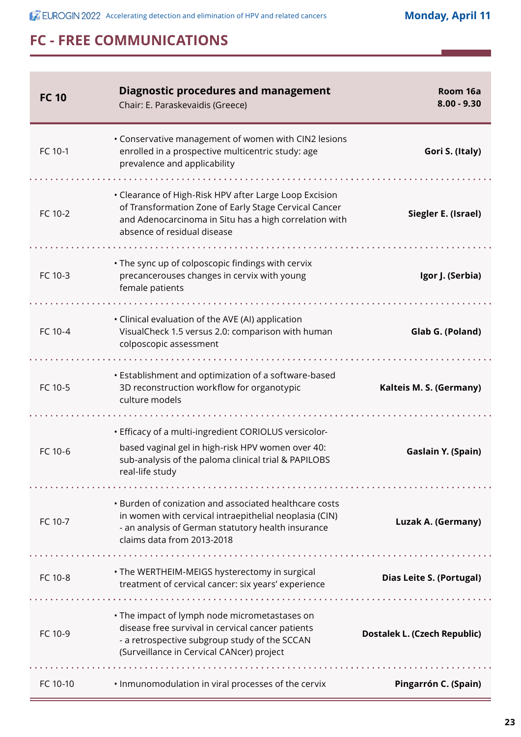## FC - FREE COMMUNICATIONS

| FC 10 | **Diagnostic procedures and management**<br>Chair: E. Paraskevaidis (Greece) | **Room 16a**<br>**8.00 - 9.30** |
|---|---|---|
| FC 10-1 | • Conservative management of women with CIN2 lesions enrolled in a prospective multicentric study: age prevalence and applicability | **Gori S. (Italy)** |
| FC 10-2 | • Clearance of High-Risk HPV after Large Loop Excision of Transformation Zone of Early Stage Cervical Cancer and Adenocarcinoma in Situ has a high correlation with absence of residual disease | **Siegler E. (Israel)** |
| FC 10-3 | • The sync up of colposcopic findings with cervix precancerouses changes in cervix with young female patients | **Igor J. (Serbia)** |
| FC 10-4 | • Clinical evaluation of the AVE (AI) application VisualCheck 1.5 versus 2.0: comparison with human colposcopic assessment | **Glab G. (Poland)** |
| FC 10-5 | • Establishment and optimization of a software-based 3D reconstruction workflow for organotypic culture models | **Kalteis M. S. (Germany)** |
| FC 10-6 | • Efficacy of a multi-ingredient CORIOLUS versicolor-based vaginal gel in high-risk HPV women over 40: sub-analysis of the paloma clinical trial & PAPILOBS real-life study | **Gaslain Y. (Spain)** |
| FC 10-7 | • Burden of conization and associated healthcare costs in women with cervical intraepithelial neoplasia (CIN) - an analysis of German statutory health insurance claims data from 2013-2018 | **Luzak A. (Germany)** |
| FC 10-8 | • The WERTHEIM-MEIGS hysterectomy in surgical treatment of cervical cancer: six years' experience | **Dias Leite S. (Portugal)** |
| FC 10-9 | • The impact of lymph node micrometastases on disease free survival in cervical cancer patients - a retrospective subgroup study of the SCCAN (Surveillance in Cervical CANcer) project | **Dostalek L. (Czech Republic)** |
| FC 10-10 | • Inmunomodulation in viral processes of the cervix | **Pingarrón C. (Spain)** |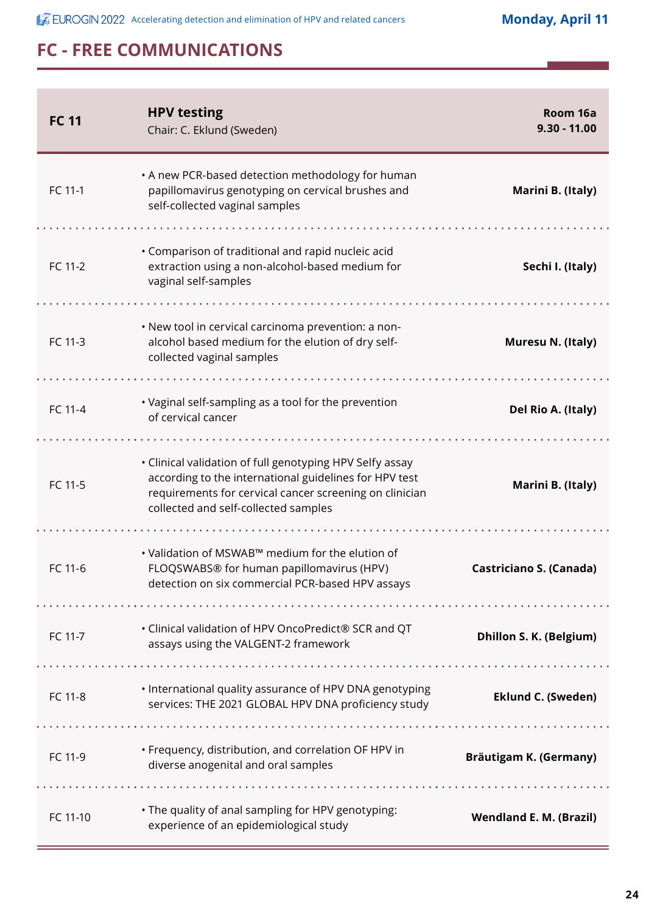## FC - FREE COMMUNICATIONS

| **FC 11** | **HPV testing**<br>Chair: C. Eklund (Sweden) | **Room 16a**<br>**9.30 - 11.00** |
|---|---|---|
| FC 11-1 | • A new PCR-based detection methodology for human papillomavirus genotyping on cervical brushes and self-collected vaginal samples | **Marini B. (Italy)** |
| FC 11-2 | • Comparison of traditional and rapid nucleic acid extraction using a non-alcohol-based medium for vaginal self-samples | **Sechi I. (Italy)** |
| FC 11-3 | • New tool in cervical carcinoma prevention: a non-alcohol based medium for the elution of dry self-collected vaginal samples | **Muresu N. (Italy)** |
| FC 11-4 | • Vaginal self-sampling as a tool for the prevention of cervical cancer | **Del Rio A. (Italy)** |
| FC 11-5 | • Clinical validation of full genotyping HPV Selfy assay according to the international guidelines for HPV test requirements for cervical cancer screening on clinician collected and self-collected samples | **Marini B. (Italy)** |
| FC 11-6 | • Validation of MSWAB™ medium for the elution of FLOQSWABS® for human papillomavirus (HPV) detection on six commercial PCR-based HPV assays | **Castriciano S. (Canada)** |
| FC 11-7 | • Clinical validation of HPV OncoPredict® SCR and QT assays using the VALGENT-2 framework | **Dhillon S. K. (Belgium)** |
| FC 11-8 | • International quality assurance of HPV DNA genotyping services: THE 2021 GLOBAL HPV DNA proficiency study | **Eklund C. (Sweden)** |
| FC 11-9 | • Frequency, distribution, and correlation OF HPV in diverse anogenital and oral samples | **Bräutigam K. (Germany)** |
| FC 11-10 | • The quality of anal sampling for HPV genotyping: experience of an epidemiological study | **Wendland E. M. (Brazil)** |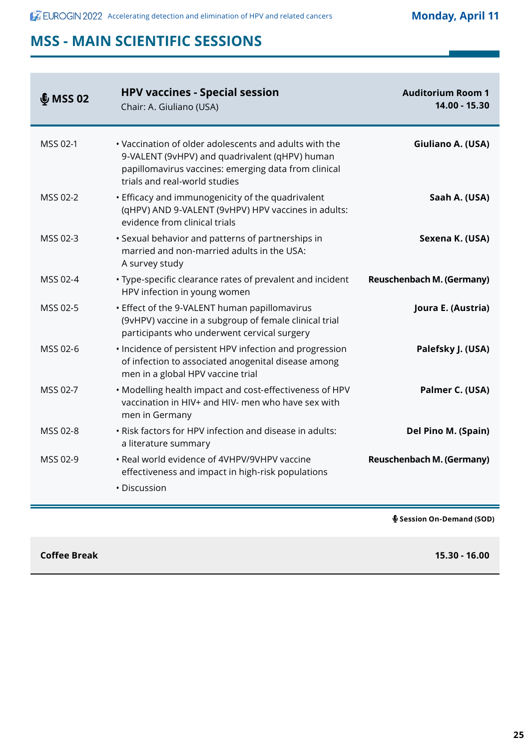## MSS - MAIN SCIENTIFIC SESSIONS

| MSS 02 | **HPV vaccines - Special session**<br>Chair: A. Giuliano (USA) | **Auditorium Room 1**<br>**14.00 - 15.30** |
|---|---|---|
| MSS 02-1 | • Vaccination of older adolescents and adults with the 9-VALENT (9vHPV) and quadrivalent (qHPV) human papillomavirus vaccines: emerging data from clinical trials and real-world studies | **Giuliano A. (USA)** |
| MSS 02-2 | • Efficacy and immunogenicity of the quadrivalent (qHPV) AND 9-VALENT (9vHPV) HPV vaccines in adults: evidence from clinical trials | **Saah A. (USA)** |
| MSS 02-3 | • Sexual behavior and patterns of partnerships in married and non-married adults in the USA: A survey study | **Sexena K. (USA)** |
| MSS 02-4 | • Type-specific clearance rates of prevalent and incident HPV infection in young women | **Reuschenbach M. (Germany)** |
| MSS 02-5 | • Effect of the 9-VALENT human papillomavirus (9vHPV) vaccine in a subgroup of female clinical trial participants who underwent cervical surgery | **Joura E. (Austria)** |
| MSS 02-6 | • Incidence of persistent HPV infection and progression of infection to associated anogenital disease among men in a global HPV vaccine trial | **Palefsky J. (USA)** |
| MSS 02-7 | • Modelling health impact and cost-effectiveness of HPV vaccination in HIV+ and HIV- men who have sex with men in Germany | **Palmer C. (USA)** |
| MSS 02-8 | • Risk factors for HPV infection and disease in adults: a literature summary | **Del Pino M. (Spain)** |
| MSS 02-9 | • Real world evidence of 4VHPV/9VHPV vaccine effectiveness and impact in high-risk populations | **Reuschenbach M. (Germany)** |
| | • Discussion | |

**Session On-Demand (SOD)**

| **Coffee Break** | **15.30 - 16.00** |
|---|---|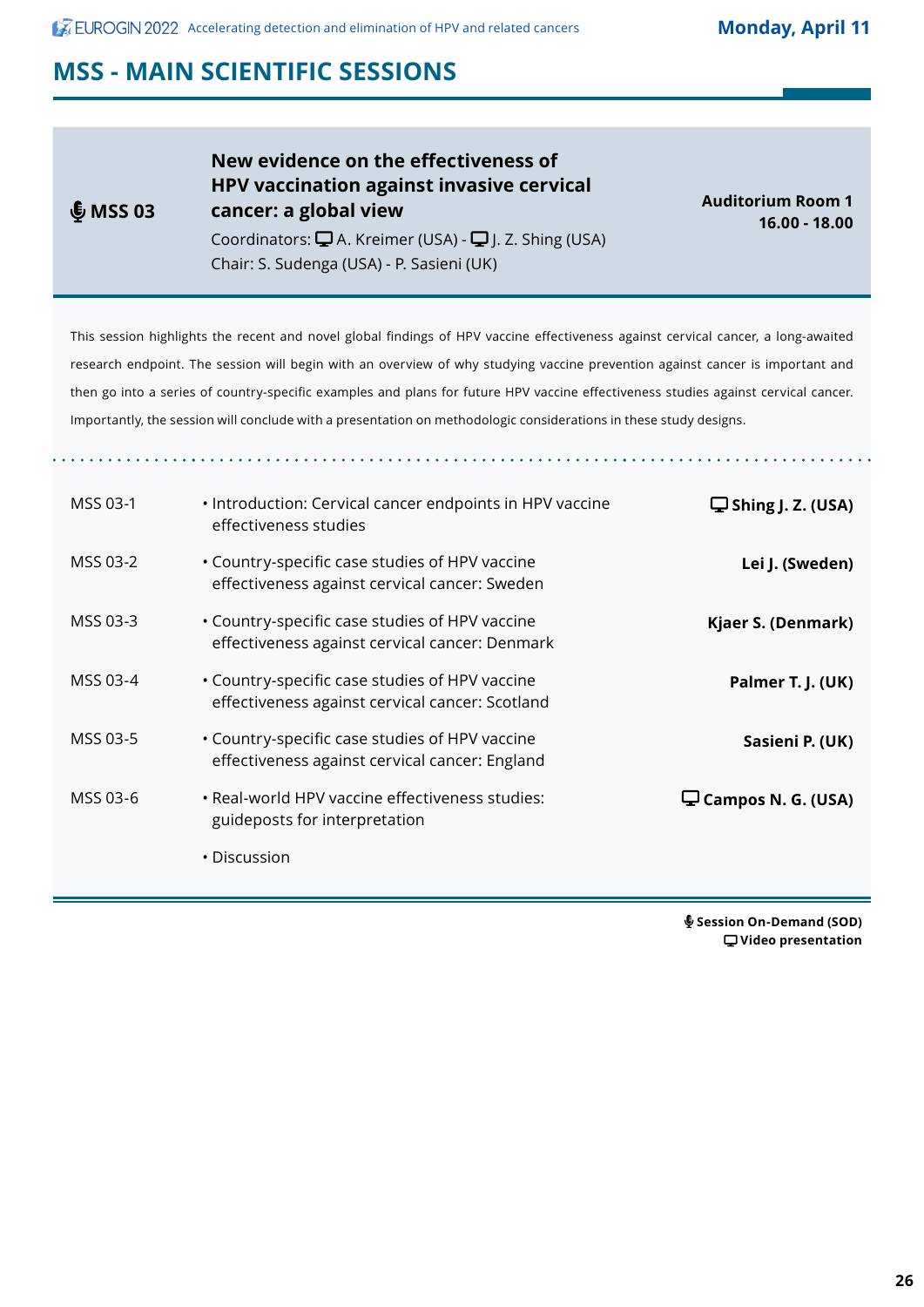## MSS - MAIN SCIENTIFIC SESSIONS

### MSS 03

**New evidence on the effectiveness of HPV vaccination against invasive cervical cancer: a global view**

Coordinators: A. Kreimer (USA) - J. Z. Shing (USA)
Chair: S. Sudenga (USA) - P. Sasieni (UK)

**Auditorium Room 1**
**16.00 - 18.00**

This session highlights the recent and novel global findings of HPV vaccine effectiveness against cervical cancer, a long-awaited research endpoint. The session will begin with an overview of why studying vaccine prevention against cancer is important and then go into a series of country-specific examples and plans for future HPV vaccine effectiveness studies against cervical cancer. Importantly, the session will conclude with a presentation on methodologic considerations in these study designs.

| | | |
|---|---|---|
| MSS 03-1 | • Introduction: Cervical cancer endpoints in HPV vaccine effectiveness studies | **Shing J. Z. (USA)** |
| MSS 03-2 | • Country-specific case studies of HPV vaccine effectiveness against cervical cancer: Sweden | **Lei J. (Sweden)** |
| MSS 03-3 | • Country-specific case studies of HPV vaccine effectiveness against cervical cancer: Denmark | **Kjaer S. (Denmark)** |
| MSS 03-4 | • Country-specific case studies of HPV vaccine effectiveness against cervical cancer: Scotland | **Palmer T. J. (UK)** |
| MSS 03-5 | • Country-specific case studies of HPV vaccine effectiveness against cervical cancer: England | **Sasieni P. (UK)** |
| MSS 03-6 | • Real-world HPV vaccine effectiveness studies: guideposts for interpretation | **Campos N. G. (USA)** |
| | • Discussion | |

**Session On-Demand (SOD)**
**Video presentation**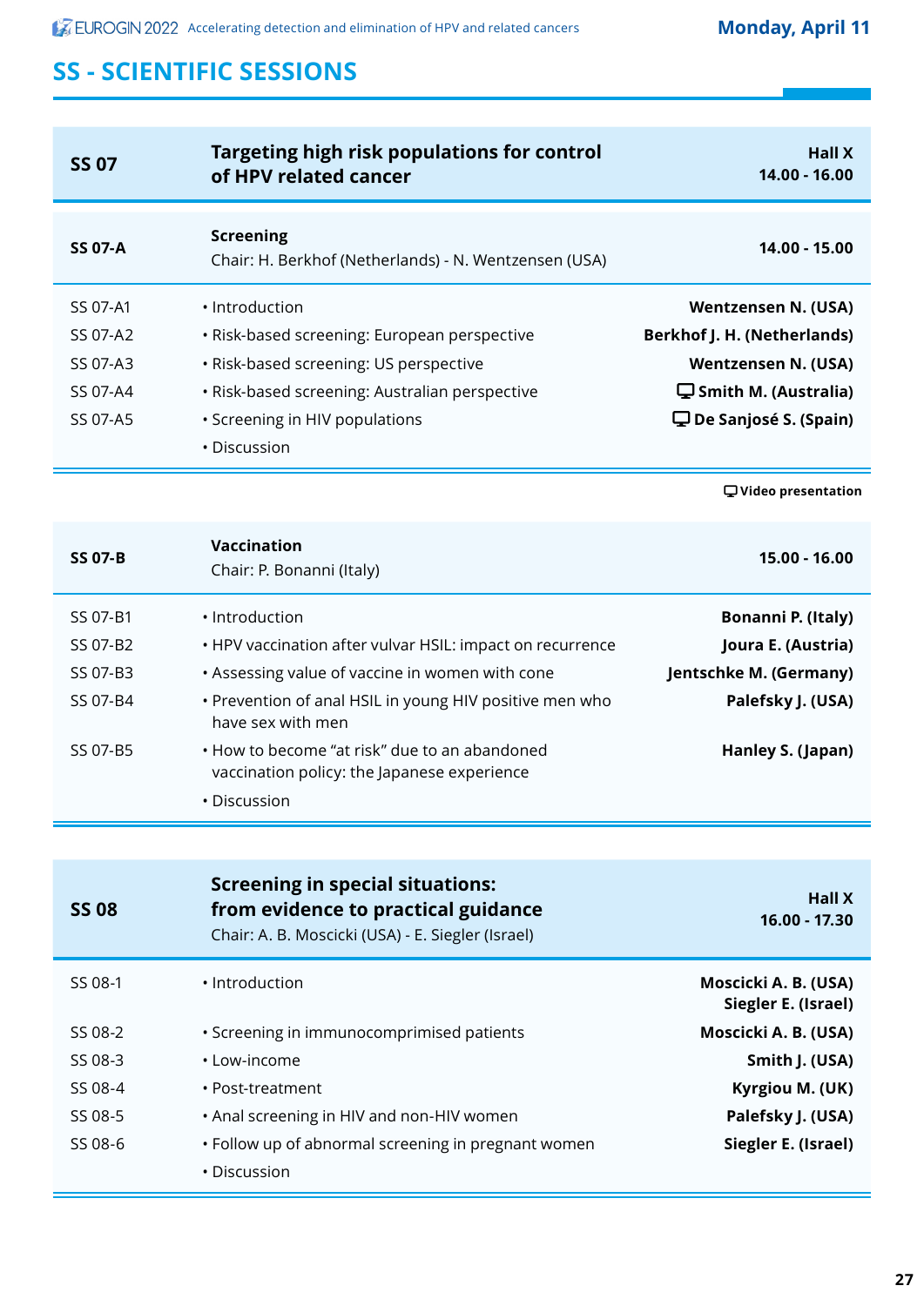## SS - SCIENTIFIC SESSIONS

| SS 07 | Targeting high risk populations for control of HPV related cancer | Hall X<br>14.00 - 16.00 |
|---|---|---|

| SS 07-A | **Screening**<br>Chair: H. Berkhof (Netherlands) - N. Wentzensen (USA) | 14.00 - 15.00 |
|---|---|---|
| SS 07-A1 | • Introduction | **Wentzensen N. (USA)** |
| SS 07-A2 | • Risk-based screening: European perspective | **Berkhof J. H. (Netherlands)** |
| SS 07-A3 | • Risk-based screening: US perspective | **Wentzensen N. (USA)** |
| SS 07-A4 | • Risk-based screening: Australian perspective | 🖵 **Smith M. (Australia)** |
| SS 07-A5 | • Screening in HIV populations | 🖵 **De Sanjosé S. (Spain)** |
| | • Discussion | |

🖵 **Video presentation**

| SS 07-B | **Vaccination**<br>Chair: P. Bonanni (Italy) | 15.00 - 16.00 |
|---|---|---|
| SS 07-B1 | • Introduction | **Bonanni P. (Italy)** |
| SS 07-B2 | • HPV vaccination after vulvar HSIL: impact on recurrence | **Joura E. (Austria)** |
| SS 07-B3 | • Assessing value of vaccine in women with cone | **Jentschke M. (Germany)** |
| SS 07-B4 | • Prevention of anal HSIL in young HIV positive men who have sex with men | **Palefsky J. (USA)** |
| SS 07-B5 | • How to become “at risk” due to an abandoned vaccination policy: the Japanese experience | **Hanley S. (Japan)** |
| | • Discussion | |

| SS 08 | **Screening in special situations: from evidence to practical guidance**<br>Chair: A. B. Moscicki (USA) - E. Siegler (Israel) | Hall X<br>16.00 - 17.30 |
|---|---|---|
| SS 08-1 | • Introduction | **Moscicki A. B. (USA)**<br>**Siegler E. (Israel)** |
| SS 08-2 | • Screening in immunocomprimised patients | **Moscicki A. B. (USA)** |
| SS 08-3 | • Low-income | **Smith J. (USA)** |
| SS 08-4 | • Post-treatment | **Kyrgiou M. (UK)** |
| SS 08-5 | • Anal screening in HIV and non-HIV women | **Palefsky J. (USA)** |
| SS 08-6 | • Follow up of abnormal screening in pregnant women | **Siegler E. (Israel)** |
| | • Discussion | |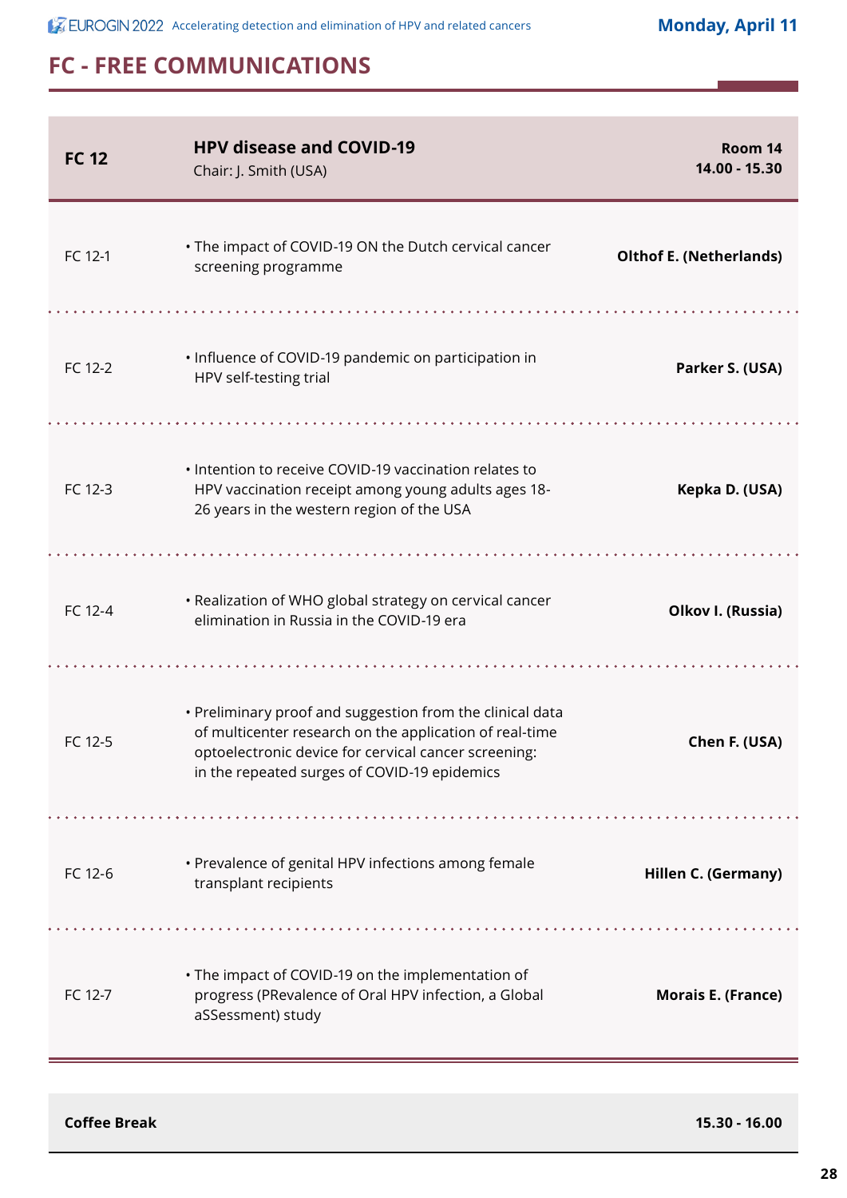## FC - FREE COMMUNICATIONS

| FC 12 | HPV disease and COVID-19<br>Chair: J. Smith (USA) | Room 14<br>14.00 - 15.30 |
|---|---|---|
| FC 12-1 | • The impact of COVID-19 ON the Dutch cervical cancer screening programme | **Olthof E. (Netherlands)** |
| FC 12-2 | • Influence of COVID-19 pandemic on participation in HPV self-testing trial | **Parker S. (USA)** |
| FC 12-3 | • Intention to receive COVID-19 vaccination relates to HPV vaccination receipt among young adults ages 18-26 years in the western region of the USA | **Kepka D. (USA)** |
| FC 12-4 | • Realization of WHO global strategy on cervical cancer elimination in Russia in the COVID-19 era | **Olkov I. (Russia)** |
| FC 12-5 | • Preliminary proof and suggestion from the clinical data of multicenter research on the application of real-time optoelectronic device for cervical cancer screening: in the repeated surges of COVID-19 epidemics | **Chen F. (USA)** |
| FC 12-6 | • Prevalence of genital HPV infections among female transplant recipients | **Hillen C. (Germany)** |
| FC 12-7 | • The impact of COVID-19 on the implementation of progress (PRevalence of Oral HPV infection, a Global aSSessment) study | **Morais E. (France)** |

| **Coffee Break** | **15.30 - 16.00** |
|---|---|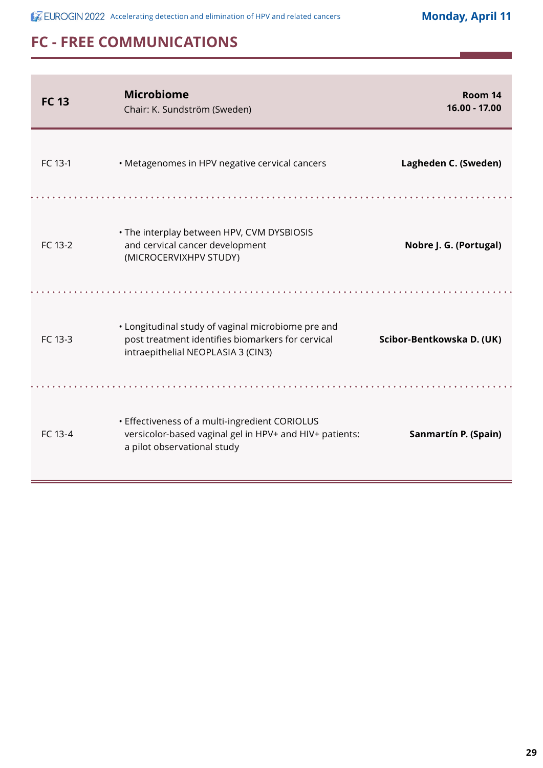## FC - FREE COMMUNICATIONS

| FC 13 | **Microbiome**<br>Chair: K. Sundström (Sweden) | **Room 14**<br>**16.00 - 17.00** |
|---|---|---|
| FC 13-1 | • Metagenomes in HPV negative cervical cancers | **Lagheden C. (Sweden)** |
| FC 13-2 | • The interplay between HPV, CVM DYSBIOSIS and cervical cancer development (MICROCERVIXHPV STUDY) | **Nobre J. G. (Portugal)** |
| FC 13-3 | • Longitudinal study of vaginal microbiome pre and post treatment identifies biomarkers for cervical intraepithelial NEOPLASIA 3 (CIN3) | **Scibor-Bentkowska D. (UK)** |
| FC 13-4 | • Effectiveness of a multi-ingredient CORIOLUS versicolor-based vaginal gel in HPV+ and HIV+ patients: a pilot observational study | **Sanmartín P. (Spain)** |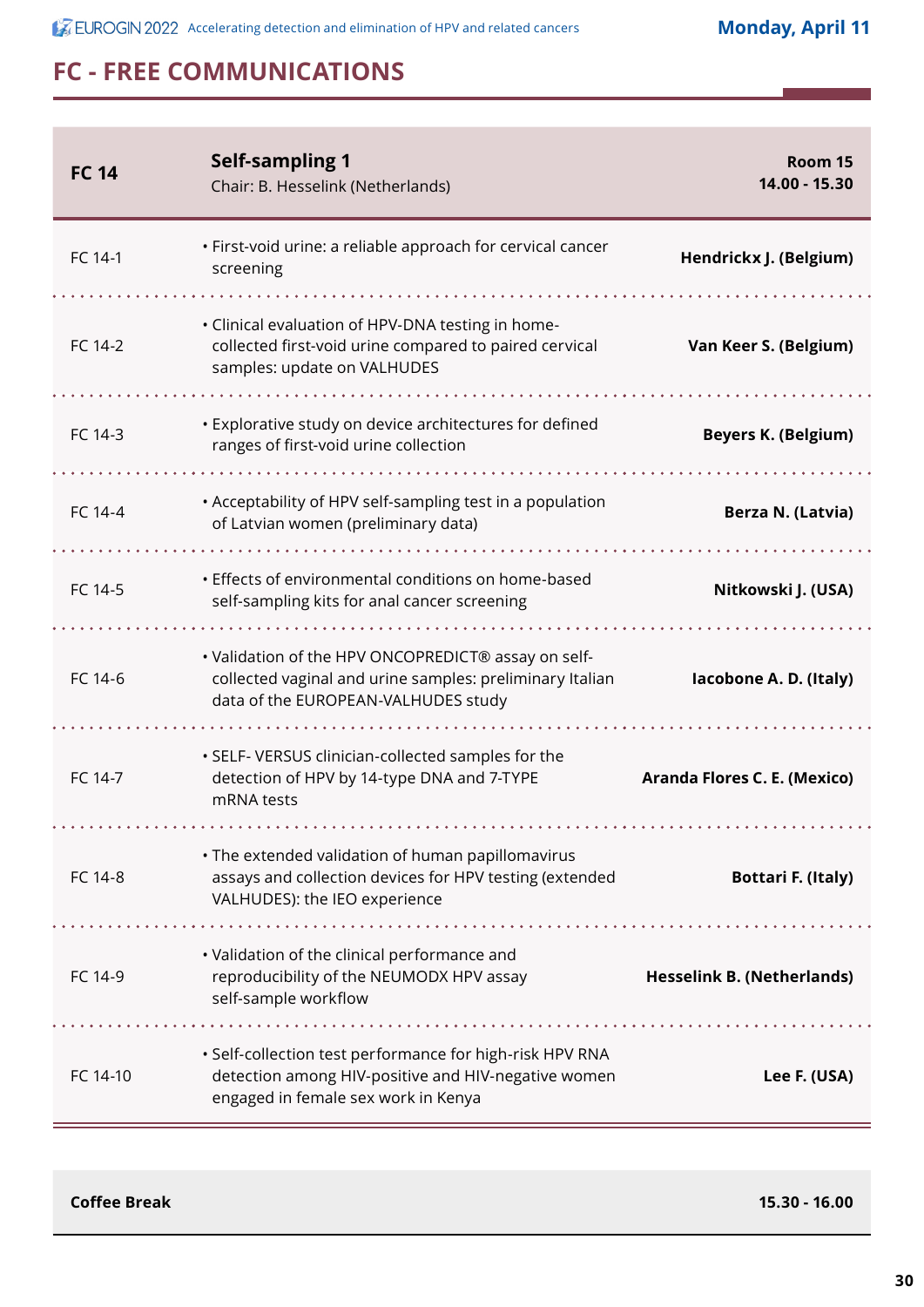## FC - FREE COMMUNICATIONS

| **FC 14** | **Self-sampling 1**<br>Chair: B. Hesselink (Netherlands) | **Room 15**<br>**14.00 - 15.30** |
|---|---|---|
| FC 14-1 | • First-void urine: a reliable approach for cervical cancer screening | **Hendrickx J. (Belgium)** |
| FC 14-2 | • Clinical evaluation of HPV-DNA testing in home-collected first-void urine compared to paired cervical samples: update on VALHUDES | **Van Keer S. (Belgium)** |
| FC 14-3 | • Explorative study on device architectures for defined ranges of first-void urine collection | **Beyers K. (Belgium)** |
| FC 14-4 | • Acceptability of HPV self-sampling test in a population of Latvian women (preliminary data) | **Berza N. (Latvia)** |
| FC 14-5 | • Effects of environmental conditions on home-based self-sampling kits for anal cancer screening | **Nitkowski J. (USA)** |
| FC 14-6 | • Validation of the HPV ONCOPREDICT® assay on self-collected vaginal and urine samples: preliminary Italian data of the EUROPEAN-VALHUDES study | **Iacobone A. D. (Italy)** |
| FC 14-7 | • SELF- VERSUS clinician-collected samples for the detection of HPV by 14-type DNA and 7-TYPE mRNA tests | **Aranda Flores C. E. (Mexico)** |
| FC 14-8 | • The extended validation of human papillomavirus assays and collection devices for HPV testing (extended VALHUDES): the IEO experience | **Bottari F. (Italy)** |
| FC 14-9 | • Validation of the clinical performance and reproducibility of the NEUMODX HPV assay self-sample workflow | **Hesselink B. (Netherlands)** |
| FC 14-10 | • Self-collection test performance for high-risk HPV RNA detection among HIV-positive and HIV-negative women engaged in female sex work in Kenya | **Lee F. (USA)** |

| **Coffee Break** | **15.30 - 16.00** |
|---|---|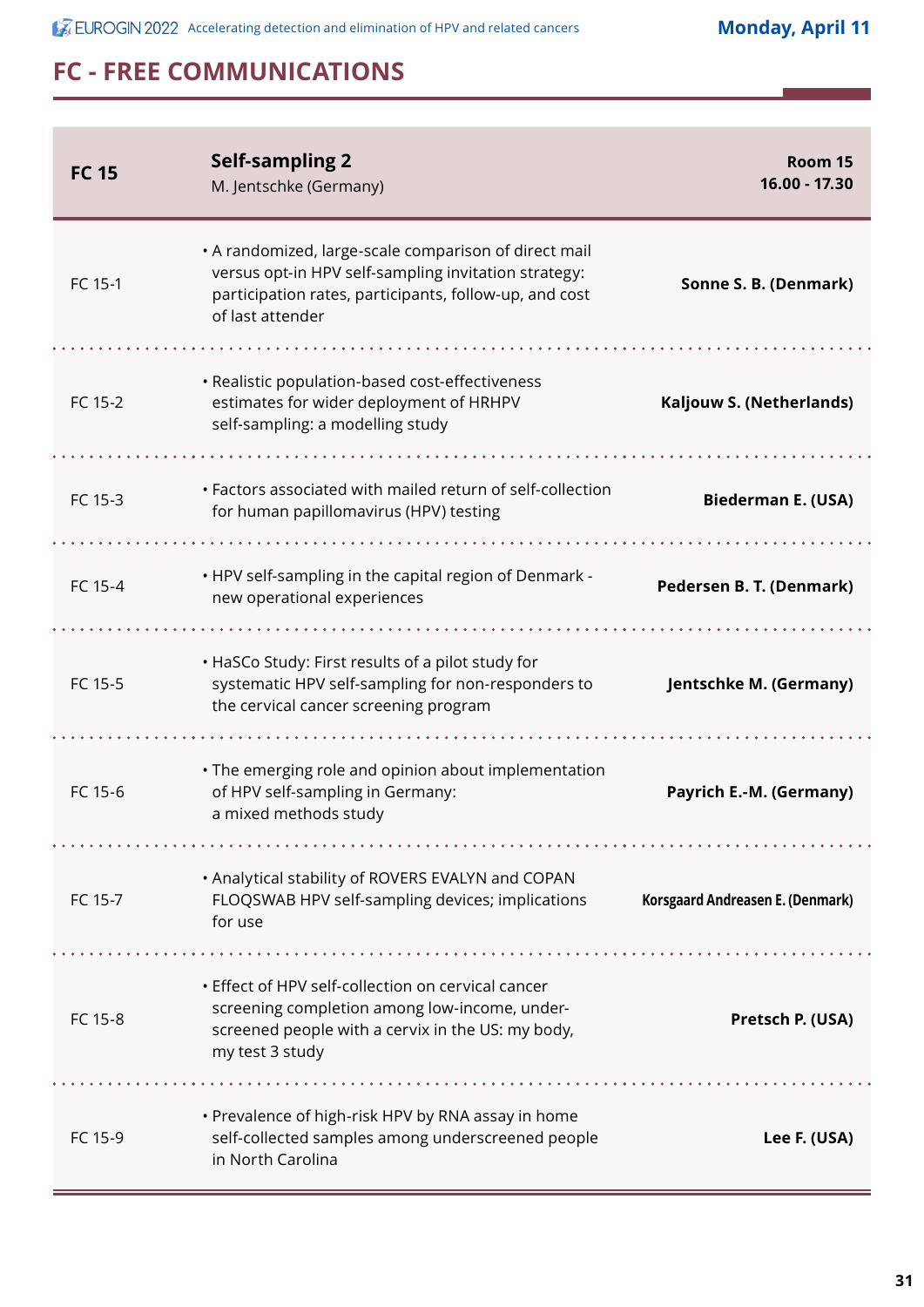## FC - FREE COMMUNICATIONS

| **FC 15** | **Self-sampling 2**<br>M. Jentschke (Germany) | **Room 15**<br>**16.00 - 17.30** |
|---|---|---|
| FC 15-1 | • A randomized, large-scale comparison of direct mail versus opt-in HPV self-sampling invitation strategy: participation rates, participants, follow-up, and cost of last attender | **Sonne S. B. (Denmark)** |
| FC 15-2 | • Realistic population-based cost-effectiveness estimates for wider deployment of HRHPV self-sampling: a modelling study | **Kaljouw S. (Netherlands)** |
| FC 15-3 | • Factors associated with mailed return of self-collection for human papillomavirus (HPV) testing | **Biederman E. (USA)** |
| FC 15-4 | • HPV self-sampling in the capital region of Denmark - new operational experiences | **Pedersen B. T. (Denmark)** |
| FC 15-5 | • HaSCo Study: First results of a pilot study for systematic HPV self-sampling for non-responders to the cervical cancer screening program | **Jentschke M. (Germany)** |
| FC 15-6 | • The emerging role and opinion about implementation of HPV self-sampling in Germany: a mixed methods study | **Payrich E.-M. (Germany)** |
| FC 15-7 | • Analytical stability of ROVERS EVALYN and COPAN FLOQSWAB HPV self-sampling devices; implications for use | **Korsgaard Andreasen E. (Denmark)** |
| FC 15-8 | • Effect of HPV self-collection on cervical cancer screening completion among low-income, under-screened people with a cervix in the US: my body, my test 3 study | **Pretsch P. (USA)** |
| FC 15-9 | • Prevalence of high-risk HPV by RNA assay in home self-collected samples among underscreened people in North Carolina | **Lee F. (USA)** |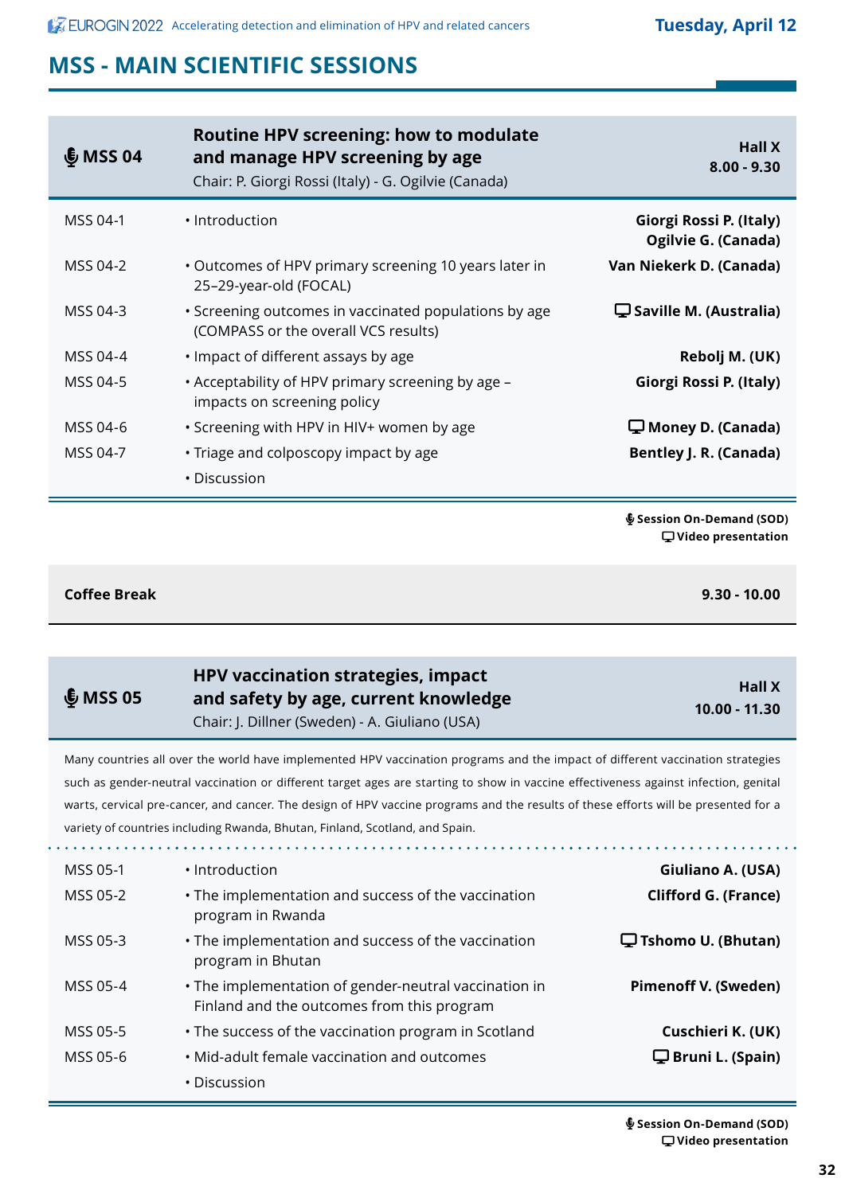## MSS - MAIN SCIENTIFIC SESSIONS

### 🎙 MSS 04 — Routine HPV screening: how to modulate and manage HPV screening by age

Chair: P. Giorgi Rossi (Italy) - G. Ogilvie (Canada)

**Hall X**
**8.00 - 9.30**

| | | |
|---|---|---|
| MSS 04-1 | • Introduction | **Giorgi Rossi P. (Italy)**<br>**Ogilvie G. (Canada)** |
| MSS 04-2 | • Outcomes of HPV primary screening 10 years later in 25–29-year-old (FOCAL) | **Van Niekerk D. (Canada)** |
| MSS 04-3 | • Screening outcomes in vaccinated populations by age (COMPASS or the overall VCS results) | 🖵 **Saville M. (Australia)** |
| MSS 04-4 | • Impact of different assays by age | **Rebolj M. (UK)** |
| MSS 04-5 | • Acceptability of HPV primary screening by age – impacts on screening policy | **Giorgi Rossi P. (Italy)** |
| MSS 04-6 | • Screening with HPV in HIV+ women by age | 🖵 **Money D. (Canada)** |
| MSS 04-7 | • Triage and colposcopy impact by age | **Bentley J. R. (Canada)** |
| | • Discussion | |

🎙 **Session On-Demand (SOD)**
🖵 **Video presentation**

**Coffee Break** **9.30 - 10.00**

### 🎙 MSS 05 — HPV vaccination strategies, impact and safety by age, current knowledge

Chair: J. Dillner (Sweden) - A. Giuliano (USA)

**Hall X**
**10.00 - 11.30**

Many countries all over the world have implemented HPV vaccination programs and the impact of different vaccination strategies such as gender-neutral vaccination or different target ages are starting to show in vaccine effectiveness against infection, genital warts, cervical pre-cancer, and cancer. The design of HPV vaccine programs and the results of these efforts will be presented for a variety of countries including Rwanda, Bhutan, Finland, Scotland, and Spain.

| | | |
|---|---|---|
| MSS 05-1 | • Introduction | **Giuliano A. (USA)** |
| MSS 05-2 | • The implementation and success of the vaccination program in Rwanda | **Clifford G. (France)** |
| MSS 05-3 | • The implementation and success of the vaccination program in Bhutan | 🖵 **Tshomo U. (Bhutan)** |
| MSS 05-4 | • The implementation of gender-neutral vaccination in Finland and the outcomes from this program | **Pimenoff V. (Sweden)** |
| MSS 05-5 | • The success of the vaccination program in Scotland | **Cuschieri K. (UK)** |
| MSS 05-6 | • Mid-adult female vaccination and outcomes | 🖵 **Bruni L. (Spain)** |
| | • Discussion | |

🎙 **Session On-Demand (SOD)**
🖵 **Video presentation**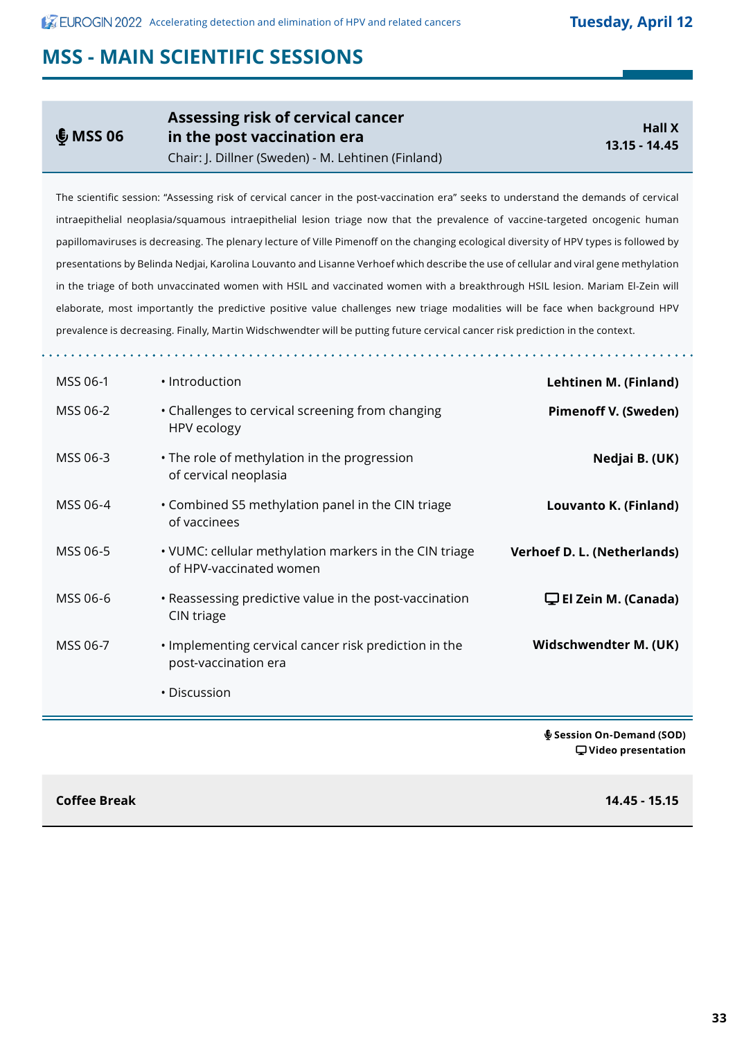## MSS - MAIN SCIENTIFIC SESSIONS

### MSS 06 — Assessing risk of cervical cancer in the post vaccination era

**Hall X**
**13.15 - 14.45**

Chair: J. Dillner (Sweden) - M. Lehtinen (Finland)

The scientific session: "Assessing risk of cervical cancer in the post-vaccination era" seeks to understand the demands of cervical intraepithelial neoplasia/squamous intraepithelial lesion triage now that the prevalence of vaccine-targeted oncogenic human papillomaviruses is decreasing. The plenary lecture of Ville Pimenoff on the changing ecological diversity of HPV types is followed by presentations by Belinda Nedjai, Karolina Louvanto and Lisanne Verhoef which describe the use of cellular and viral gene methylation in the triage of both unvaccinated women with HSIL and vaccinated women with a breakthrough HSIL lesion. Mariam El-Zein will elaborate, most importantly the predictive positive value challenges new triage modalities will be face when background HPV prevalence is decreasing. Finally, Martin Widschwendter will be putting future cervical cancer risk prediction in the context.

| | | |
|---|---|---|
| MSS 06-1 | • Introduction | **Lehtinen M. (Finland)** |
| MSS 06-2 | • Challenges to cervical screening from changing HPV ecology | **Pimenoff V. (Sweden)** |
| MSS 06-3 | • The role of methylation in the progression of cervical neoplasia | **Nedjai B. (UK)** |
| MSS 06-4 | • Combined S5 methylation panel in the CIN triage of vaccinees | **Louvanto K. (Finland)** |
| MSS 06-5 | • VUMC: cellular methylation markers in the CIN triage of HPV-vaccinated women | **Verhoef D. L. (Netherlands)** |
| MSS 06-6 | • Reassessing predictive value in the post-vaccination CIN triage | **El Zein M. (Canada)** (Video presentation) |
| MSS 06-7 | • Implementing cervical cancer risk prediction in the post-vaccination era | **Widschwendter M. (UK)** |
| | • Discussion | |

**Session On-Demand (SOD)**
**Video presentation**

| | |
|---|---|
| **Coffee Break** | **14.45 - 15.15** |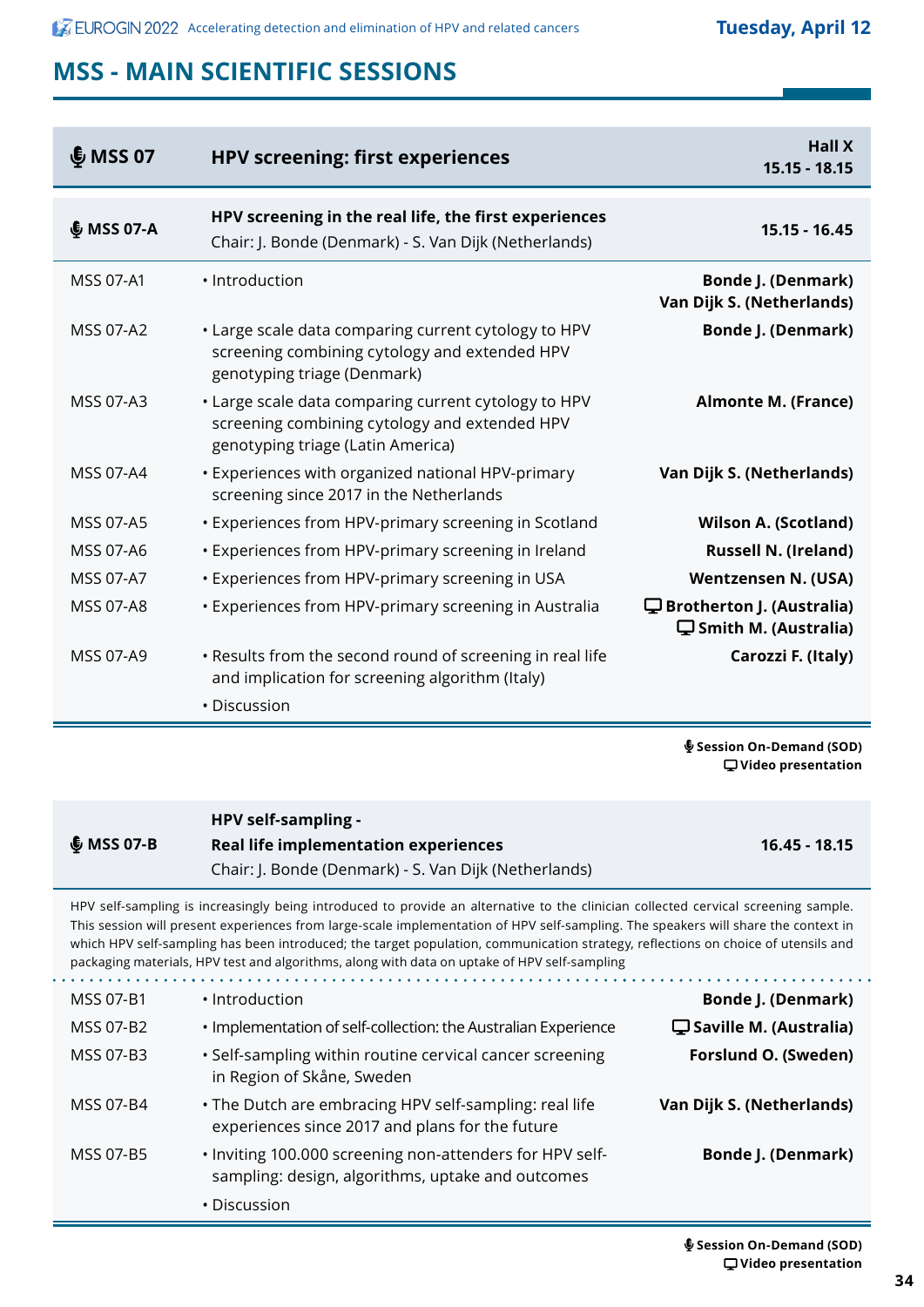# MSS - MAIN SCIENTIFIC SESSIONS

| MSS 07 | HPV screening: first experiences | Hall X 15.15 - 18.15 |
|---|---|---|
| **MSS 07-A** | **HPV screening in the real life, the first experiences** Chair: J. Bonde (Denmark) - S. Van Dijk (Netherlands) | **15.15 - 16.45** |
| MSS 07-A1 | • Introduction | **Bonde J. (Denmark)** **Van Dijk S. (Netherlands)** |
| MSS 07-A2 | • Large scale data comparing current cytology to HPV screening combining cytology and extended HPV genotyping triage (Denmark) | **Bonde J. (Denmark)** |
| MSS 07-A3 | • Large scale data comparing current cytology to HPV screening combining cytology and extended HPV genotyping triage (Latin America) | **Almonte M. (France)** |
| MSS 07-A4 | • Experiences with organized national HPV-primary screening since 2017 in the Netherlands | **Van Dijk S. (Netherlands)** |
| MSS 07-A5 | • Experiences from HPV-primary screening in Scotland | **Wilson A. (Scotland)** |
| MSS 07-A6 | • Experiences from HPV-primary screening in Ireland | **Russell N. (Ireland)** |
| MSS 07-A7 | • Experiences from HPV-primary screening in USA | **Wentzensen N. (USA)** |
| MSS 07-A8 | • Experiences from HPV-primary screening in Australia | **Brotherton J. (Australia)** (Video presentation) **Smith M. (Australia)** (Video presentation) |
| MSS 07-A9 | • Results from the second round of screening in real life and implication for screening algorithm (Italy) | **Carozzi F. (Italy)** |
| | • Discussion | |

Session On-Demand (SOD)
Video presentation

| MSS 07-B | HPV self-sampling - Real life implementation experiences Chair: J. Bonde (Denmark) - S. Van Dijk (Netherlands) | 16.45 - 18.15 |
|---|---|---|

HPV self-sampling is increasingly being introduced to provide an alternative to the clinician collected cervical screening sample. This session will present experiences from large-scale implementation of HPV self-sampling. The speakers will share the context in which HPV self-sampling has been introduced; the target population, communication strategy, reflections on choice of utensils and packaging materials, HPV test and algorithms, along with data on uptake of HPV self-sampling

| | | |
|---|---|---|
| MSS 07-B1 | • Introduction | **Bonde J. (Denmark)** |
| MSS 07-B2 | • Implementation of self-collection: the Australian Experience | **Saville M. (Australia)** (Video presentation) |
| MSS 07-B3 | • Self-sampling within routine cervical cancer screening in Region of Skåne, Sweden | **Forslund O. (Sweden)** |
| MSS 07-B4 | • The Dutch are embracing HPV self-sampling: real life experiences since 2017 and plans for the future | **Van Dijk S. (Netherlands)** |
| MSS 07-B5 | • Inviting 100.000 screening non-attenders for HPV self-sampling: design, algorithms, uptake and outcomes | **Bonde J. (Denmark)** |
| | • Discussion | |

Session On-Demand (SOD)
Video presentation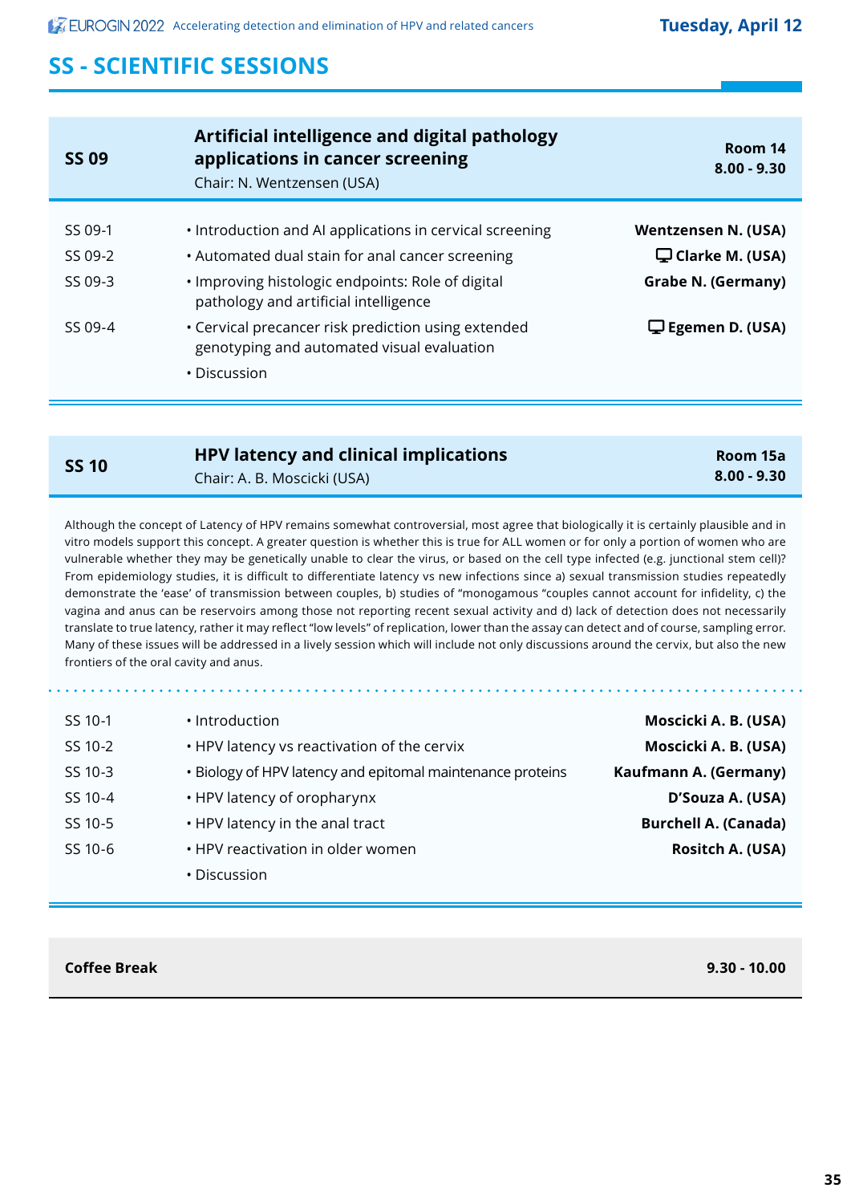## SS - SCIENTIFIC SESSIONS

Tuesday, April 12

### SS 09 — Artificial intelligence and digital pathology applications in cancer screening

Chair: N. Wentzensen (USA)

Room 14
8.00 - 9.30

| | | |
|---|---|---|
| SS 09-1 | • Introduction and AI applications in cervical screening | **Wentzensen N. (USA)** |
| SS 09-2 | • Automated dual stain for anal cancer screening | **Clarke M. (USA)** |
| SS 09-3 | • Improving histologic endpoints: Role of digital pathology and artificial intelligence | **Grabe N. (Germany)** |
| SS 09-4 | • Cervical precancer risk prediction using extended genotyping and automated visual evaluation | **Egemen D. (USA)** |
| | • Discussion | |

### SS 10 — HPV latency and clinical implications

Chair: A. B. Moscicki (USA)

Room 15a
8.00 - 9.30

Although the concept of Latency of HPV remains somewhat controversial, most agree that biologically it is certainly plausible and in vitro models support this concept. A greater question is whether this is true for ALL women or for only a portion of women who are vulnerable whether they may be genetically unable to clear the virus, or based on the cell type infected (e.g. junctional stem cell)? From epidemiology studies, it is difficult to differentiate latency vs new infections since a) sexual transmission studies repeatedly demonstrate the 'ease' of transmission between couples, b) studies of "monogamous "couples cannot account for infidelity, c) the vagina and anus can be reservoirs among those not reporting recent sexual activity and d) lack of detection does not necessarily translate to true latency, rather it may reflect "low levels" of replication, lower than the assay can detect and of course, sampling error. Many of these issues will be addressed in a lively session which will include not only discussions around the cervix, but also the new frontiers of the oral cavity and anus.

| | | |
|---|---|---|
| SS 10-1 | • Introduction | **Moscicki A. B. (USA)** |
| SS 10-2 | • HPV latency vs reactivation of the cervix | **Moscicki A. B. (USA)** |
| SS 10-3 | • Biology of HPV latency and epitomal maintenance proteins | **Kaufmann A. (Germany)** |
| SS 10-4 | • HPV latency of oropharynx | **D'Souza A. (USA)** |
| SS 10-5 | • HPV latency in the anal tract | **Burchell A. (Canada)** |
| SS 10-6 | • HPV reactivation in older women | **Rositch A. (USA)** |
| | • Discussion | |

**Coffee Break** — **9.30 - 10.00**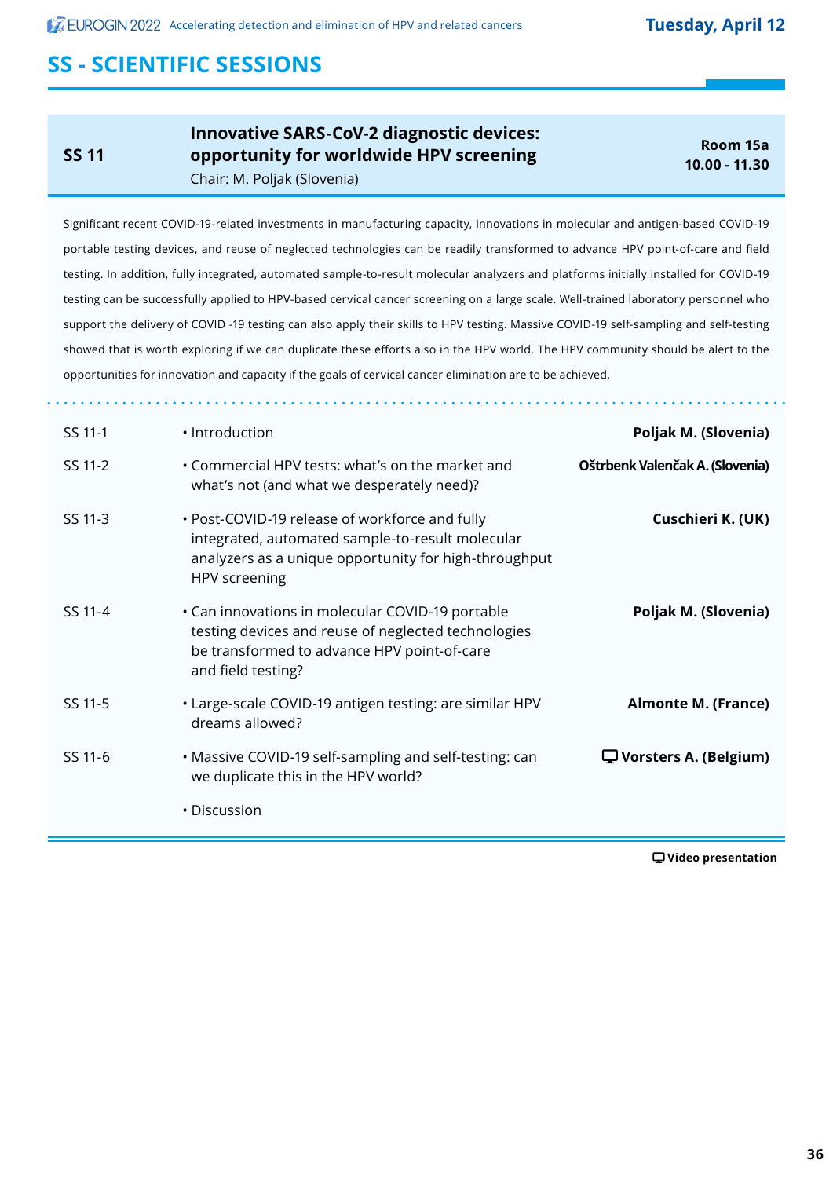## SS - SCIENTIFIC SESSIONS

### SS 11 — Innovative SARS-CoV-2 diagnostic devices: opportunity for worldwide HPV screening

Chair: M. Poljak (Slovenia)

**Room 15a**
**10.00 - 11.30**

Significant recent COVID-19-related investments in manufacturing capacity, innovations in molecular and antigen-based COVID-19 portable testing devices, and reuse of neglected technologies can be readily transformed to advance HPV point-of-care and field testing. In addition, fully integrated, automated sample-to-result molecular analyzers and platforms initially installed for COVID-19 testing can be successfully applied to HPV-based cervical cancer screening on a large scale. Well-trained laboratory personnel who support the delivery of COVID -19 testing can also apply their skills to HPV testing. Massive COVID-19 self-sampling and self-testing showed that is worth exploring if we can duplicate these efforts also in the HPV world. The HPV community should be alert to the opportunities for innovation and capacity if the goals of cervical cancer elimination are to be achieved.

| | | |
|---|---|---|
| SS 11-1 | • Introduction | **Poljak M. (Slovenia)** |
| SS 11-2 | • Commercial HPV tests: what's on the market and what's not (and what we desperately need)? | **Oštrbenk Valenčak A. (Slovenia)** |
| SS 11-3 | • Post-COVID-19 release of workforce and fully integrated, automated sample-to-result molecular analyzers as a unique opportunity for high-throughput HPV screening | **Cuschieri K. (UK)** |
| SS 11-4 | • Can innovations in molecular COVID-19 portable testing devices and reuse of neglected technologies be transformed to advance HPV point-of-care and field testing? | **Poljak M. (Slovenia)** |
| SS 11-5 | • Large-scale COVID-19 antigen testing: are similar HPV dreams allowed? | **Almonte M. (France)** |
| SS 11-6 | • Massive COVID-19 self-sampling and self-testing: can we duplicate this in the HPV world? | 🖵 **Vorsters A. (Belgium)** |
| | • Discussion | |

🖵 **Video presentation**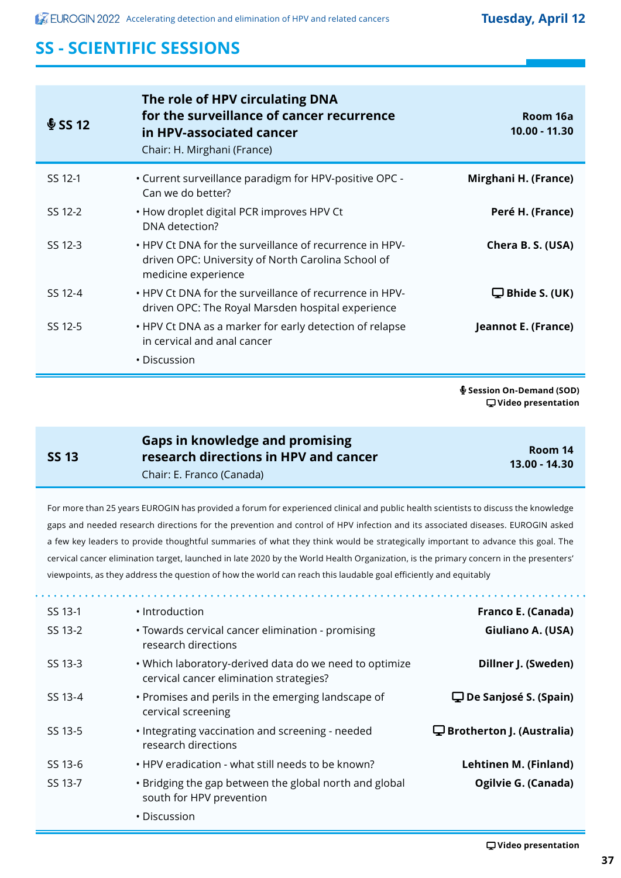## SS - SCIENTIFIC SESSIONS

| 🎙 SS 12 | **The role of HPV circulating DNA for the surveillance of cancer recurrence in HPV-associated cancer**<br>Chair: H. Mirghani (France) | **Room 16a**<br>**10.00 - 11.30** |
|---|---|---|
| SS 12-1 | • Current surveillance paradigm for HPV-positive OPC - Can we do better? | **Mirghani H. (France)** |
| SS 12-2 | • How droplet digital PCR improves HPV Ct DNA detection? | **Peré H. (France)** |
| SS 12-3 | • HPV Ct DNA for the surveillance of recurrence in HPV-driven OPC: University of North Carolina School of medicine experience | **Chera B. S. (USA)** |
| SS 12-4 | • HPV Ct DNA for the surveillance of recurrence in HPV-driven OPC: The Royal Marsden hospital experience | 🖵 **Bhide S. (UK)** |
| SS 12-5 | • HPV Ct DNA as a marker for early detection of relapse in cervical and anal cancer | **Jeannot E. (France)** |
| | • Discussion | |

🎙 **Session On-Demand (SOD)**
🖵 **Video presentation**

| SS 13 | **Gaps in knowledge and promising research directions in HPV and cancer**<br>Chair: E. Franco (Canada) | **Room 14**<br>**13.00 - 14.30** |
|---|---|---|

For more than 25 years EUROGIN has provided a forum for experienced clinical and public health scientists to discuss the knowledge gaps and needed research directions for the prevention and control of HPV infection and its associated diseases. EUROGIN asked a few key leaders to provide thoughtful summaries of what they think would be strategically important to advance this goal. The cervical cancer elimination target, launched in late 2020 by the World Health Organization, is the primary concern in the presenters' viewpoints, as they address the question of how the world can reach this laudable goal efficiently and equitably

| | | |
|---|---|---|
| SS 13-1 | • Introduction | **Franco E. (Canada)** |
| SS 13-2 | • Towards cervical cancer elimination - promising research directions | **Giuliano A. (USA)** |
| SS 13-3 | • Which laboratory-derived data do we need to optimize cervical cancer elimination strategies? | **Dillner J. (Sweden)** |
| SS 13-4 | • Promises and perils in the emerging landscape of cervical screening | 🖵 **De Sanjosé S. (Spain)** |
| SS 13-5 | • Integrating vaccination and screening - needed research directions | 🖵 **Brotherton J. (Australia)** |
| SS 13-6 | • HPV eradication - what still needs to be known? | **Lehtinen M. (Finland)** |
| SS 13-7 | • Bridging the gap between the global north and global south for HPV prevention | **Ogilvie G. (Canada)** |
| | • Discussion | |

🖵 **Video presentation**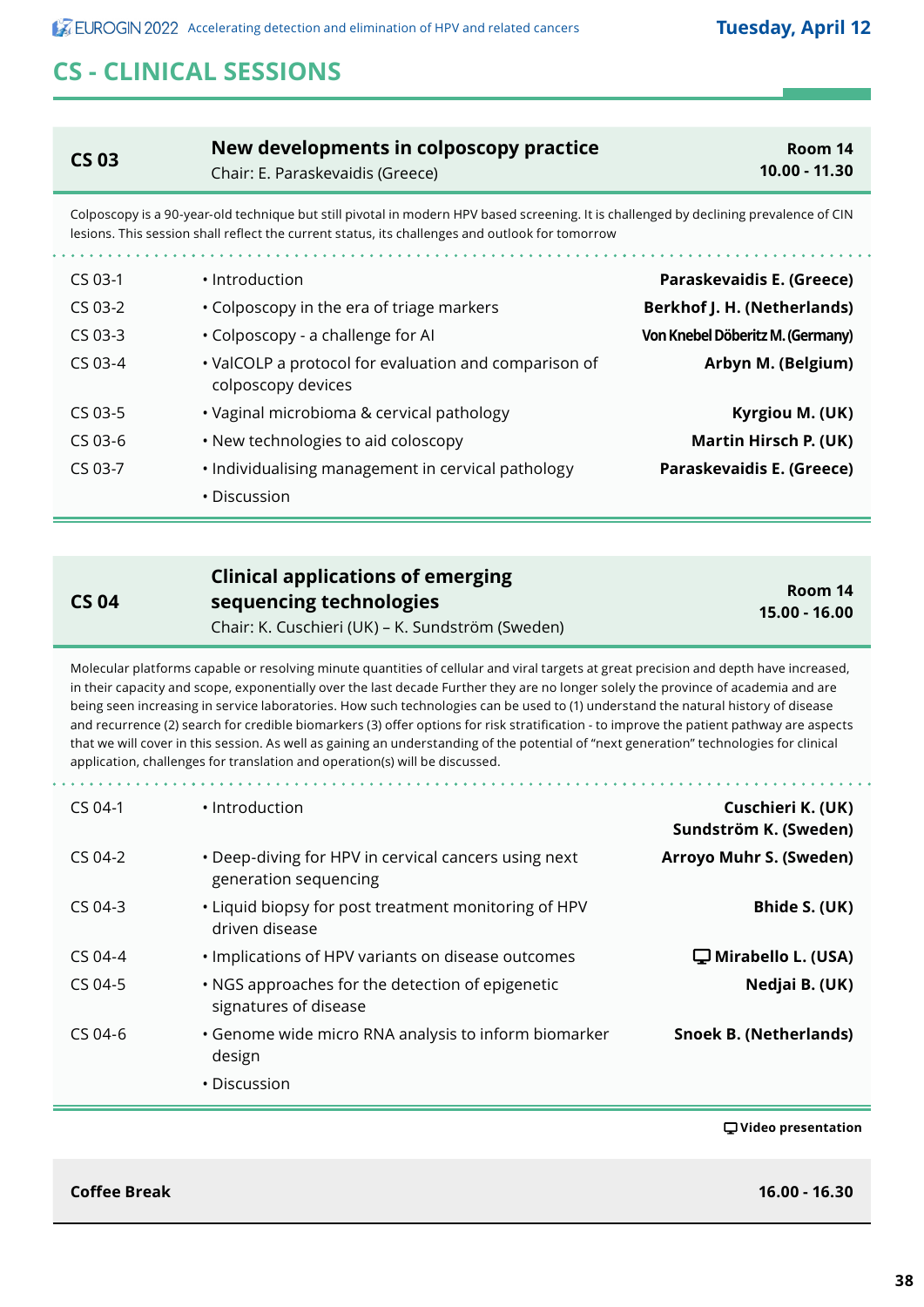## CS - CLINICAL SESSIONS

### CS 03 — New developments in colposcopy practice

Chair: E. Paraskevaidis (Greece)

**Room 14**
**10.00 - 11.30**

Colposcopy is a 90-year-old technique but still pivotal in modern HPV based screening. It is challenged by declining prevalence of CIN lesions. This session shall reflect the current status, its challenges and outlook for tomorrow

| | | |
|---|---|---|
| CS 03-1 | • Introduction | **Paraskevaidis E. (Greece)** |
| CS 03-2 | • Colposcopy in the era of triage markers | **Berkhof J. H. (Netherlands)** |
| CS 03-3 | • Colposcopy - a challenge for AI | **Von Knebel Döberitz M. (Germany)** |
| CS 03-4 | • ValCOLP a protocol for evaluation and comparison of colposcopy devices | **Arbyn M. (Belgium)** |
| CS 03-5 | • Vaginal microbioma & cervical pathology | **Kyrgiou M. (UK)** |
| CS 03-6 | • New technologies to aid coloscopy | **Martin Hirsch P. (UK)** |
| CS 03-7 | • Individualising management in cervical pathology | **Paraskevaidis E. (Greece)** |
| | • Discussion | |

### CS 04 — Clinical applications of emerging sequencing technologies

Chair: K. Cuschieri (UK) – K. Sundström (Sweden)

**Room 14**
**15.00 - 16.00**

Molecular platforms capable or resolving minute quantities of cellular and viral targets at great precision and depth have increased, in their capacity and scope, exponentially over the last decade Further they are no longer solely the province of academia and are being seen increasing in service laboratories. How such technologies can be used to (1) understand the natural history of disease and recurrence (2) search for credible biomarkers (3) offer options for risk stratification - to improve the patient pathway are aspects that we will cover in this session. As well as gaining an understanding of the potential of "next generation" technologies for clinical application, challenges for translation and operation(s) will be discussed.

| | | |
|---|---|---|
| CS 04-1 | • Introduction | **Cuschieri K. (UK)**<br>**Sundström K. (Sweden)** |
| CS 04-2 | • Deep-diving for HPV in cervical cancers using next generation sequencing | **Arroyo Muhr S. (Sweden)** |
| CS 04-3 | • Liquid biopsy for post treatment monitoring of HPV driven disease | **Bhide S. (UK)** |
| CS 04-4 | • Implications of HPV variants on disease outcomes | **Mirabello L. (USA)** (Video presentation) |
| CS 04-5 | • NGS approaches for the detection of epigenetic signatures of disease | **Nedjai B. (UK)** |
| CS 04-6 | • Genome wide micro RNA analysis to inform biomarker design | **Snoek B. (Netherlands)** |
| | • Discussion | |

**Video presentation**

**Coffee Break** **16.00 - 16.30**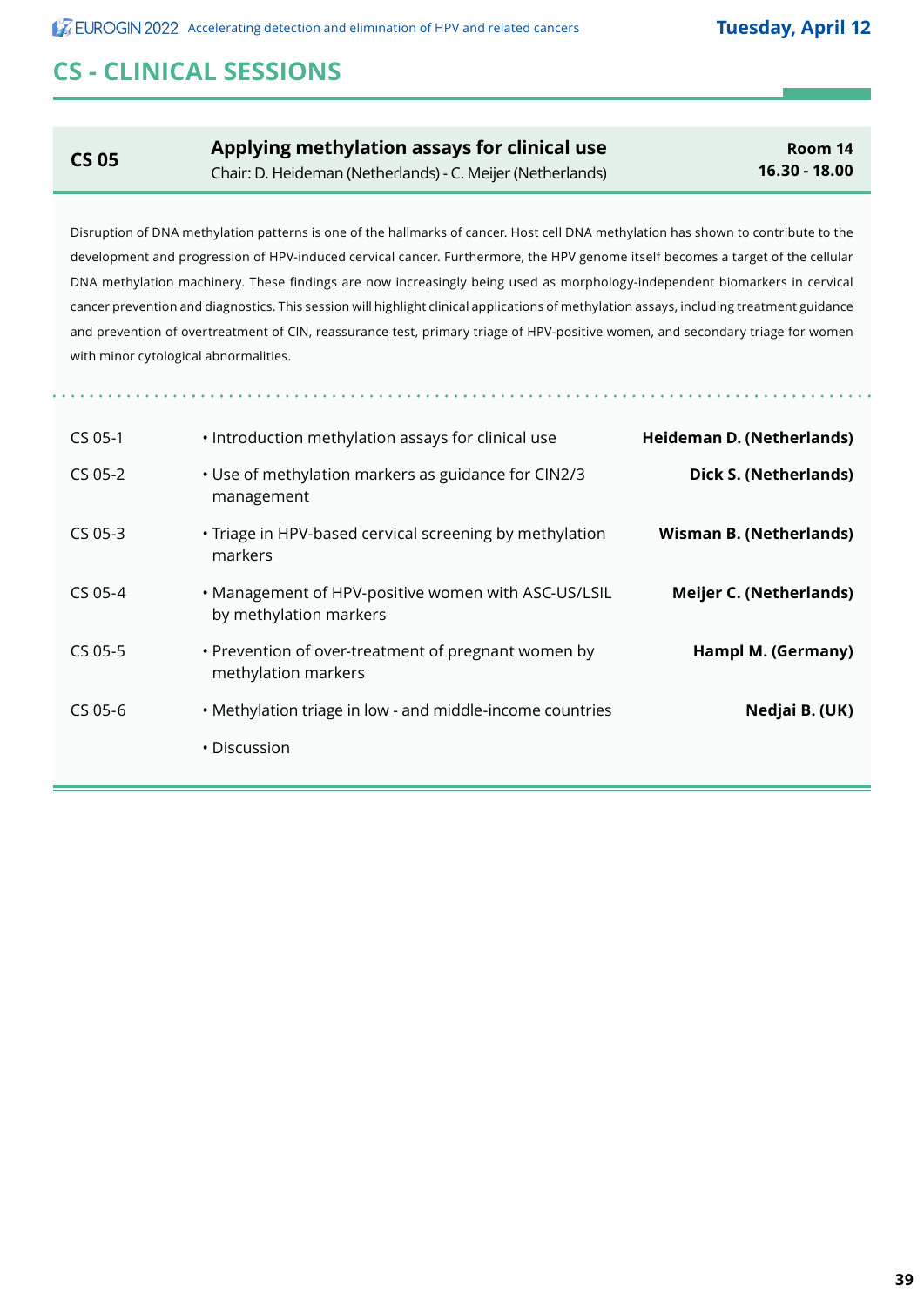# CS - CLINICAL SESSIONS

## CS 05 — Applying methylation assays for clinical use

Chair: D. Heideman (Netherlands) - C. Meijer (Netherlands)

**Room 14**
**16.30 - 18.00**

Disruption of DNA methylation patterns is one of the hallmarks of cancer. Host cell DNA methylation has shown to contribute to the development and progression of HPV-induced cervical cancer. Furthermore, the HPV genome itself becomes a target of the cellular DNA methylation machinery. These findings are now increasingly being used as morphology-independent biomarkers in cervical cancer prevention and diagnostics. This session will highlight clinical applications of methylation assays, including treatment guidance and prevention of overtreatment of CIN, reassurance test, primary triage of HPV-positive women, and secondary triage for women with minor cytological abnormalities.

| | | |
|---|---|---|
| CS 05-1 | • Introduction methylation assays for clinical use | **Heideman D. (Netherlands)** |
| CS 05-2 | • Use of methylation markers as guidance for CIN2/3 management | **Dick S. (Netherlands)** |
| CS 05-3 | • Triage in HPV-based cervical screening by methylation markers | **Wisman B. (Netherlands)** |
| CS 05-4 | • Management of HPV-positive women with ASC-US/LSIL by methylation markers | **Meijer C. (Netherlands)** |
| CS 05-5 | • Prevention of over-treatment of pregnant women by methylation markers | **Hampl M. (Germany)** |
| CS 05-6 | • Methylation triage in low - and middle-income countries | **Nedjai B. (UK)** |
| | • Discussion | |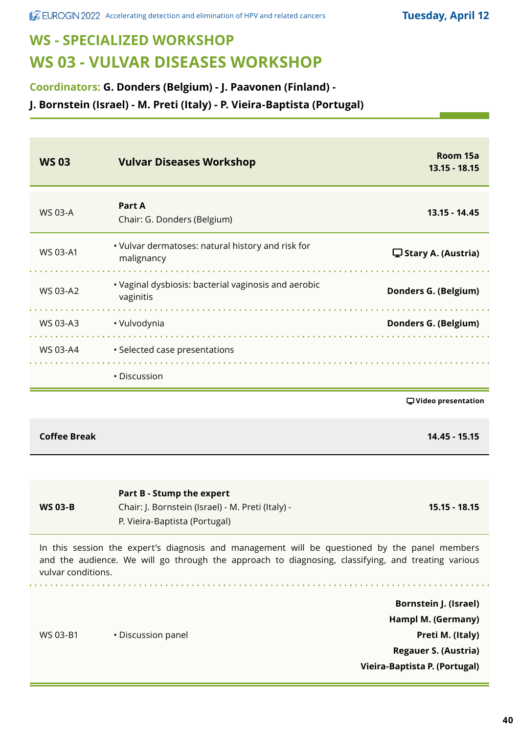# WS - SPECIALIZED WORKSHOP

# WS 03 - VULVAR DISEASES WORKSHOP

**Coordinators: G. Donders (Belgium) - J. Paavonen (Finland) - J. Bornstein (Israel) - M. Preti (Italy) - P. Vieira-Baptista (Portugal)**

| **WS 03** | **Vulvar Diseases Workshop** | **Room 15a 13.15 - 18.15** |
|---|---|---|
| WS 03-A | **Part A** Chair: G. Donders (Belgium) | **13.15 - 14.45** |
| WS 03-A1 | • Vulvar dermatoses: natural history and risk for malignancy | 🖵 **Stary A. (Austria)** |
| WS 03-A2 | • Vaginal dysbiosis: bacterial vaginosis and aerobic vaginitis | **Donders G. (Belgium)** |
| WS 03-A3 | • Vulvodynia | **Donders G. (Belgium)** |
| WS 03-A4 | • Selected case presentations | |
| | • Discussion | |

🖵 **Video presentation**

| **Coffee Break** | **14.45 - 15.15** |
|---|---|

| **WS 03-B** | **Part B - Stump the expert** Chair: J. Bornstein (Israel) - M. Preti (Italy) - P. Vieira-Baptista (Portugal) | **15.15 - 18.15** |
|---|---|---|

In this session the expert's diagnosis and management will be questioned by the panel members and the audience. We will go through the approach to diagnosing, classifying, and treating various vulvar conditions.

| WS 03-B1 | • Discussion panel | **Bornstein J. (Israel)** **Hampl M. (Germany)** **Preti M. (Italy)** **Regauer S. (Austria)** **Vieira-Baptista P. (Portugal)** |
|---|---|---|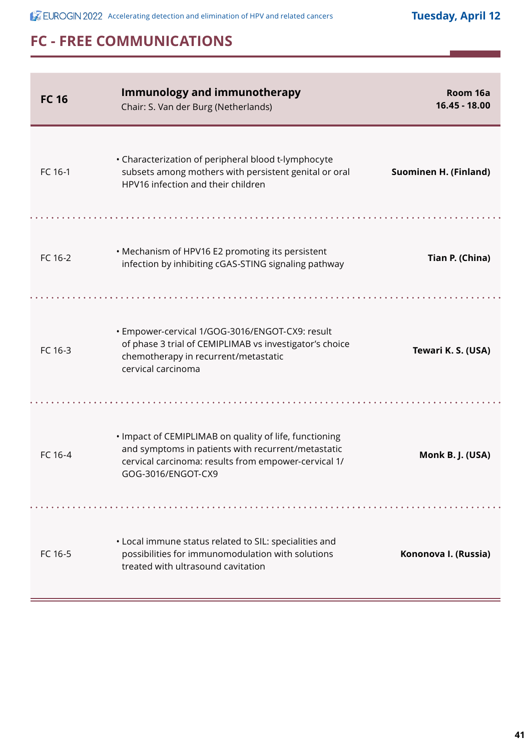## FC - FREE COMMUNICATIONS

| FC 16 | Immunology and immunotherapy<br>Chair: S. Van der Burg (Netherlands) | Room 16a<br>16.45 - 18.00 |
|---|---|---|
| FC 16-1 | • Characterization of peripheral blood t-lymphocyte subsets among mothers with persistent genital or oral HPV16 infection and their children | **Suominen H. (Finland)** |
| FC 16-2 | • Mechanism of HPV16 E2 promoting its persistent infection by inhibiting cGAS-STING signaling pathway | **Tian P. (China)** |
| FC 16-3 | • Empower-cervical 1/GOG-3016/ENGOT-CX9: result of phase 3 trial of CEMIPLIMAB vs investigator's choice chemotherapy in recurrent/metastatic cervical carcinoma | **Tewari K. S. (USA)** |
| FC 16-4 | • Impact of CEMIPLIMAB on quality of life, functioning and symptoms in patients with recurrent/metastatic cervical carcinoma: results from empower-cervical 1/GOG-3016/ENGOT-CX9 | **Monk B. J. (USA)** |
| FC 16-5 | • Local immune status related to SIL: specialities and possibilities for immunomodulation with solutions treated with ultrasound cavitation | **Kononova I. (Russia)** |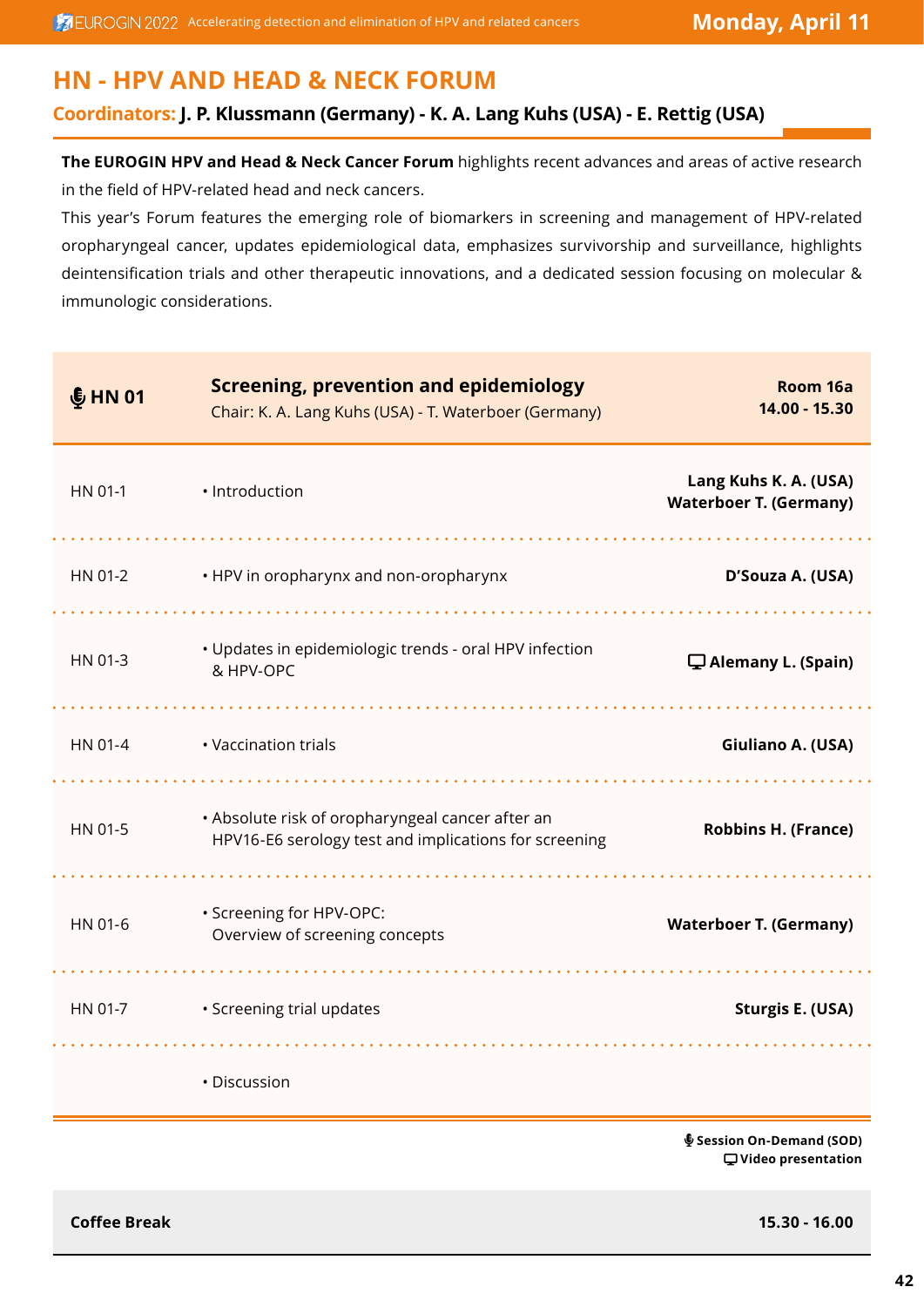## HN - HPV AND HEAD & NECK FORUM

**Coordinators: J. P. Klussmann (Germany) - K. A. Lang Kuhs (USA) - E. Rettig (USA)**

**The EUROGIN HPV and Head & Neck Cancer Forum** highlights recent advances and areas of active research in the field of HPV-related head and neck cancers.

This year's Forum features the emerging role of biomarkers in screening and management of HPV-related oropharyngeal cancer, updates epidemiological data, emphasizes survivorship and surveillance, highlights deintensification trials and other therapeutic innovations, and a dedicated session focusing on molecular & immunologic considerations.

| **HN 01** | **Screening, prevention and epidemiology**<br>Chair: K. A. Lang Kuhs (USA) - T. Waterboer (Germany) | **Room 16a**<br>**14.00 - 15.30** |
|---|---|---|
| HN 01-1 | • Introduction | **Lang Kuhs K. A. (USA)**<br>**Waterboer T. (Germany)** |
| HN 01-2 | • HPV in oropharynx and non-oropharynx | **D'Souza A. (USA)** |
| HN 01-3 | • Updates in epidemiologic trends - oral HPV infection & HPV-OPC | **Alemany L. (Spain)** |
| HN 01-4 | • Vaccination trials | **Giuliano A. (USA)** |
| HN 01-5 | • Absolute risk of oropharyngeal cancer after an HPV16-E6 serology test and implications for screening | **Robbins H. (France)** |
| HN 01-6 | • Screening for HPV-OPC: Overview of screening concepts | **Waterboer T. (Germany)** |
| HN 01-7 | • Screening trial updates | **Sturgis E. (USA)** |
| | • Discussion | |

**Session On-Demand (SOD)**
**Video presentation**

| **Coffee Break** | **15.30 - 16.00** |
|---|---|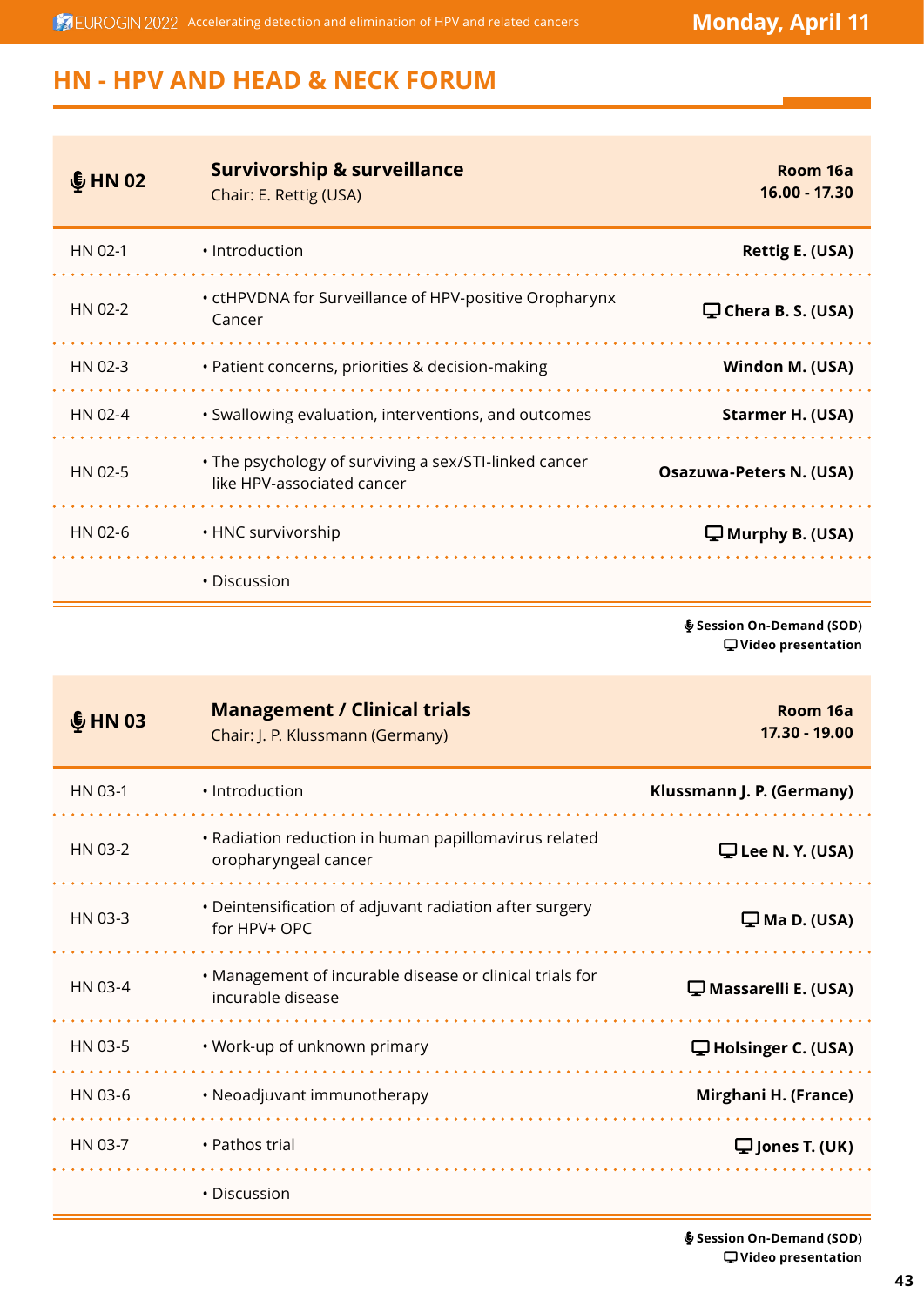## HN - HPV AND HEAD & NECK FORUM

| 🎙 HN 02 | **Survivorship & surveillance** Chair: E. Rettig (USA) | **Room 16a 16.00 - 17.30** |
|---|---|---|
| HN 02-1 | • Introduction | **Rettig E. (USA)** |
| HN 02-2 | • ctHPVDNA for Surveillance of HPV-positive Oropharynx Cancer | 🖵 **Chera B. S. (USA)** |
| HN 02-3 | • Patient concerns, priorities & decision-making | **Windon M. (USA)** |
| HN 02-4 | • Swallowing evaluation, interventions, and outcomes | **Starmer H. (USA)** |
| HN 02-5 | • The psychology of surviving a sex/STI-linked cancer like HPV-associated cancer | **Osazuwa-Peters N. (USA)** |
| HN 02-6 | • HNC survivorship | 🖵 **Murphy B. (USA)** |
| | • Discussion | |

🎙 **Session On-Demand (SOD)**
🖵 **Video presentation**

| 🎙 HN 03 | **Management / Clinical trials** Chair: J. P. Klussmann (Germany) | **Room 16a 17.30 - 19.00** |
|---|---|---|
| HN 03-1 | • Introduction | **Klussmann J. P. (Germany)** |
| HN 03-2 | • Radiation reduction in human papillomavirus related oropharyngeal cancer | 🖵 **Lee N. Y. (USA)** |
| HN 03-3 | • Deintensification of adjuvant radiation after surgery for HPV+ OPC | 🖵 **Ma D. (USA)** |
| HN 03-4 | • Management of incurable disease or clinical trials for incurable disease | 🖵 **Massarelli E. (USA)** |
| HN 03-5 | • Work-up of unknown primary | 🖵 **Holsinger C. (USA)** |
| HN 03-6 | • Neoadjuvant immunotherapy | **Mirghani H. (France)** |
| HN 03-7 | • Pathos trial | 🖵 **Jones T. (UK)** |
| | • Discussion | |

🎙 **Session On-Demand (SOD)**
🖵 **Video presentation**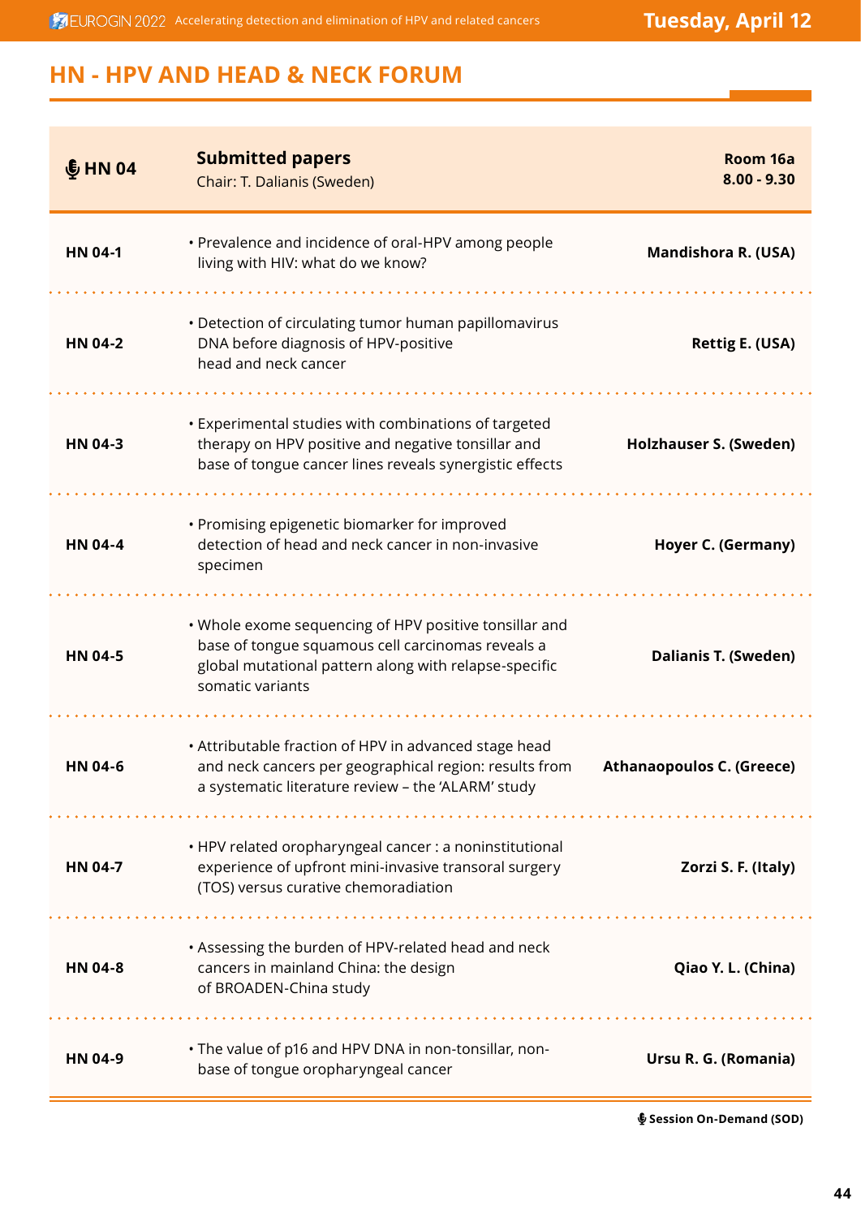## HN - HPV AND HEAD & NECK FORUM

| HN 04 | **Submitted papers**<br>Chair: T. Dalianis (Sweden) | **Room 16a**<br>**8.00 - 9.30** |
|---|---|---|
| **HN 04-1** | • Prevalence and incidence of oral-HPV among people living with HIV: what do we know? | **Mandishora R. (USA)** |
| **HN 04-2** | • Detection of circulating tumor human papillomavirus DNA before diagnosis of HPV-positive head and neck cancer | **Rettig E. (USA)** |
| **HN 04-3** | • Experimental studies with combinations of targeted therapy on HPV positive and negative tonsillar and base of tongue cancer lines reveals synergistic effects | **Holzhauser S. (Sweden)** |
| **HN 04-4** | • Promising epigenetic biomarker for improved detection of head and neck cancer in non-invasive specimen | **Hoyer C. (Germany)** |
| **HN 04-5** | • Whole exome sequencing of HPV positive tonsillar and base of tongue squamous cell carcinomas reveals a global mutational pattern along with relapse-specific somatic variants | **Dalianis T. (Sweden)** |
| **HN 04-6** | • Attributable fraction of HPV in advanced stage head and neck cancers per geographical region: results from a systematic literature review – the 'ALARM' study | **Athanaopoulos C. (Greece)** |
| **HN 04-7** | • HPV related oropharyngeal cancer : a noninstitutional experience of upfront mini-invasive transoral surgery (TOS) versus curative chemoradiation | **Zorzi S. F. (Italy)** |
| **HN 04-8** | • Assessing the burden of HPV-related head and neck cancers in mainland China: the design of BROADEN-China study | **Qiao Y. L. (China)** |
| **HN 04-9** | • The value of p16 and HPV DNA in non-tonsillar, non-base of tongue oropharyngeal cancer | **Ursu R. G. (Romania)** |

**Session On-Demand (SOD)**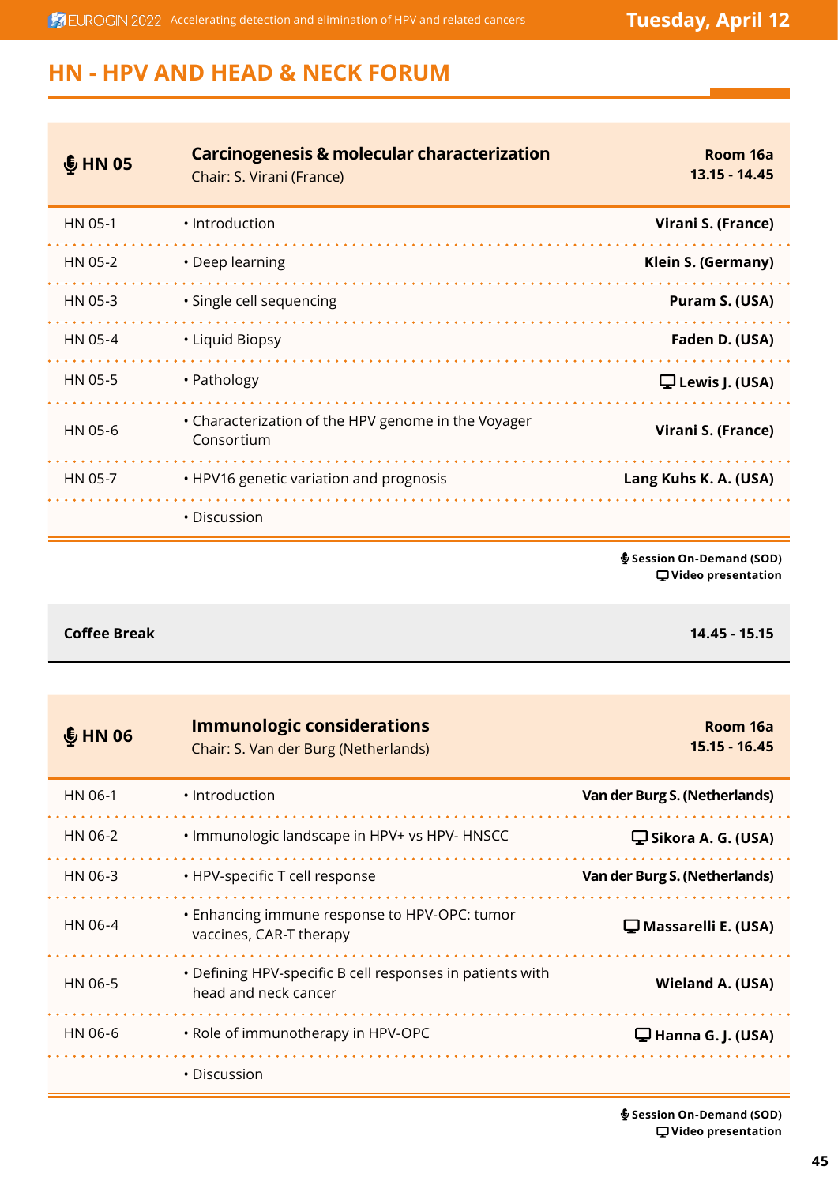## HN - HPV AND HEAD & NECK FORUM

| 🎙 HN 05 | **Carcinogenesis & molecular characterization**<br>Chair: S. Virani (France) | **Room 16a**<br>**13.15 - 14.45** |
|---|---|---|
| HN 05-1 | • Introduction | **Virani S. (France)** |
| HN 05-2 | • Deep learning | **Klein S. (Germany)** |
| HN 05-3 | • Single cell sequencing | **Puram S. (USA)** |
| HN 05-4 | • Liquid Biopsy | **Faden D. (USA)** |
| HN 05-5 | • Pathology | 🖵 **Lewis J. (USA)** |
| HN 05-6 | • Characterization of the HPV genome in the Voyager Consortium | **Virani S. (France)** |
| HN 05-7 | • HPV16 genetic variation and prognosis | **Lang Kuhs K. A. (USA)** |
| | • Discussion | |

🎙 **Session On-Demand (SOD)**
🖵 **Video presentation**

| **Coffee Break** | **14.45 - 15.15** |
|---|---|

| 🎙 HN 06 | **Immunologic considerations**<br>Chair: S. Van der Burg (Netherlands) | **Room 16a**<br>**15.15 - 16.45** |
|---|---|---|
| HN 06-1 | • Introduction | **Van der Burg S. (Netherlands)** |
| HN 06-2 | • Immunologic landscape in HPV+ vs HPV- HNSCC | 🖵 **Sikora A. G. (USA)** |
| HN 06-3 | • HPV-specific T cell response | **Van der Burg S. (Netherlands)** |
| HN 06-4 | • Enhancing immune response to HPV-OPC: tumor vaccines, CAR-T therapy | 🖵 **Massarelli E. (USA)** |
| HN 06-5 | • Defining HPV-specific B cell responses in patients with head and neck cancer | **Wieland A. (USA)** |
| HN 06-6 | • Role of immunotherapy in HPV-OPC | 🖵 **Hanna G. J. (USA)** |
| | • Discussion | |

🎙 **Session On-Demand (SOD)**
🖵 **Video presentation**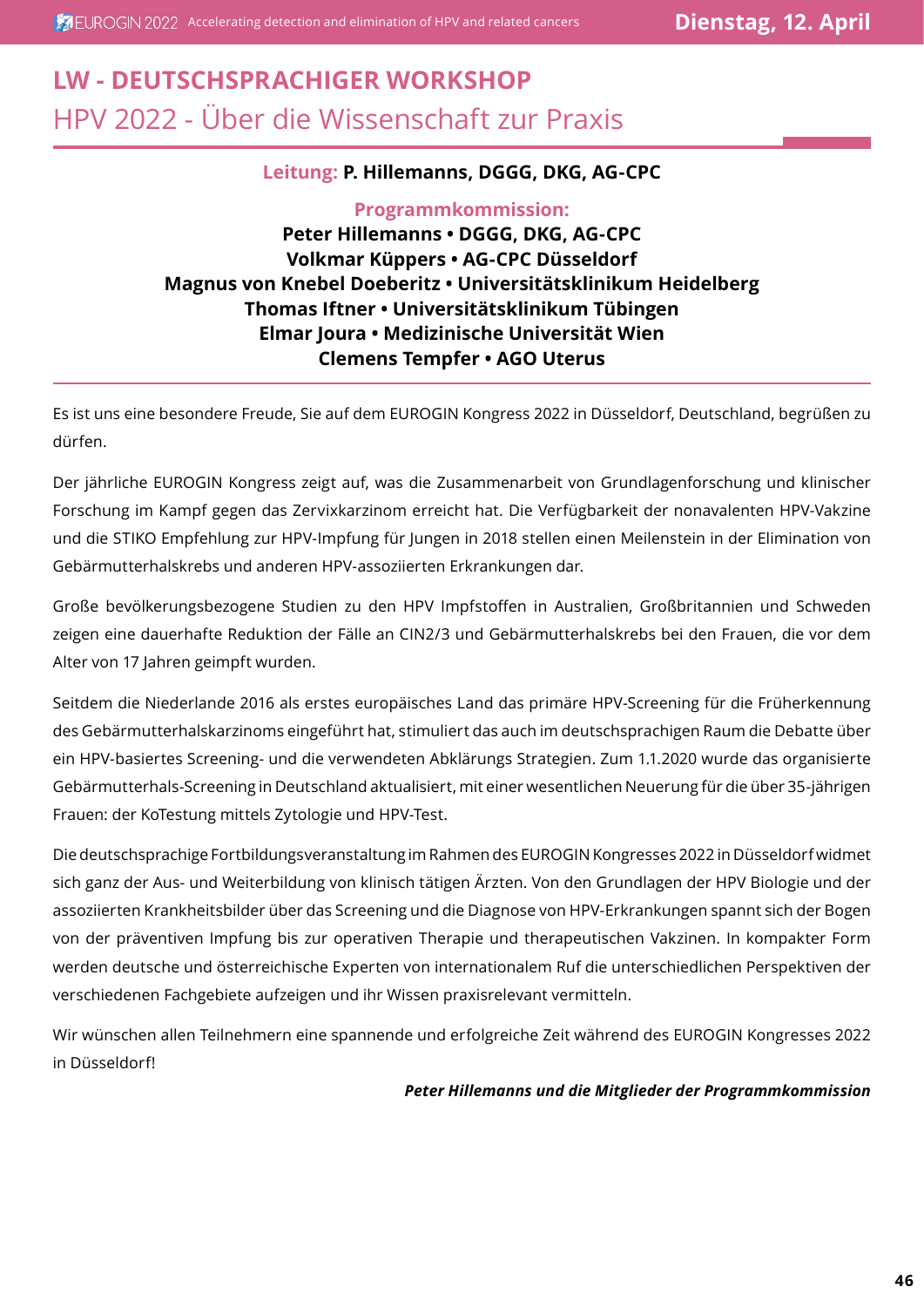# LW - DEUTSCHSPRACHIGER WORKSHOP

## HPV 2022 - Über die Wissenschaft zur Praxis

**Leitung:** **P. Hillemanns, DGGG, DKG, AG-CPC**

**Programmkommission:**

**Peter Hillemanns • DGGG, DKG, AG-CPC**
**Volkmar Küppers • AG-CPC Düsseldorf**
**Magnus von Knebel Doeberitz • Universitätsklinikum Heidelberg**
**Thomas Iftner • Universitätsklinikum Tübingen**
**Elmar Joura • Medizinische Universität Wien**
**Clemens Tempfer • AGO Uterus**

Es ist uns eine besondere Freude, Sie auf dem EUROGIN Kongress 2022 in Düsseldorf, Deutschland, begrüßen zu dürfen.

Der jährliche EUROGIN Kongress zeigt auf, was die Zusammenarbeit von Grundlagenforschung und klinischer Forschung im Kampf gegen das Zervixkarzinom erreicht hat. Die Verfügbarkeit der nonavalenten HPV-Vakzine und die STIKO Empfehlung zur HPV-Impfung für Jungen in 2018 stellen einen Meilenstein in der Elimination von Gebärmutterhalskrebs und anderen HPV-assoziierten Erkrankungen dar.

Große bevölkerungsbezogene Studien zu den HPV Impfstoffen in Australien, Großbritannien und Schweden zeigen eine dauerhafte Reduktion der Fälle an CIN2/3 und Gebärmutterhalskrebs bei den Frauen, die vor dem Alter von 17 Jahren geimpft wurden.

Seitdem die Niederlande 2016 als erstes europäisches Land das primäre HPV-Screening für die Früherkennung des Gebärmutterhalskarzinoms eingeführt hat, stimuliert das auch im deutschsprachigen Raum die Debatte über ein HPV-basiertes Screening- und die verwendeten Abklärungs Strategien. Zum 1.1.2020 wurde das organisierte Gebärmutterhals-Screening in Deutschland aktualisiert, mit einer wesentlichen Neuerung für die über 35-jährigen Frauen: der KoTestung mittels Zytologie und HPV-Test.

Die deutschsprachige Fortbildungsveranstaltung im Rahmen des EUROGIN Kongresses 2022 in Düsseldorf widmet sich ganz der Aus- und Weiterbildung von klinisch tätigen Ärzten. Von den Grundlagen der HPV Biologie und der assoziierten Krankheitsbilder über das Screening und die Diagnose von HPV-Erkrankungen spannt sich der Bogen von der präventiven Impfung bis zur operativen Therapie und therapeutischen Vakzinen. In kompakter Form werden deutsche und österreichische Experten von internationalem Ruf die unterschiedlichen Perspektiven der verschiedenen Fachgebiete aufzeigen und ihr Wissen praxisrelevant vermitteln.

Wir wünschen allen Teilnehmern eine spannende und erfolgreiche Zeit während des EUROGIN Kongresses 2022 in Düsseldorf!

***Peter Hillemanns und die Mitglieder der Programmkommission***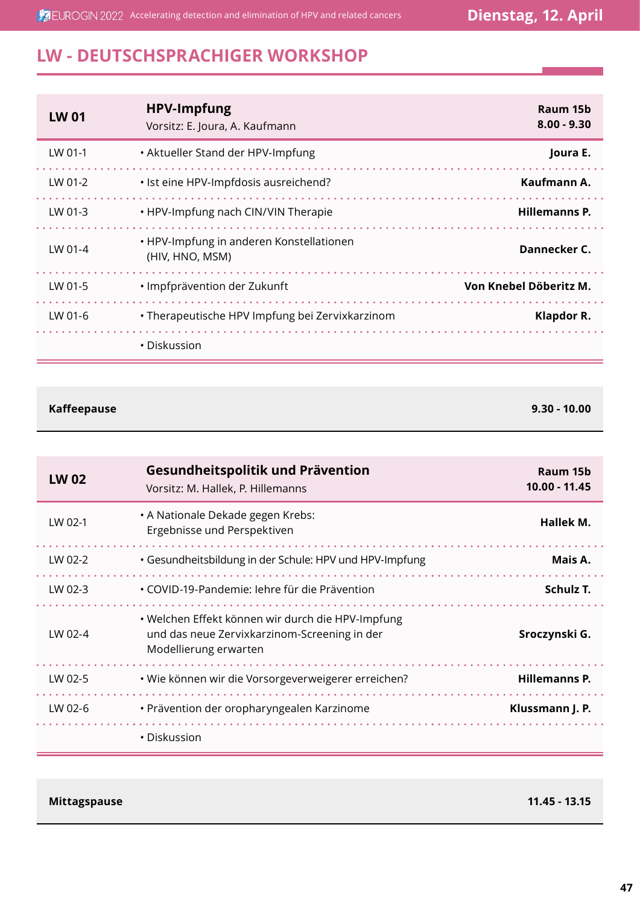## LW - DEUTSCHSPRACHIGER WORKSHOP

| **LW 01** | **HPV-Impfung**<br>Vorsitz: E. Joura, A. Kaufmann | **Raum 15b**<br>**8.00 - 9.30** |
|---|---|---|
| LW 01-1 | • Aktueller Stand der HPV-Impfung | **Joura E.** |
| LW 01-2 | • Ist eine HPV-Impfdosis ausreichend? | **Kaufmann A.** |
| LW 01-3 | • HPV-Impfung nach CIN/VIN Therapie | **Hillemanns P.** |
| LW 01-4 | • HPV-Impfung in anderen Konstellationen (HIV, HNO, MSM) | **Dannecker C.** |
| LW 01-5 | • Impfprävention der Zukunft | **Von Knebel Döberitz M.** |
| LW 01-6 | • Therapeutische HPV Impfung bei Zervixkarzinom | **Klapdor R.** |
| | • Diskussion | |

| **Kaffeepause** | **9.30 - 10.00** |
|---|---|

| **LW 02** | **Gesundheitspolitik und Prävention**<br>Vorsitz: M. Hallek, P. Hillemanns | **Raum 15b**<br>**10.00 - 11.45** |
|---|---|---|
| LW 02-1 | • A Nationale Dekade gegen Krebs: Ergebnisse und Perspektiven | **Hallek M.** |
| LW 02-2 | • Gesundheitsbildung in der Schule: HPV und HPV-Impfung | **Mais A.** |
| LW 02-3 | • COVID-19-Pandemie: lehre für die Prävention | **Schulz T.** |
| LW 02-4 | • Welchen Effekt können wir durch die HPV-Impfung und das neue Zervixkarzinom-Screening in der Modellierung erwarten | **Sroczynski G.** |
| LW 02-5 | • Wie können wir die Vorsorgeverweigerer erreichen? | **Hillemanns P.** |
| LW 02-6 | • Prävention der oropharyngealen Karzinome | **Klussmann J. P.** |
| | • Diskussion | |

| **Mittagspause** | **11.45 - 13.15** |
|---|---|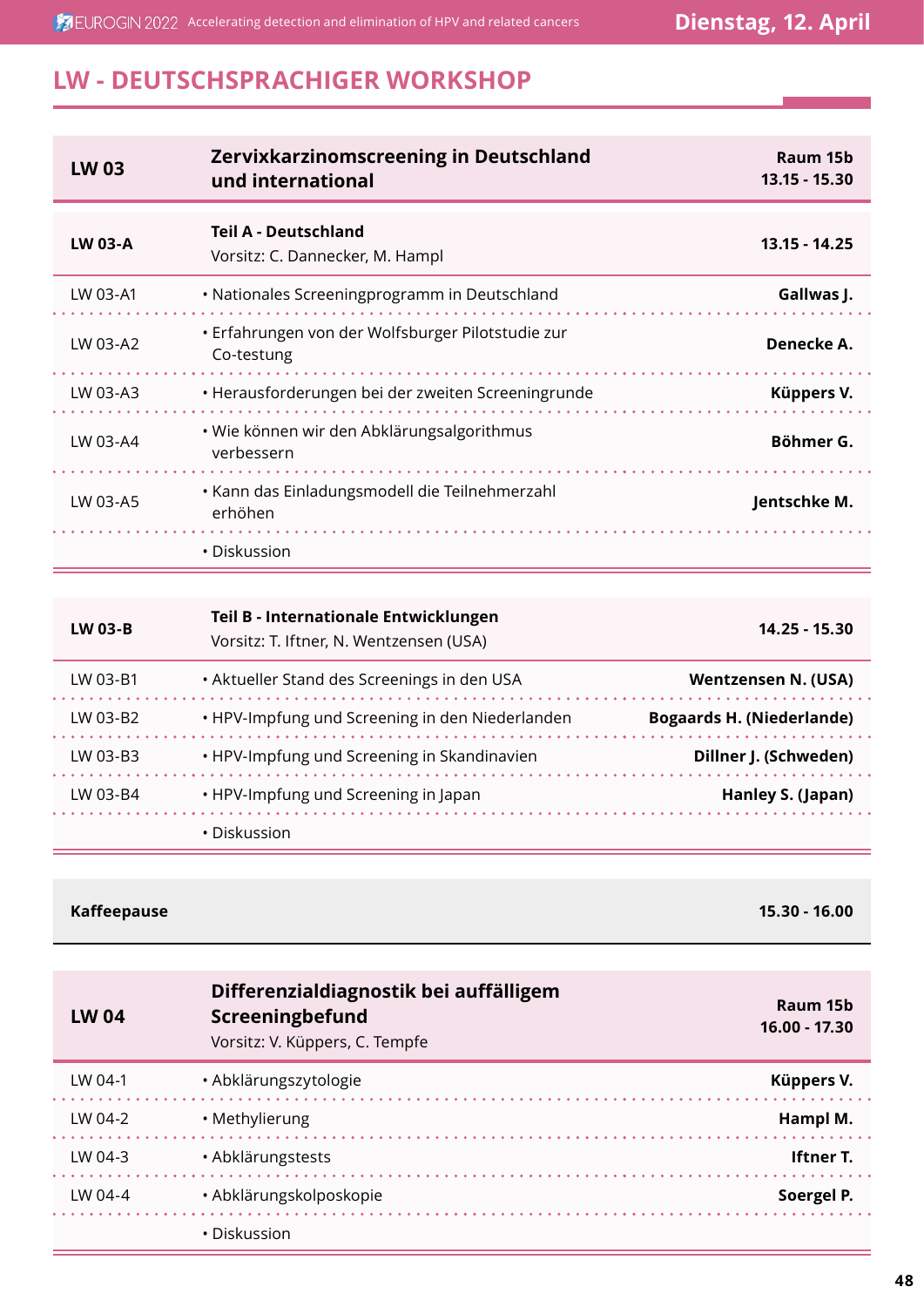## LW - DEUTSCHSPRACHIGER WORKSHOP

| LW 03 | Zervixkarzinomscreening in Deutschland und international | Raum 15b<br>13.15 - 15.30 |
|---|---|---|
| **LW 03-A** | **Teil A - Deutschland**<br>Vorsitz: C. Dannecker, M. Hampl | **13.15 - 14.25** |
| LW 03-A1 | • Nationales Screeningprogramm in Deutschland | **Gallwas J.** |
| LW 03-A2 | • Erfahrungen von der Wolfsburger Pilotstudie zur Co-testung | **Denecke A.** |
| LW 03-A3 | • Herausforderungen bei der zweiten Screeningrunde | **Küppers V.** |
| LW 03-A4 | • Wie können wir den Abklärungsalgorithmus verbessern | **Böhmer G.** |
| LW 03-A5 | • Kann das Einladungsmodell die Teilnehmerzahl erhöhen | **Jentschke M.** |
| | • Diskussion | |

| LW 03-B | Teil B - Internationale Entwicklungen<br>Vorsitz: T. Iftner, N. Wentzensen (USA) | 14.25 - 15.30 |
|---|---|---|
| LW 03-B1 | • Aktueller Stand des Screenings in den USA | **Wentzensen N. (USA)** |
| LW 03-B2 | • HPV-Impfung und Screening in den Niederlanden | **Bogaards H. (Niederlande)** |
| LW 03-B3 | • HPV-Impfung und Screening in Skandinavien | **Dillner J. (Schweden)** |
| LW 03-B4 | • HPV-Impfung und Screening in Japan | **Hanley S. (Japan)** |
| | • Diskussion | |

| Kaffeepause | 15.30 - 16.00 |
|---|---|

| LW 04 | Differenzialdiagnostik bei auffälligem Screeningbefund<br>Vorsitz: V. Küppers, C. Tempfe | Raum 15b<br>16.00 - 17.30 |
|---|---|---|
| LW 04-1 | • Abklärungszytologie | **Küppers V.** |
| LW 04-2 | • Methylierung | **Hampl M.** |
| LW 04-3 | • Abklärungstests | **Iftner T.** |
| LW 04-4 | • Abklärungskolposkopie | **Soergel P.** |
| | • Diskussion | |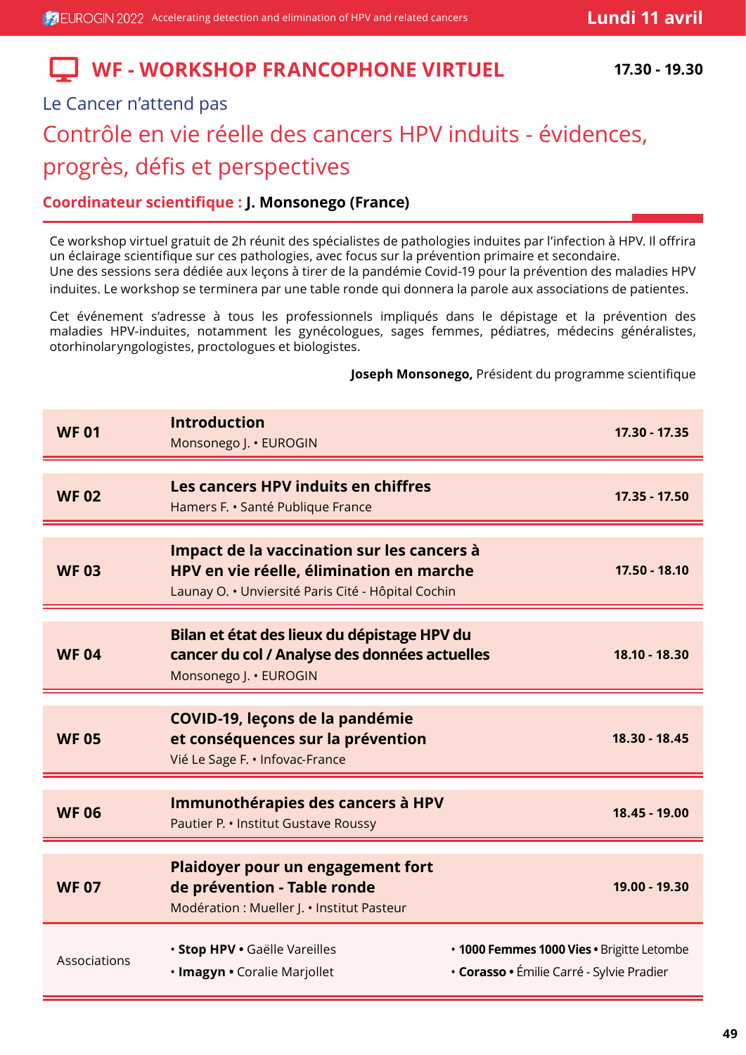# WF - WORKSHOP FRANCOPHONE VIRTUEL

**17.30 - 19.30**

Le Cancer n'attend pas

## Contrôle en vie réelle des cancers HPV induits - évidences, progrès, défis et perspectives

**Coordinateur scientifique : J. Monsonego (France)**

Ce workshop virtuel gratuit de 2h réunit des spécialistes de pathologies induites par l'infection à HPV. Il offrira un éclairage scientifique sur ces pathologies, avec focus sur la prévention primaire et secondaire.
Une des sessions sera dédiée aux leçons à tirer de la pandémie Covid-19 pour la prévention des maladies HPV induites. Le workshop se terminera par une table ronde qui donnera la parole aux associations de patientes.

Cet événement s'adresse à tous les professionnels impliqués dans le dépistage et la prévention des maladies HPV-induites, notamment les gynécologues, sages femmes, pédiatres, médecins généralistes, otorhinolaryngologistes, proctologues et biologistes.

**Joseph Monsonego,** Président du programme scientifique

| | | |
|---|---|---|
| **WF 01** | **Introduction**<br>Monsonego J. • EUROGIN | **17.30 - 17.35** |
| **WF 02** | **Les cancers HPV induits en chiffres**<br>Hamers F. • Santé Publique France | **17.35 - 17.50** |
| **WF 03** | **Impact de la vaccination sur les cancers à HPV en vie réelle, élimination en marche**<br>Launay O. • Unviersité Paris Cité - Hôpital Cochin | **17.50 - 18.10** |
| **WF 04** | **Bilan et état des lieux du dépistage HPV du cancer du col / Analyse des données actuelles**<br>Monsonego J. • EUROGIN | **18.10 - 18.30** |
| **WF 05** | **COVID-19, leçons de la pandémie et conséquences sur la prévention**<br>Vié Le Sage F. • Infovac-France | **18.30 - 18.45** |
| **WF 06** | **Immunothérapies des cancers à HPV**<br>Pautier P. • Institut Gustave Roussy | **18.45 - 19.00** |
| **WF 07** | **Plaidoyer pour un engagement fort de prévention - Table ronde**<br>Modération : Mueller J. • Institut Pasteur | **19.00 - 19.30** |
| Associations | • **Stop HPV •** Gaëlle Vareilles<br>• **Imagyn •** Coralie Marjollet | • **1000 Femmes 1000 Vies •** Brigitte Letombe<br>• **Corasso •** Émilie Carré - Sylvie Pradier |